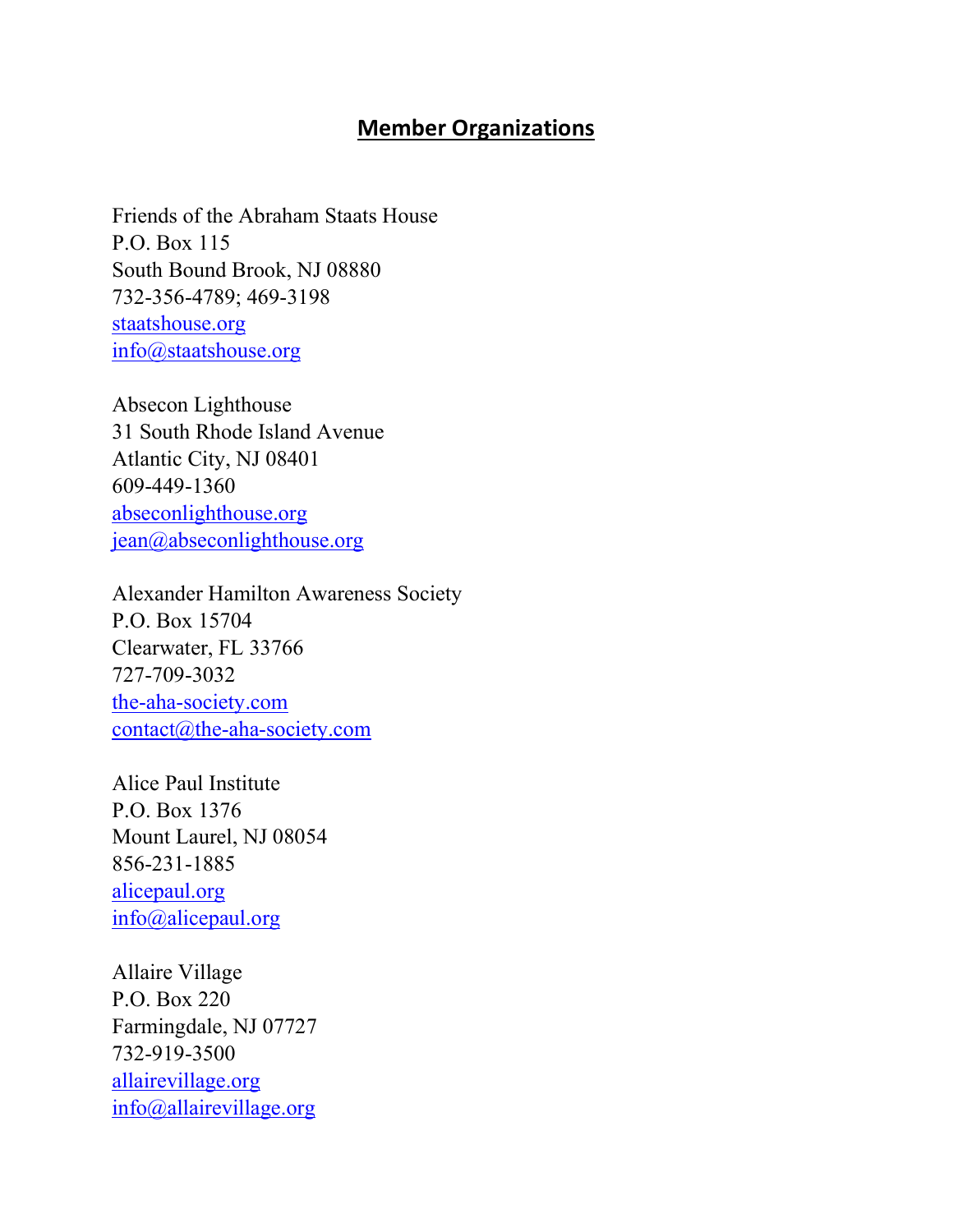# Member Organizations

Friends of the Abraham Staats House
P.O. Box 115
South Bound Brook, NJ 08880
732-356-4789; 469-3198
staatshouse.org
info@staatshouse.org

Absecon Lighthouse
31 South Rhode Island Avenue
Atlantic City, NJ 08401
609-449-1360
abseconlighthouse.org
jean@abseconlighthouse.org

Alexander Hamilton Awareness Society
P.O. Box 15704
Clearwater, FL 33766
727-709-3032
the-aha-society.com
contact@the-aha-society.com

Alice Paul Institute
P.O. Box 1376
Mount Laurel, NJ 08054
856-231-1885
alicepaul.org
info@alicepaul.org

Allaire Village
P.O. Box 220
Farmingdale, NJ 07727
732-919-3500
allairevillage.org
info@allairevillage.org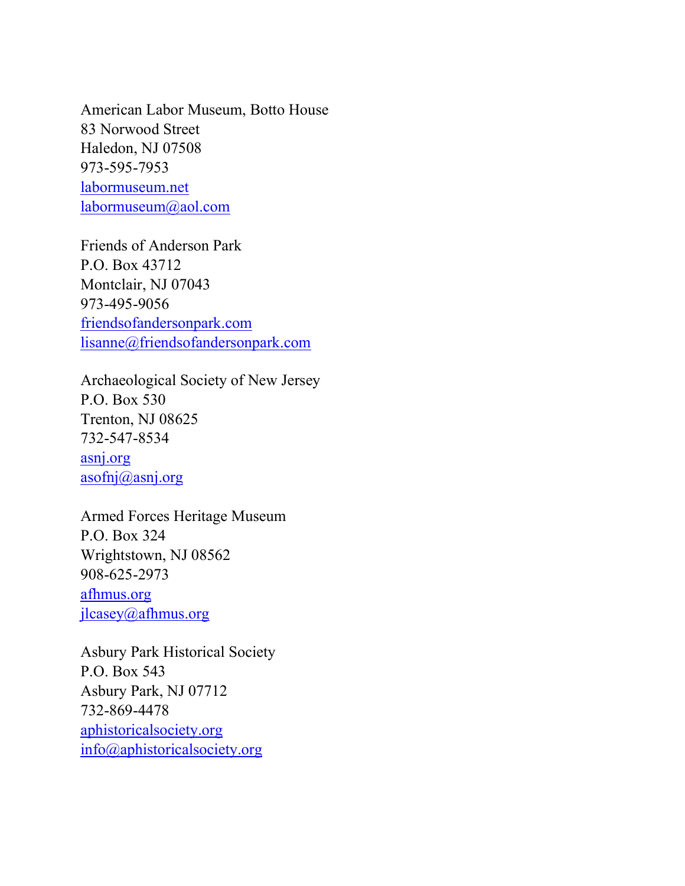American Labor Museum, Botto House
83 Norwood Street
Haledon, NJ 07508
973-595-7953
labormuseum.net
labormuseum@aol.com

Friends of Anderson Park
P.O. Box 43712
Montclair, NJ 07043
973-495-9056
friendsofandersonpark.com
lisanne@friendsofandersonpark.com

Archaeological Society of New Jersey
P.O. Box 530
Trenton, NJ 08625
732-547-8534
asnj.org
asofnj@asnj.org

Armed Forces Heritage Museum
P.O. Box 324
Wrightstown, NJ 08562
908-625-2973
afhmus.org
jlcasey@afhmus.org

Asbury Park Historical Society
P.O. Box 543
Asbury Park, NJ 07712
732-869-4478
aphistoricalsociety.org
info@aphistoricalsociety.org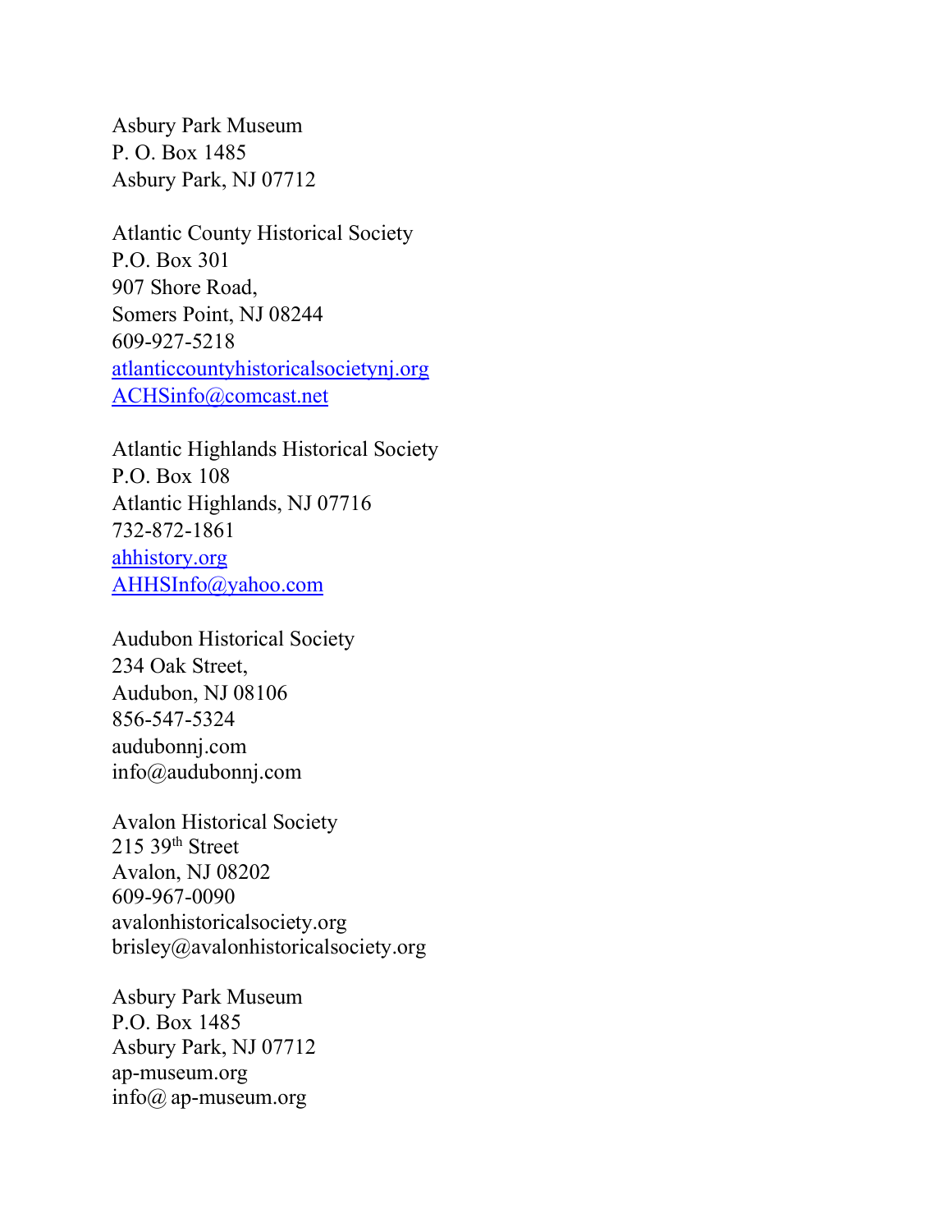Asbury Park Museum
P. O. Box 1485
Asbury Park, NJ 07712

Atlantic County Historical Society
P.O. Box 301
907 Shore Road,
Somers Point, NJ 08244
609-927-5218
[atlanticcountyhistoricalsocietynj.org](atlanticcountyhistoricalsocietynj.org)
[ACHSinfo@comcast.net](mailto:ACHSinfo@comcast.net)

Atlantic Highlands Historical Society
P.O. Box 108
Atlantic Highlands, NJ 07716
732-872-1861
[ahhistory.org](ahhistory.org)
[AHHSInfo@yahoo.com](mailto:AHHSInfo@yahoo.com)

Audubon Historical Society
234 Oak Street,
Audubon, NJ 08106
856-547-5324
audubonnj.com
info@audubonnj.com

Avalon Historical Society
215 39th Street
Avalon, NJ 08202
609-967-0090
avalonhistoricalsociety.org
brisley@avalonhistoricalsociety.org

Asbury Park Museum
P.O. Box 1485
Asbury Park, NJ 07712
ap-museum.org
info@ ap-museum.org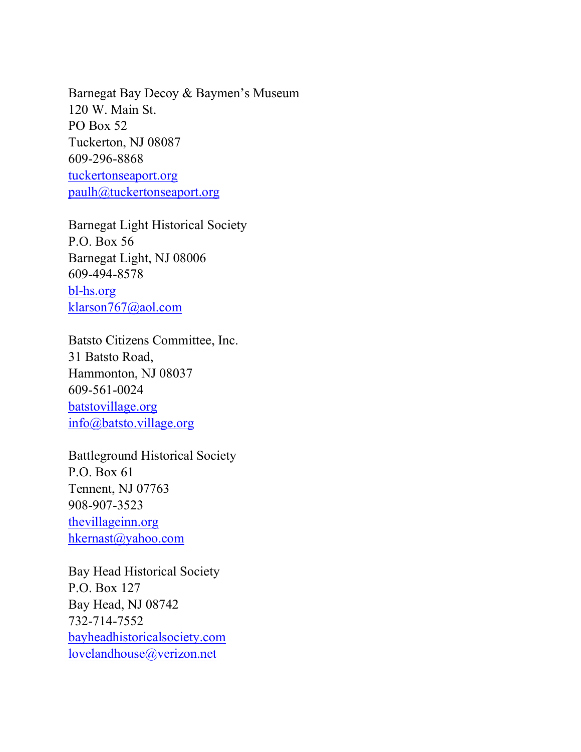Barnegat Bay Decoy & Baymen's Museum  
120 W. Main St.  
PO Box 52  
Tuckerton, NJ 08087  
609-296-8868  
[tuckertonseaport.org](http://tuckertonseaport.org)  
[paulh@tuckertonseaport.org](mailto:paulh@tuckertonseaport.org)

Barnegat Light Historical Society  
P.O. Box 56  
Barnegat Light, NJ 08006  
609-494-8578  
[bl-hs.org](http://bl-hs.org)  
[klarson767@aol.com](mailto:klarson767@aol.com)

Batsto Citizens Committee, Inc.  
31 Batsto Road,  
Hammonton, NJ 08037  
609-561-0024  
[batstovillage.org](http://batstovillage.org)  
[info@batsto.village.org](mailto:info@batsto.village.org)

Battleground Historical Society  
P.O. Box 61  
Tennent, NJ 07763  
908-907-3523  
[thevillageinn.org](http://thevillageinn.org)  
[hkernast@yahoo.com](mailto:hkernast@yahoo.com)

Bay Head Historical Society  
P.O. Box 127  
Bay Head, NJ 08742  
732-714-7552  
[bayheadhistoricalsociety.com](http://bayheadhistoricalsociety.com)  
[lovelandhouse@verizon.net](mailto:lovelandhouse@verizon.net)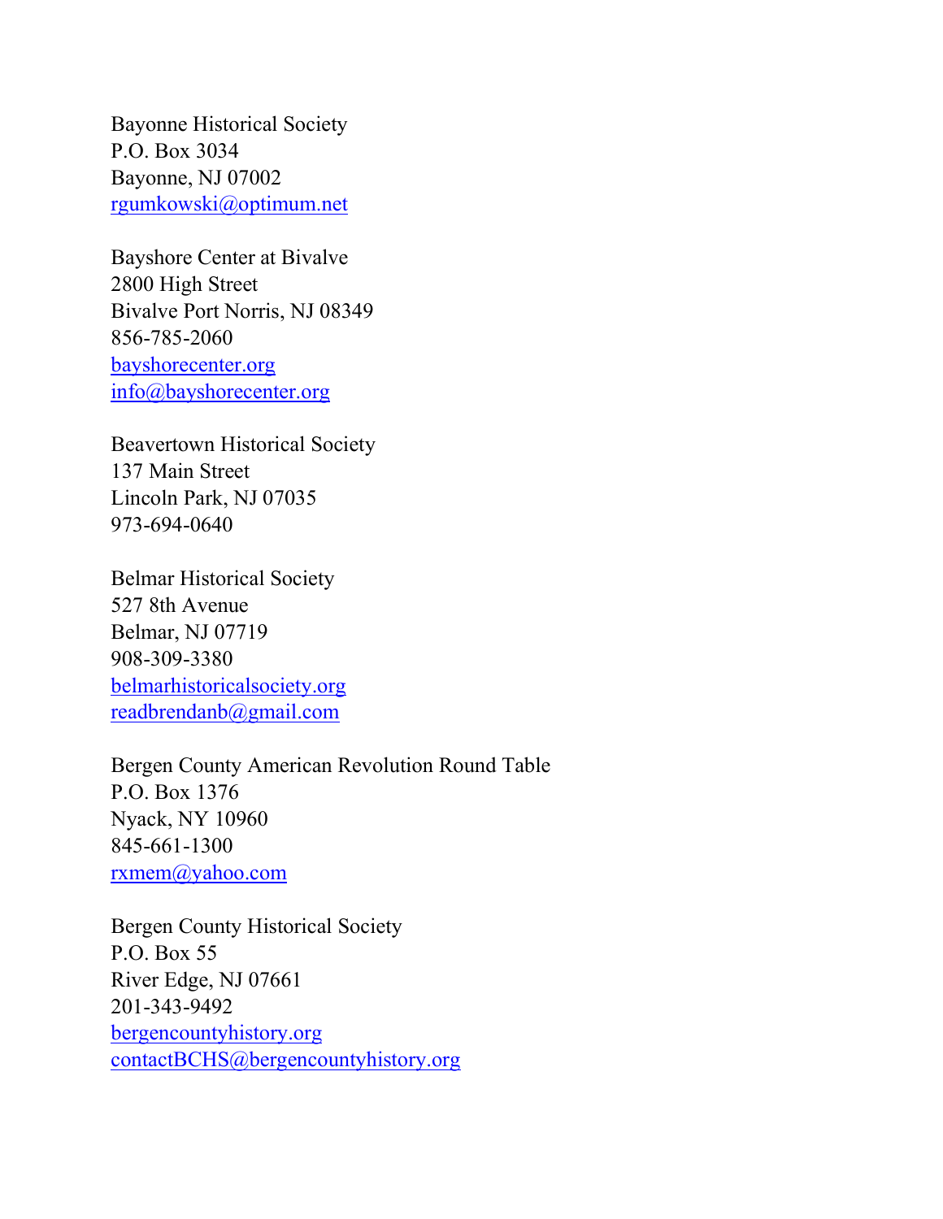Bayonne Historical Society
P.O. Box 3034
Bayonne, NJ 07002
rgumkowski@optimum.net

Bayshore Center at Bivalve
2800 High Street
Bivalve Port Norris, NJ 08349
856-785-2060
bayshorecenter.org
info@bayshorecenter.org

Beavertown Historical Society
137 Main Street
Lincoln Park, NJ 07035
973-694-0640

Belmar Historical Society
527 8th Avenue
Belmar, NJ 07719
908-309-3380
belmarhistoricalsociety.org
readbrendanb@gmail.com

Bergen County American Revolution Round Table
P.O. Box 1376
Nyack, NY 10960
845-661-1300
rxmem@yahoo.com

Bergen County Historical Society
P.O. Box 55
River Edge, NJ 07661
201-343-9492
bergencountyhistory.org
contactBCHS@bergencountyhistory.org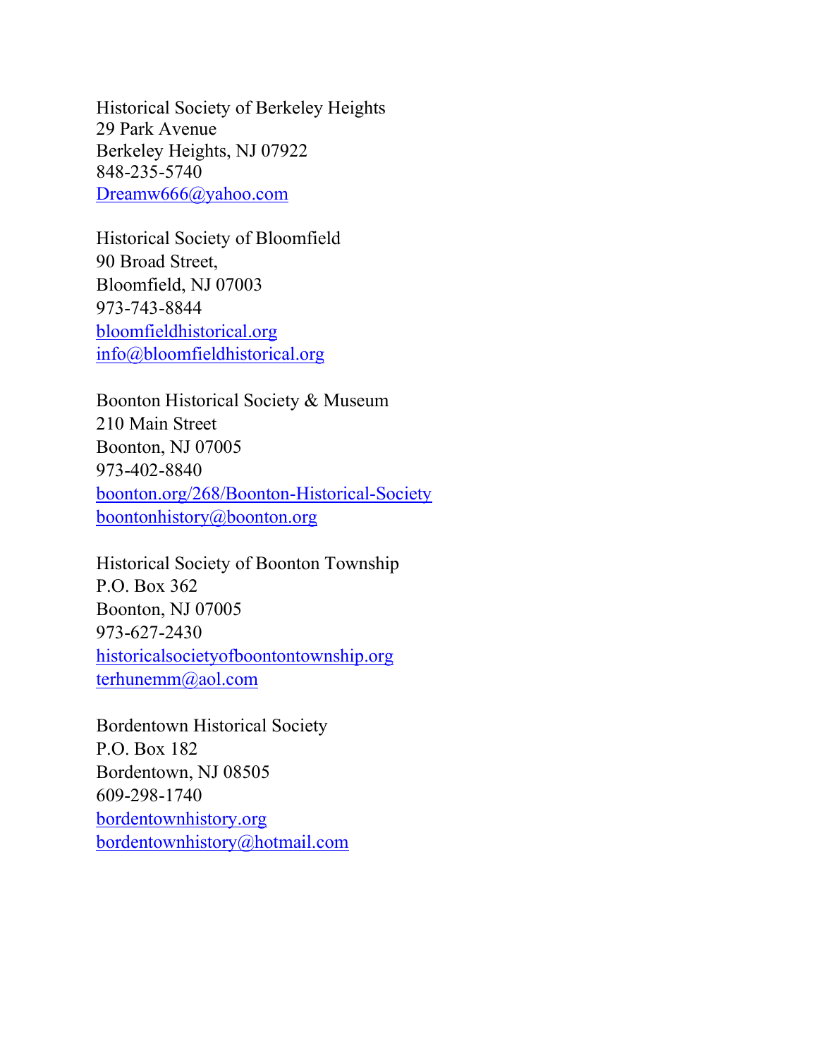Historical Society of Berkeley Heights
29 Park Avenue
Berkeley Heights, NJ 07922
848-235-5740
Dreamw666@yahoo.com

Historical Society of Bloomfield
90 Broad Street,
Bloomfield, NJ 07003
973-743-8844
bloomfieldhistorical.org
info@bloomfieldhistorical.org

Boonton Historical Society & Museum
210 Main Street
Boonton, NJ 07005
973-402-8840
boonton.org/268/Boonton-Historical-Society
boontonhistory@boonton.org

Historical Society of Boonton Township
P.O. Box 362
Boonton, NJ 07005
973-627-2430
historicalsocietyofboontontownship.org
terhunemm@aol.com

Bordentown Historical Society
P.O. Box 182
Bordentown, NJ 08505
609-298-1740
bordentownhistory.org
bordentownhistory@hotmail.com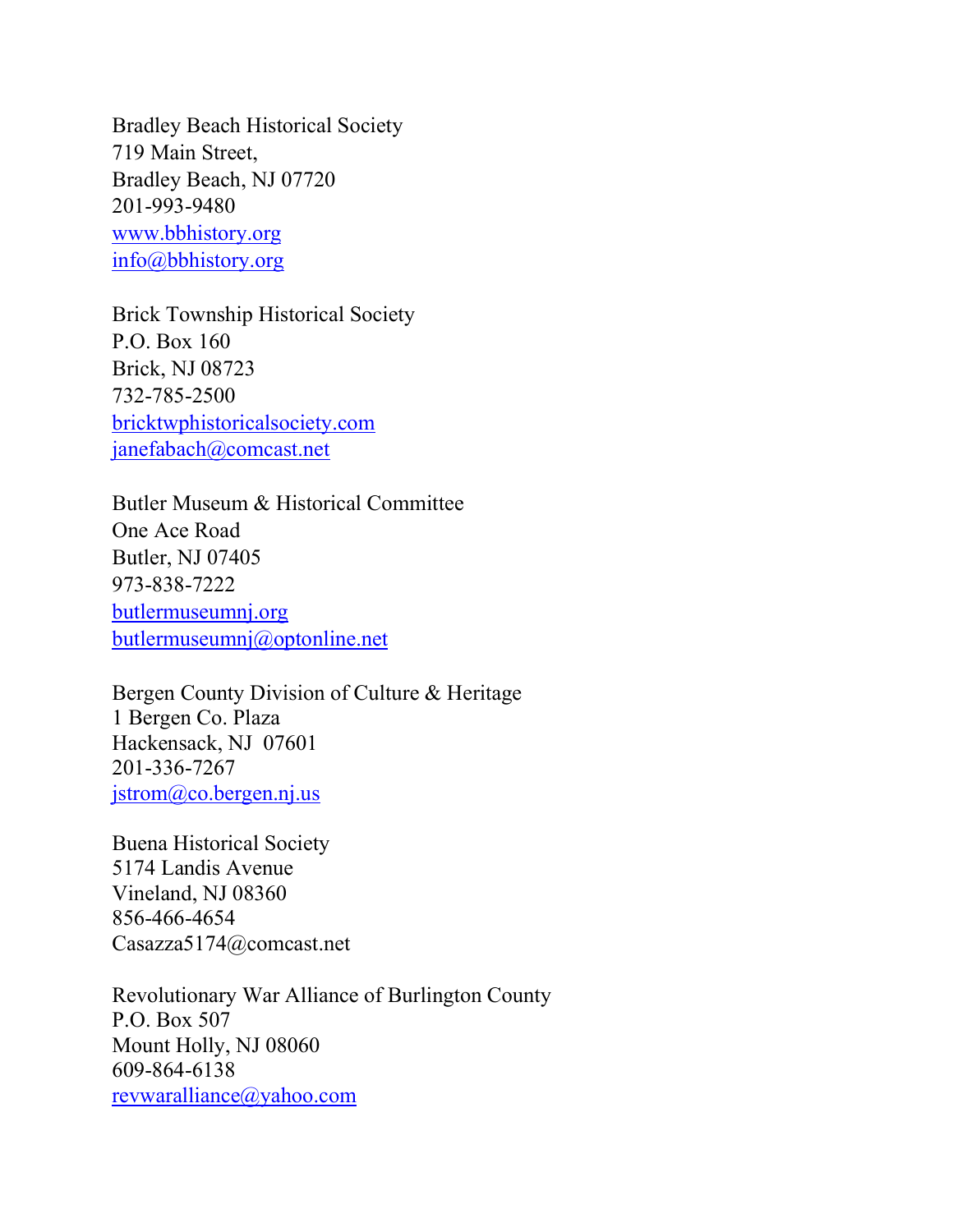Bradley Beach Historical Society
719 Main Street,
Bradley Beach, NJ 07720
201-993-9480
www.bbhistory.org
info@bbhistory.org

Brick Township Historical Society
P.O. Box 160
Brick, NJ 08723
732-785-2500
bricktwphistoricalsociety.com
janefabach@comcast.net

Butler Museum & Historical Committee
One Ace Road
Butler, NJ 07405
973-838-7222
butlermuseumnj.org
butlermuseumnj@optonline.net

Bergen County Division of Culture & Heritage
1 Bergen Co. Plaza
Hackensack, NJ  07601
201-336-7267
jstrom@co.bergen.nj.us

Buena Historical Society
5174 Landis Avenue
Vineland, NJ 08360
856-466-4654
Casazza5174@comcast.net

Revolutionary War Alliance of Burlington County
P.O. Box 507
Mount Holly, NJ 08060
609-864-6138
revwaralliance@yahoo.com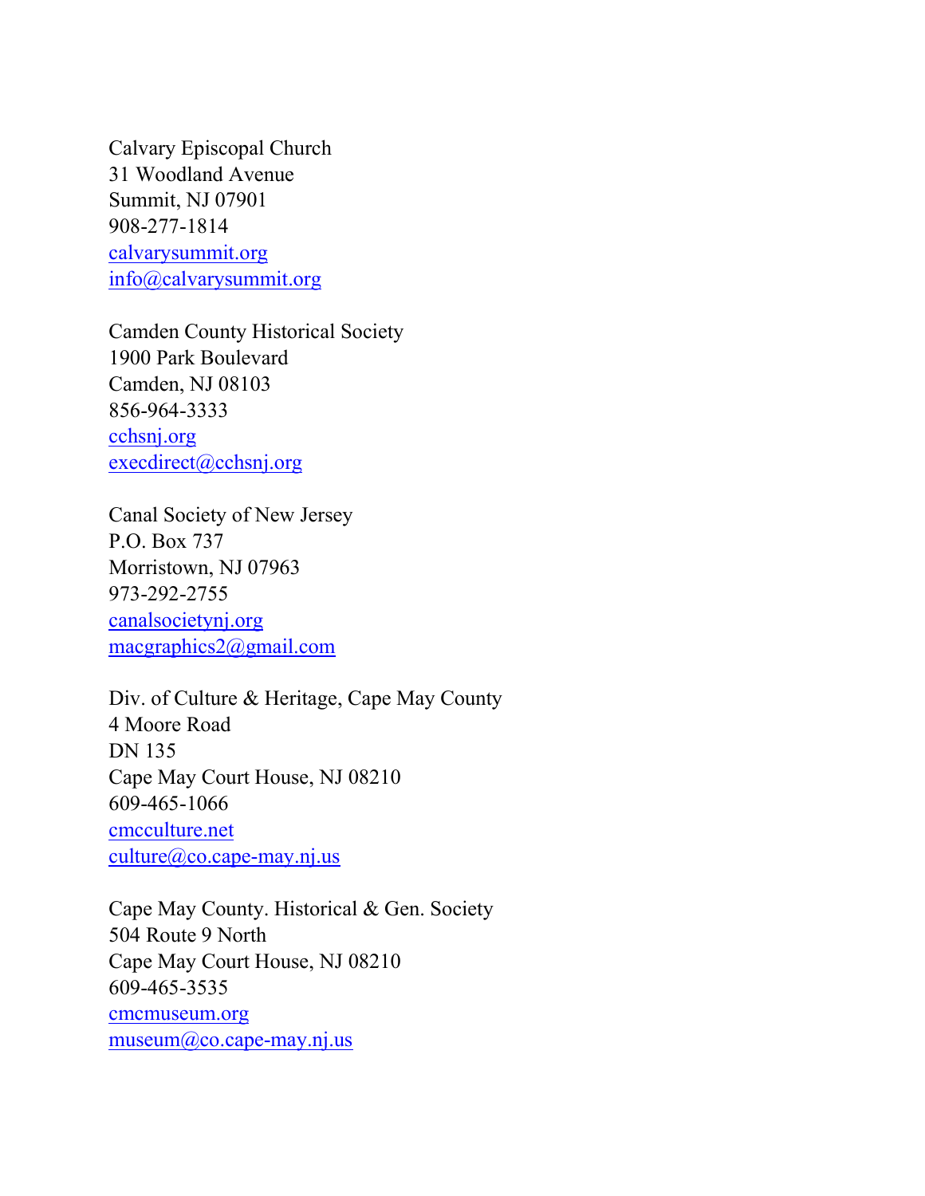Calvary Episcopal Church
31 Woodland Avenue
Summit, NJ 07901
908-277-1814
calvarysummit.org
info@calvarysummit.org

Camden County Historical Society
1900 Park Boulevard
Camden, NJ 08103
856-964-3333
cchsnj.org
execdirect@cchsnj.org

Canal Society of New Jersey
P.O. Box 737
Morristown, NJ 07963
973-292-2755
canalsocietynj.org
macgraphics2@gmail.com

Div. of Culture & Heritage, Cape May County
4 Moore Road
DN 135
Cape May Court House, NJ 08210
609-465-1066
cmcculture.net
culture@co.cape-may.nj.us

Cape May County. Historical & Gen. Society
504 Route 9 North
Cape May Court House, NJ 08210
609-465-3535
cmcmuseum.org
museum@co.cape-may.nj.us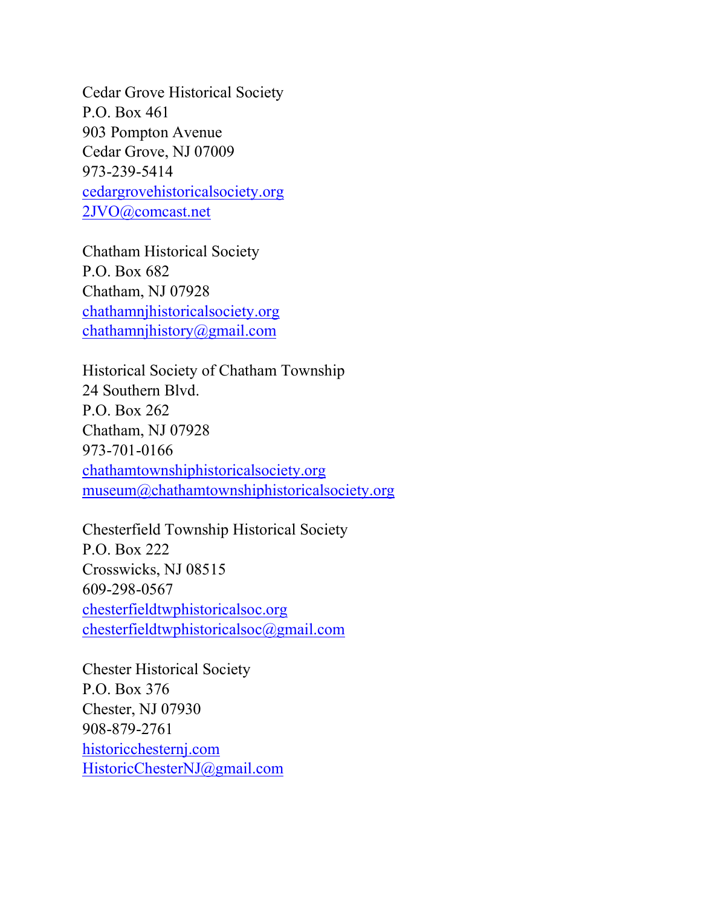Cedar Grove Historical Society
P.O. Box 461
903 Pompton Avenue
Cedar Grove, NJ 07009
973-239-5414
cedargrovehistoricalsociety.org
2JVO@comcast.net

Chatham Historical Society
P.O. Box 682
Chatham, NJ 07928
chathamnjhistoricalsociety.org
chathamnjhistory@gmail.com

Historical Society of Chatham Township
24 Southern Blvd.
P.O. Box 262
Chatham, NJ 07928
973-701-0166
chathamtownshiphistoricalsociety.org
museum@chathamtownshiphistoricalsociety.org

Chesterfield Township Historical Society
P.O. Box 222
Crosswicks, NJ 08515
609-298-0567
chesterfieldtwphistoricalsoc.org
chesterfieldtwphistoricalsoc@gmail.com

Chester Historical Society
P.O. Box 376
Chester, NJ 07930
908-879-2761
historicchesternj.com
HistoricChesterNJ@gmail.com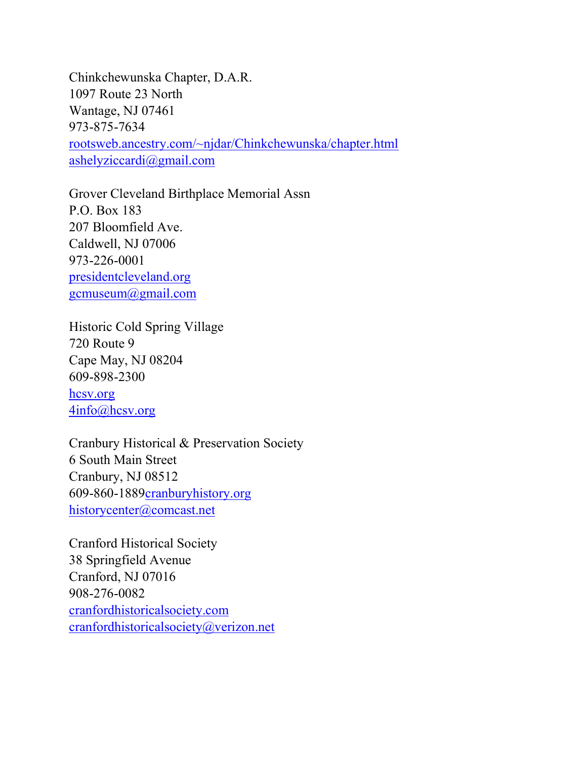Chinkchewunska Chapter, D.A.R.
1097 Route 23 North
Wantage, NJ 07461
973-875-7634
rootsweb.ancestry.com/~njdar/Chinkchewunska/chapter.html
ashelyziccardi@gmail.com

Grover Cleveland Birthplace Memorial Assn
P.O. Box 183
207 Bloomfield Ave.
Caldwell, NJ 07006
973-226-0001
presidentcleveland.org
gcmuseum@gmail.com

Historic Cold Spring Village
720 Route 9
Cape May, NJ 08204
609-898-2300
hcsv.org
4info@hcsv.org

Cranbury Historical & Preservation Society
6 South Main Street
Cranbury, NJ 08512
609-860-1889cranburyhistory.org
historycenter@comcast.net

Cranford Historical Society
38 Springfield Avenue
Cranford, NJ 07016
908-276-0082
cranfordhistoricalsociety.com
cranfordhistoricalsociety@verizon.net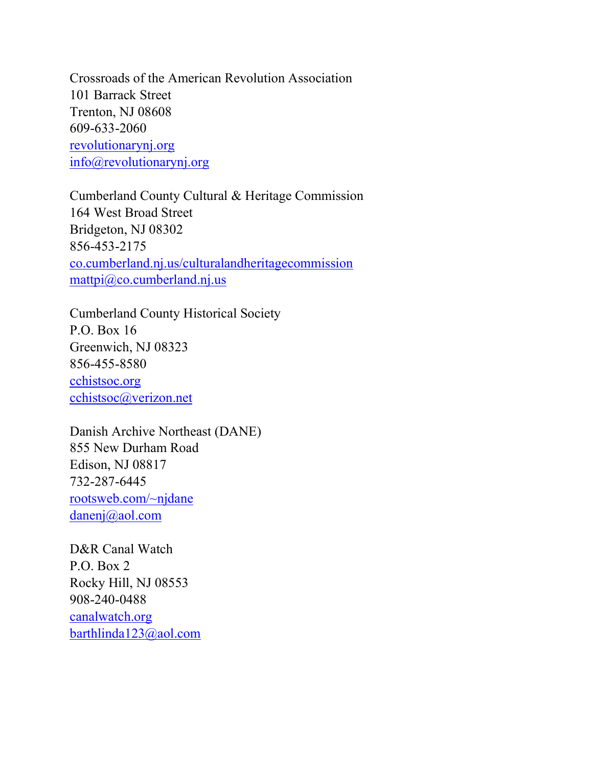Crossroads of the American Revolution Association
101 Barrack Street
Trenton, NJ 08608
609-633-2060
revolutionarynj.org
info@revolutionarynj.org

Cumberland County Cultural & Heritage Commission
164 West Broad Street
Bridgeton, NJ 08302
856-453-2175
co.cumberland.nj.us/culturalandheritagecommission
mattpi@co.cumberland.nj.us

Cumberland County Historical Society
P.O. Box 16
Greenwich, NJ 08323
856-455-8580
cchistsoc.org
cchistsoc@verizon.net

Danish Archive Northeast (DANE)
855 New Durham Road
Edison, NJ 08817
732-287-6445
rootsweb.com/~njdane
danenj@aol.com

D&R Canal Watch
P.O. Box 2
Rocky Hill, NJ 08553
908-240-0488
canalwatch.org
barthlinda123@aol.com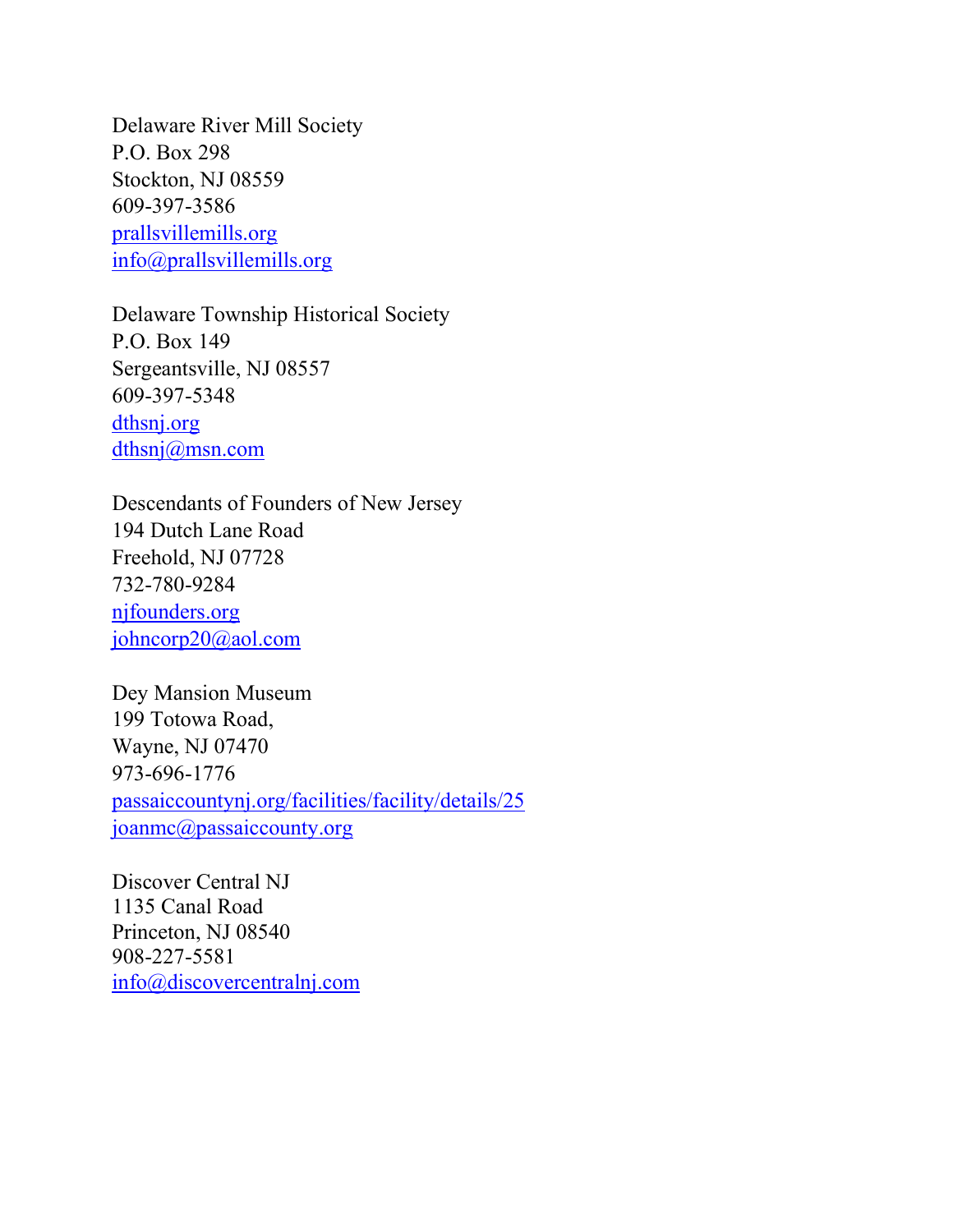Delaware River Mill Society
P.O. Box 298
Stockton, NJ 08559
609-397-3586
prallsvillemills.org
info@prallsvillemills.org

Delaware Township Historical Society
P.O. Box 149
Sergeantsville, NJ 08557
609-397-5348
dthsnj.org
dthsnj@msn.com

Descendants of Founders of New Jersey
194 Dutch Lane Road
Freehold, NJ 07728
732-780-9284
njfounders.org
johncorp20@aol.com

Dey Mansion Museum
199 Totowa Road,
Wayne, NJ 07470
973-696-1776
passaiccountynj.org/facilities/facility/details/25
joanmc@passaiccounty.org

Discover Central NJ
1135 Canal Road
Princeton, NJ 08540
908-227-5581
info@discovercentralnj.com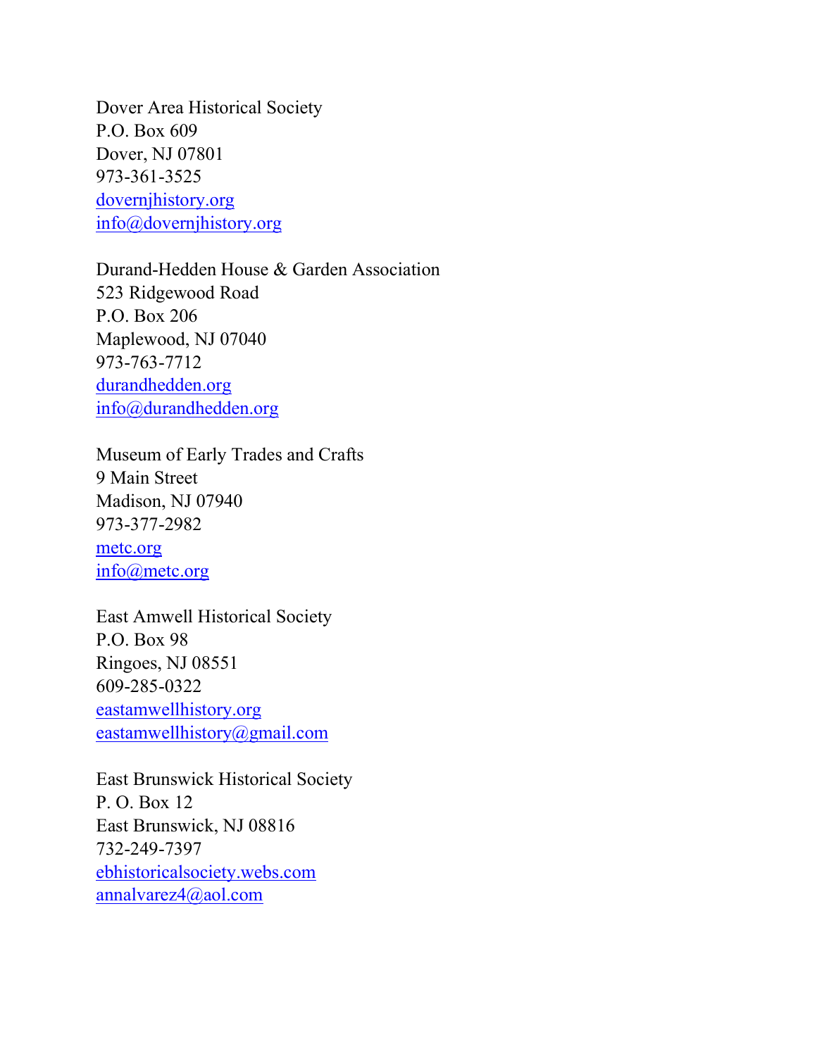Dover Area Historical Society
P.O. Box 609
Dover, NJ 07801
973-361-3525
dovernjhistory.org
info@dovernjhistory.org

Durand-Hedden House & Garden Association
523 Ridgewood Road
P.O. Box 206
Maplewood, NJ 07040
973-763-7712
durandhedden.org
info@durandhedden.org

Museum of Early Trades and Crafts
9 Main Street
Madison, NJ 07940
973-377-2982
metc.org
info@metc.org

East Amwell Historical Society
P.O. Box 98
Ringoes, NJ 08551
609-285-0322
eastamwellhistory.org
eastamwellhistory@gmail.com

East Brunswick Historical Society
P. O. Box 12
East Brunswick, NJ 08816
732-249-7397
ebhistoricalsociety.webs.com
annalvarez4@aol.com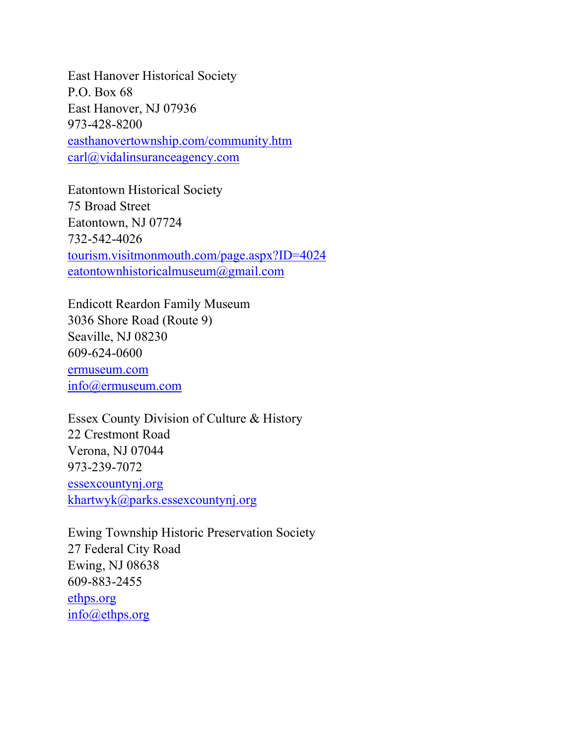East Hanover Historical Society
P.O. Box 68
East Hanover, NJ 07936
973-428-8200
easthanovertownship.com/community.htm
carl@vidalinsuranceagency.com

Eatontown Historical Society
75 Broad Street
Eatontown, NJ 07724
732-542-4026
tourism.visitmonmouth.com/page.aspx?ID=4024
eatontownhistoricalmuseum@gmail.com

Endicott Reardon Family Museum
3036 Shore Road (Route 9)
Seaville, NJ 08230
609-624-0600
ermuseum.com
info@ermuseum.com

Essex County Division of Culture & History
22 Crestmont Road
Verona, NJ 07044
973-239-7072
essexcountynj.org
khartwyk@parks.essexcountynj.org

Ewing Township Historic Preservation Society
27 Federal City Road
Ewing, NJ 08638
609-883-2455
ethps.org
info@ethps.org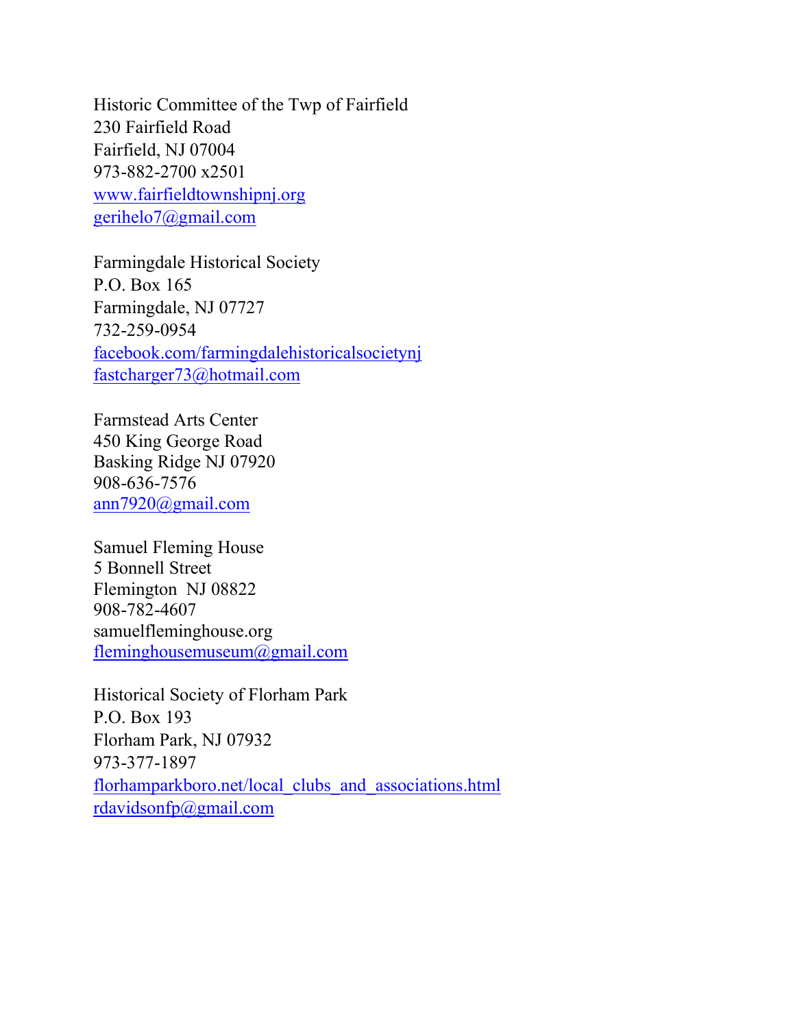Historic Committee of the Twp of Fairfield
230 Fairfield Road
Fairfield, NJ 07004
973-882-2700 x2501
www.fairfieldtownshipnj.org
gerihelo7@gmail.com

Farmingdale Historical Society
P.O. Box 165
Farmingdale, NJ 07727
732-259-0954
facebook.com/farmingdalehistoricalsocietynj
fastcharger73@hotmail.com

Farmstead Arts Center
450 King George Road
Basking Ridge NJ 07920
908-636-7576
ann7920@gmail.com

Samuel Fleming House
5 Bonnell Street
Flemington NJ 08822
908-782-4607
samuelfleminghouse.org
fleminghousemuseum@gmail.com

Historical Society of Florham Park
P.O. Box 193
Florham Park, NJ 07932
973-377-1897
florhamparkboro.net/local_clubs_and_associations.html
rdavidsonfp@gmail.com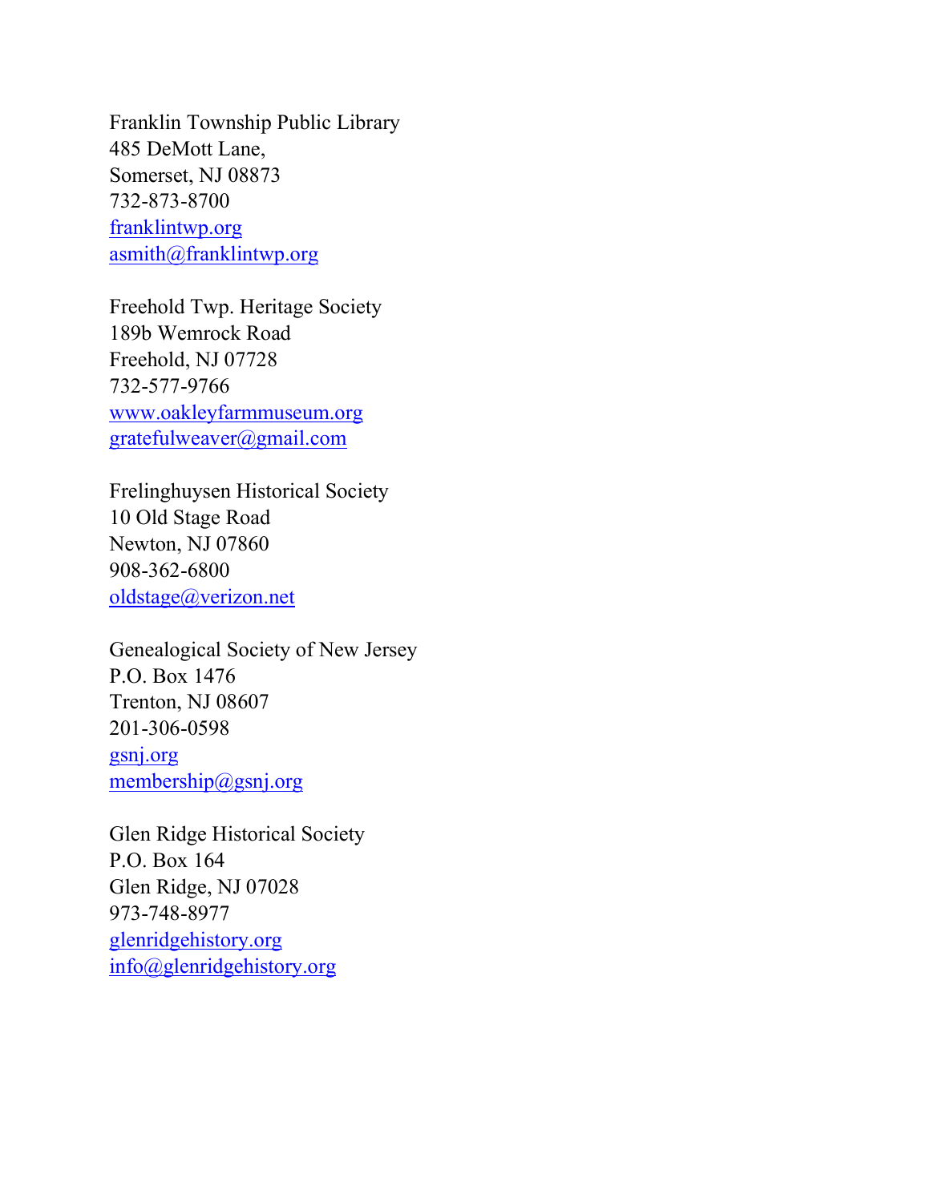Franklin Township Public Library
485 DeMott Lane,
Somerset, NJ 08873
732-873-8700
franklintwp.org
asmith@franklintwp.org

Freehold Twp. Heritage Society
189b Wemrock Road
Freehold, NJ 07728
732-577-9766
www.oakleyfarmmuseum.org
gratefulweaver@gmail.com

Frelinghuysen Historical Society
10 Old Stage Road
Newton, NJ 07860
908-362-6800
oldstage@verizon.net

Genealogical Society of New Jersey
P.O. Box 1476
Trenton, NJ 08607
201-306-0598
gsnj.org
membership@gsnj.org

Glen Ridge Historical Society
P.O. Box 164
Glen Ridge, NJ 07028
973-748-8977
glenridgehistory.org
info@glenridgehistory.org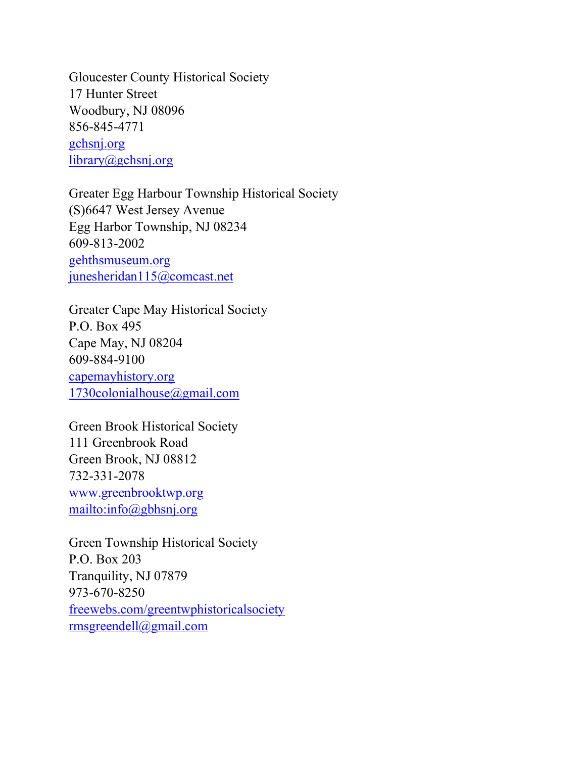Gloucester County Historical Society
17 Hunter Street
Woodbury, NJ 08096
856-845-4771
gchsnj.org
library@gchsnj.org

Greater Egg Harbour Township Historical Society
(S)6647 West Jersey Avenue
Egg Harbor Township, NJ 08234
609-813-2002
gehthsmuseum.org
junesheridan115@comcast.net

Greater Cape May Historical Society
P.O. Box 495
Cape May, NJ 08204
609-884-9100
capemayhistory.org
1730colonialhouse@gmail.com

Green Brook Historical Society
111 Greenbrook Road
Green Brook, NJ 08812
732-331-2078
www.greenbrooktwp.org
mailto:info@gbhsnj.org

Green Township Historical Society
P.O. Box 203
Tranquility, NJ 07879
973-670-8250
freewebs.com/greentwphistoricalsociety
rmsgreendell@gmail.com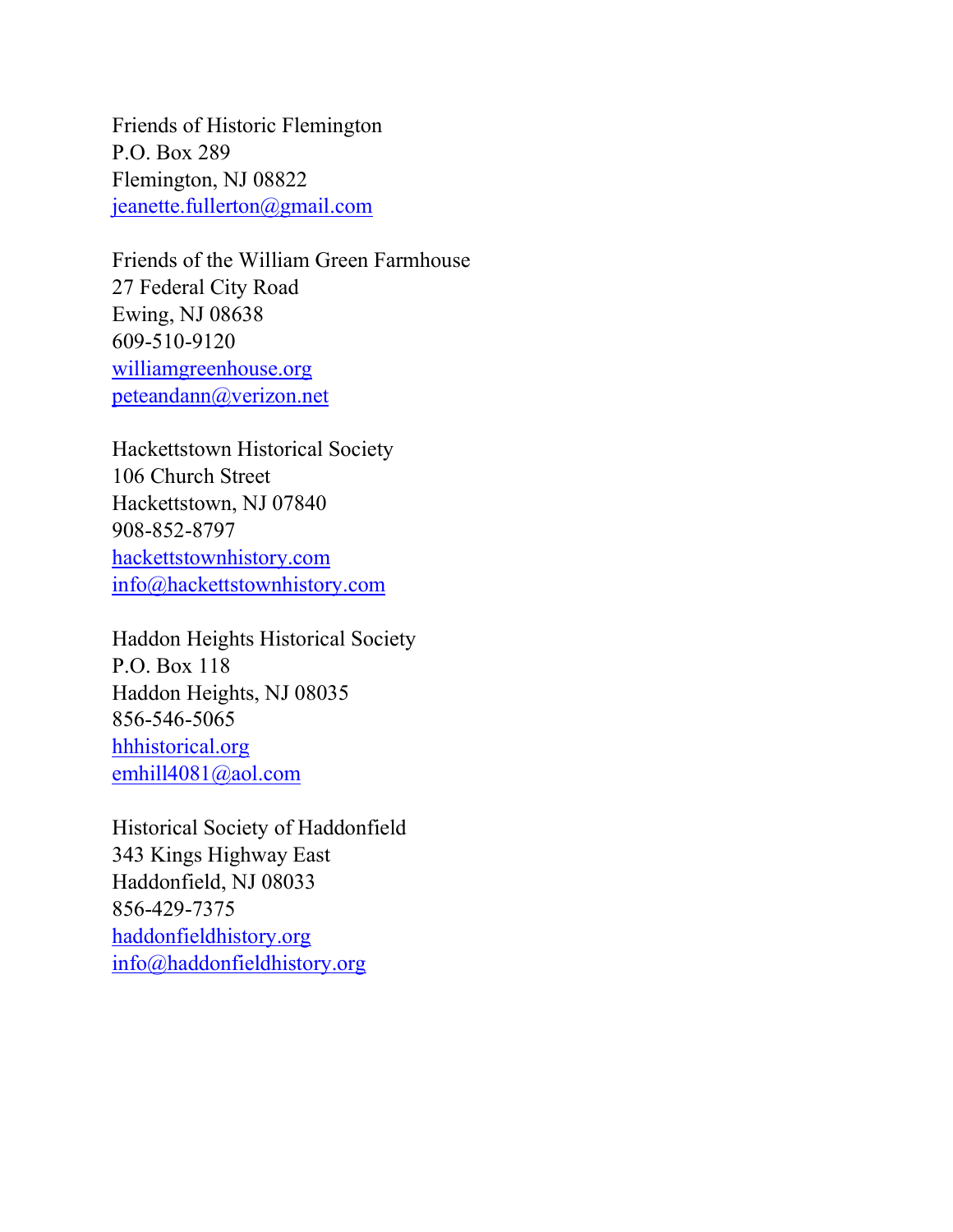Friends of Historic Flemington  
P.O. Box 289  
Flemington, NJ 08822  
jeanette.fullerton@gmail.com

Friends of the William Green Farmhouse  
27 Federal City Road  
Ewing, NJ 08638  
609-510-9120  
williamgreenhouse.org  
peteandann@verizon.net

Hackettstown Historical Society  
106 Church Street  
Hackettstown, NJ 07840  
908-852-8797  
hackettstownhistory.com  
info@hackettstownhistory.com

Haddon Heights Historical Society  
P.O. Box 118  
Haddon Heights, NJ 08035  
856-546-5065  
hhhistorical.org  
emhill4081@aol.com

Historical Society of Haddonfield  
343 Kings Highway East  
Haddonfield, NJ 08033  
856-429-7375  
haddonfieldhistory.org  
info@haddonfieldhistory.org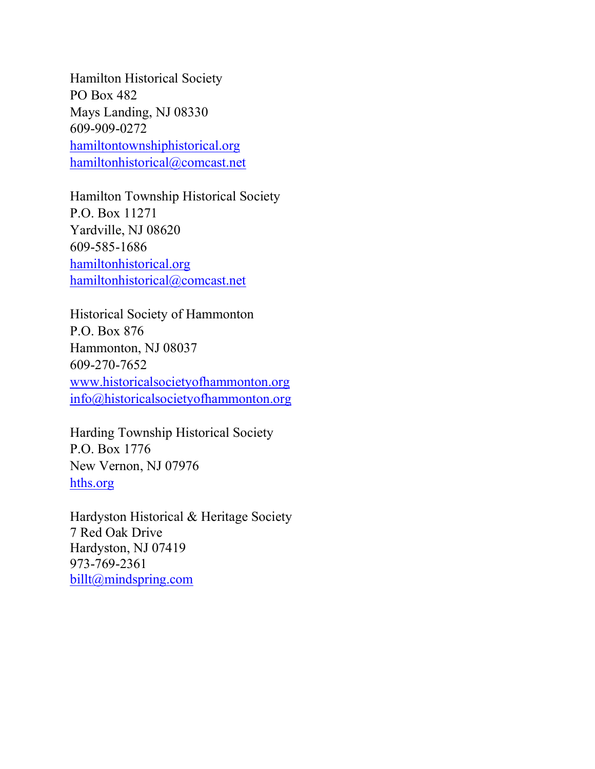Hamilton Historical Society
PO Box 482
Mays Landing, NJ 08330
609-909-0272
hamiltontownshiphistorical.org
hamiltonhistorical@comcast.net

Hamilton Township Historical Society
P.O. Box 11271
Yardville, NJ 08620
609-585-1686
hamiltonhistorical.org
hamiltonhistorical@comcast.net

Historical Society of Hammonton
P.O. Box 876
Hammonton, NJ 08037
609-270-7652
www.historicalsocietyofhammonton.org
info@historicalsocietyofhammonton.org

Harding Township Historical Society
P.O. Box 1776
New Vernon, NJ 07976
hths.org

Hardyston Historical & Heritage Society
7 Red Oak Drive
Hardyston, NJ 07419
973-769-2361
billt@mindspring.com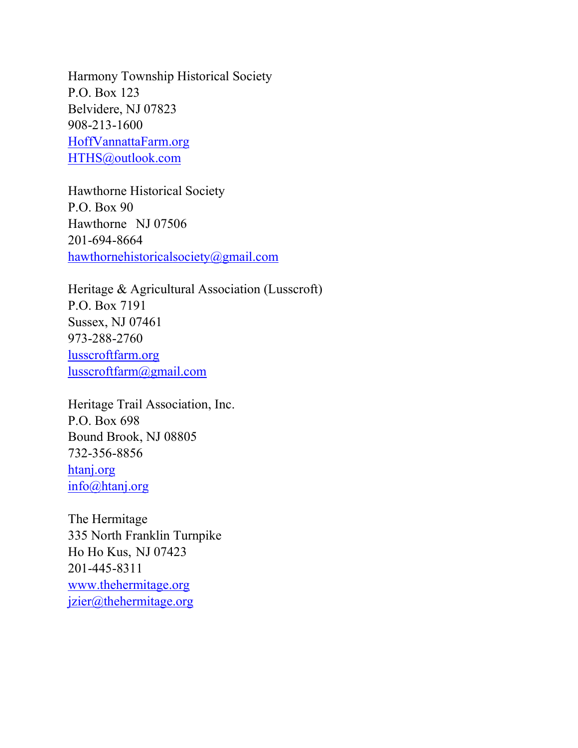Harmony Township Historical Society
P.O. Box 123
Belvidere, NJ 07823
908-213-1600
HoffVannattaFarm.org
HTHS@outlook.com

Hawthorne Historical Society
P.O. Box 90
Hawthorne NJ 07506
201-694-8664
hawthornehistoricalsociety@gmail.com

Heritage & Agricultural Association (Lusscroft)
P.O. Box 7191
Sussex, NJ 07461
973-288-2760
lusscroftfarm.org
lusscroftfarm@gmail.com

Heritage Trail Association, Inc.
P.O. Box 698
Bound Brook, NJ 08805
732-356-8856
htanj.org
info@htanj.org

The Hermitage
335 North Franklin Turnpike
Ho Ho Kus, NJ 07423
201-445-8311
www.thehermitage.org
jzier@thehermitage.org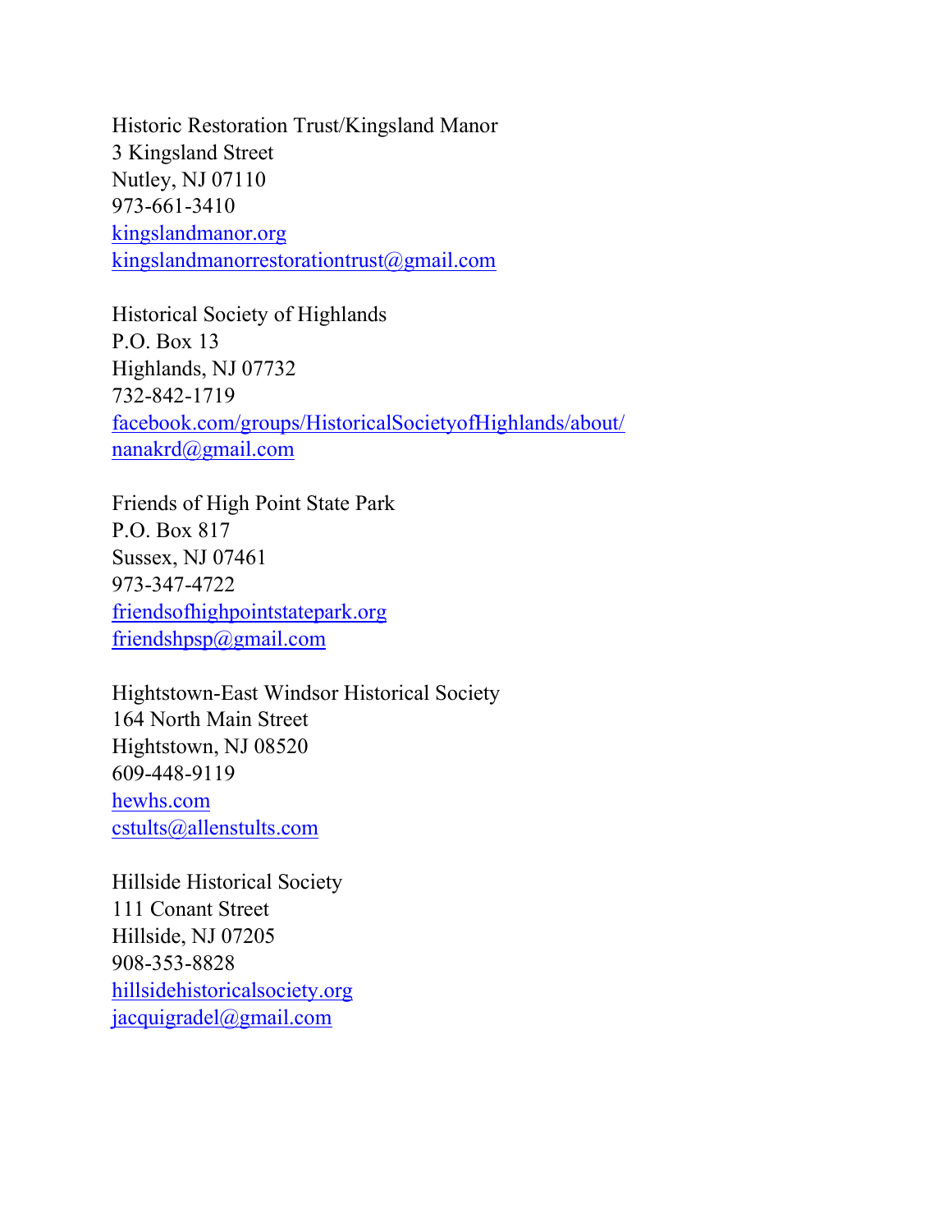Historic Restoration Trust/Kingsland Manor
3 Kingsland Street
Nutley, NJ 07110
973-661-3410
kingslandmanor.org
kingslandmanorrestorationtrust@gmail.com

Historical Society of Highlands
P.O. Box 13
Highlands, NJ 07732
732-842-1719
facebook.com/groups/HistoricalSocietyofHighlands/about/
nanakrd@gmail.com

Friends of High Point State Park
P.O. Box 817
Sussex, NJ 07461
973-347-4722
friendsofhighpointstatepark.org
friendshpsp@gmail.com

Hightstown-East Windsor Historical Society
164 North Main Street
Hightstown, NJ 08520
609-448-9119
hewhs.com
cstults@allenstults.com

Hillside Historical Society
111 Conant Street
Hillside, NJ 07205
908-353-8828
hillsidehistoricalsociety.org
jacquigradel@gmail.com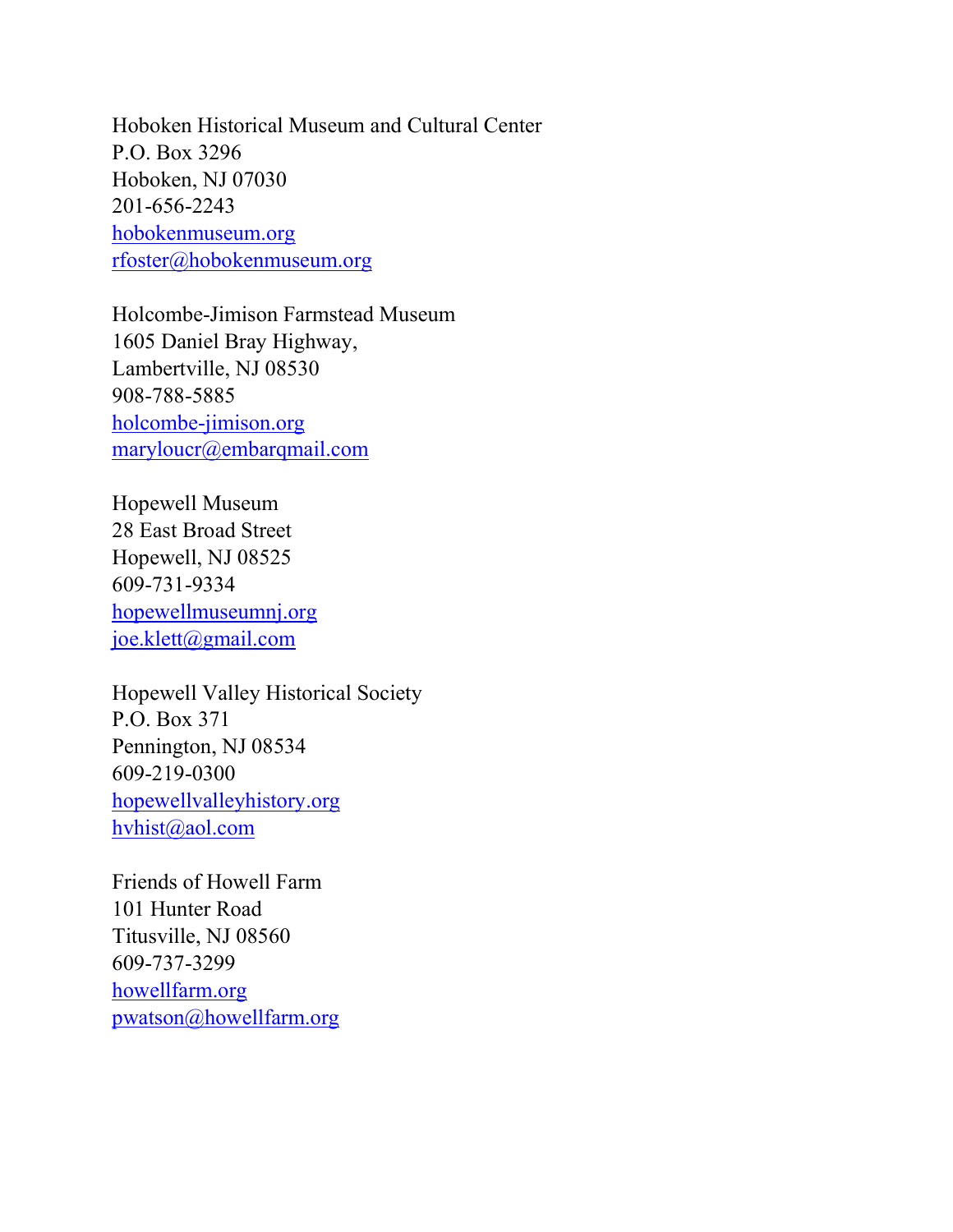Hoboken Historical Museum and Cultural Center  
P.O. Box 3296  
Hoboken, NJ 07030  
201-656-2243  
hobokenmuseum.org  
rfoster@hobokenmuseum.org

Holcombe-Jimison Farmstead Museum  
1605 Daniel Bray Highway,  
Lambertville, NJ 08530  
908-788-5885  
holcombe-jimison.org  
maryloucr@embarqmail.com

Hopewell Museum  
28 East Broad Street  
Hopewell, NJ 08525  
609-731-9334  
hopewellmuseumnj.org  
joe.klett@gmail.com

Hopewell Valley Historical Society  
P.O. Box 371  
Pennington, NJ 08534  
609-219-0300  
hopewellvalleyhistory.org  
hvhist@aol.com

Friends of Howell Farm  
101 Hunter Road  
Titusville, NJ 08560  
609-737-3299  
howellfarm.org  
pwatson@howellfarm.org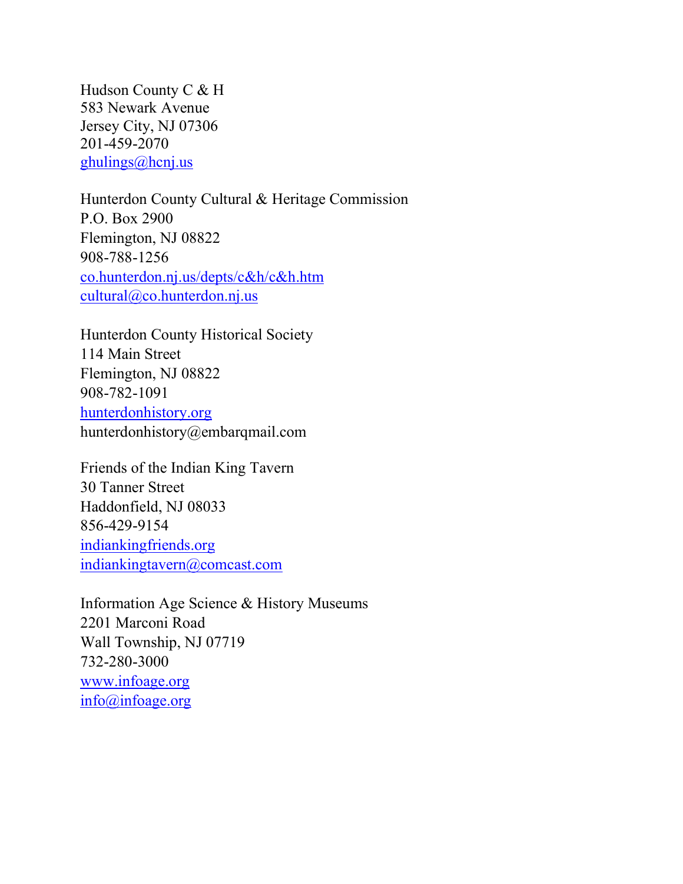Hudson County C & H
583 Newark Avenue
Jersey City, NJ 07306
201-459-2070
ghulings@hcnj.us

Hunterdon County Cultural & Heritage Commission
P.O. Box 2900
Flemington, NJ 08822
908-788-1256
co.hunterdon.nj.us/depts/c&h/c&h.htm
cultural@co.hunterdon.nj.us

Hunterdon County Historical Society
114 Main Street
Flemington, NJ 08822
908-782-1091
hunterdonhistory.org
hunterdonhistory@embarqmail.com

Friends of the Indian King Tavern
30 Tanner Street
Haddonfield, NJ 08033
856-429-9154
indiankingfriends.org
indiankingtavern@comcast.com

Information Age Science & History Museums
2201 Marconi Road
Wall Township, NJ 07719
732-280-3000
www.infoage.org
info@infoage.org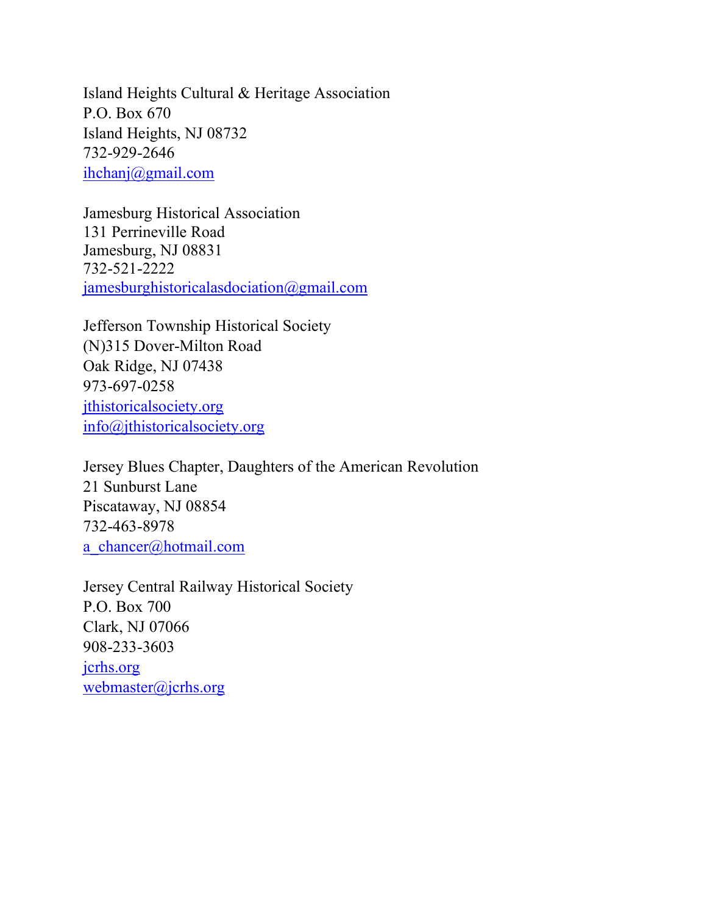Island Heights Cultural & Heritage Association
P.O. Box 670
Island Heights, NJ 08732
732-929-2646
ihchanj@gmail.com

Jamesburg Historical Association
131 Perrineville Road
Jamesburg, NJ 08831
732-521-2222
jamesburghistoricalasdociation@gmail.com

Jefferson Township Historical Society
(N)315 Dover-Milton Road
Oak Ridge, NJ 07438
973-697-0258
jthistoricalsociety.org
info@jthistoricalsociety.org

Jersey Blues Chapter, Daughters of the American Revolution
21 Sunburst Lane
Piscataway, NJ 08854
732-463-8978
a_chancer@hotmail.com

Jersey Central Railway Historical Society
P.O. Box 700
Clark, NJ 07066
908-233-3603
jcrhs.org
webmaster@jcrhs.org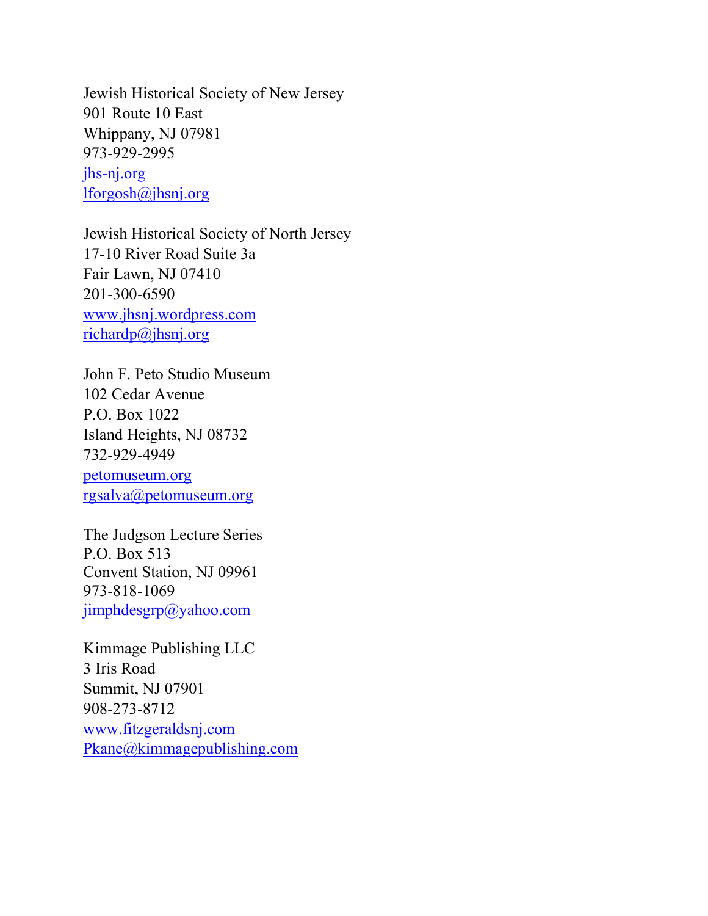Jewish Historical Society of New Jersey
901 Route 10 East
Whippany, NJ 07981
973-929-2995
jhs-nj.org
lforgosh@jhsnj.org

Jewish Historical Society of North Jersey
17-10 River Road Suite 3a
Fair Lawn, NJ 07410
201-300-6590
www.jhsnj.wordpress.com
richardp@jhsnj.org

John F. Peto Studio Museum
102 Cedar Avenue
P.O. Box 1022
Island Heights, NJ 08732
732-929-4949
petomuseum.org
rgsalva@petomuseum.org

The Judgson Lecture Series
P.O. Box 513
Convent Station, NJ 09961
973-818-1069
jimphdesgrp@yahoo.com

Kimmage Publishing LLC
3 Iris Road
Summit, NJ 07901
908-273-8712
www.fitzgeraldsnj.com
Pkane@kimmagepublishing.com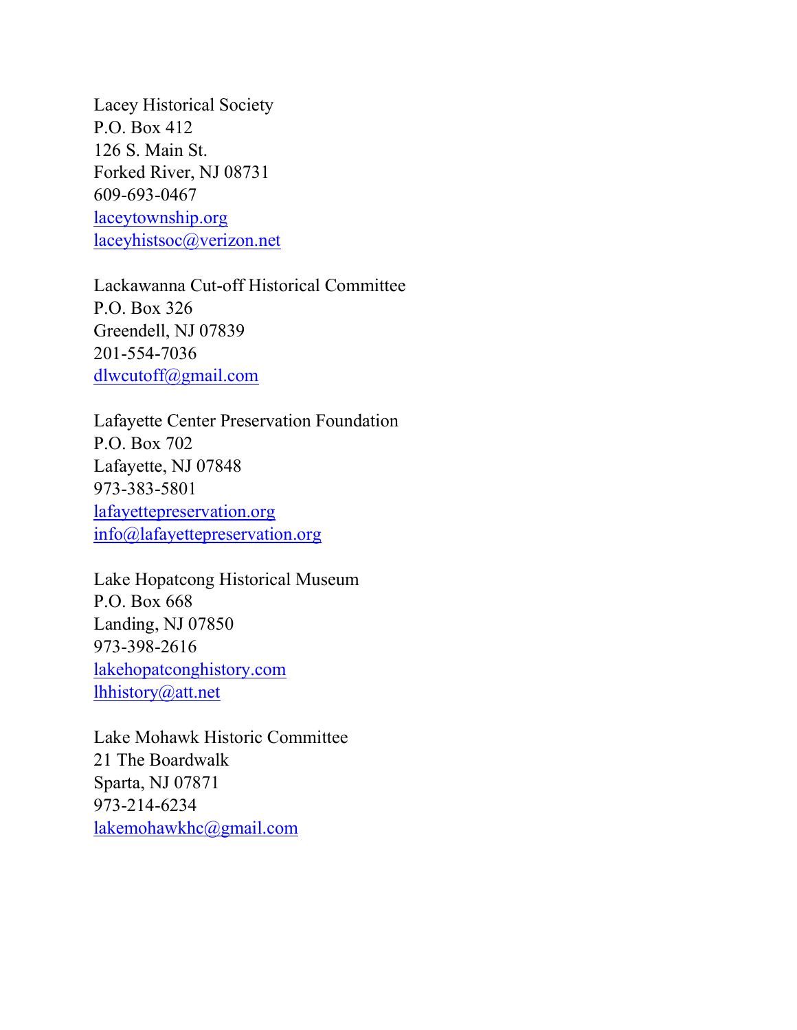Lacey Historical Society
P.O. Box 412
126 S. Main St.
Forked River, NJ 08731
609-693-0467
laceytownship.org
laceyhistsoc@verizon.net

Lackawanna Cut-off Historical Committee
P.O. Box 326
Greendell, NJ 07839
201-554-7036
dlwcutoff@gmail.com

Lafayette Center Preservation Foundation
P.O. Box 702
Lafayette, NJ 07848
973-383-5801
lafayettepreservation.org
info@lafayettepreservation.org

Lake Hopatcong Historical Museum
P.O. Box 668
Landing, NJ 07850
973-398-2616
lakehopatconghistory.com
lhhistory@att.net

Lake Mohawk Historic Committee
21 The Boardwalk
Sparta, NJ 07871
973-214-6234
lakemohawkhc@gmail.com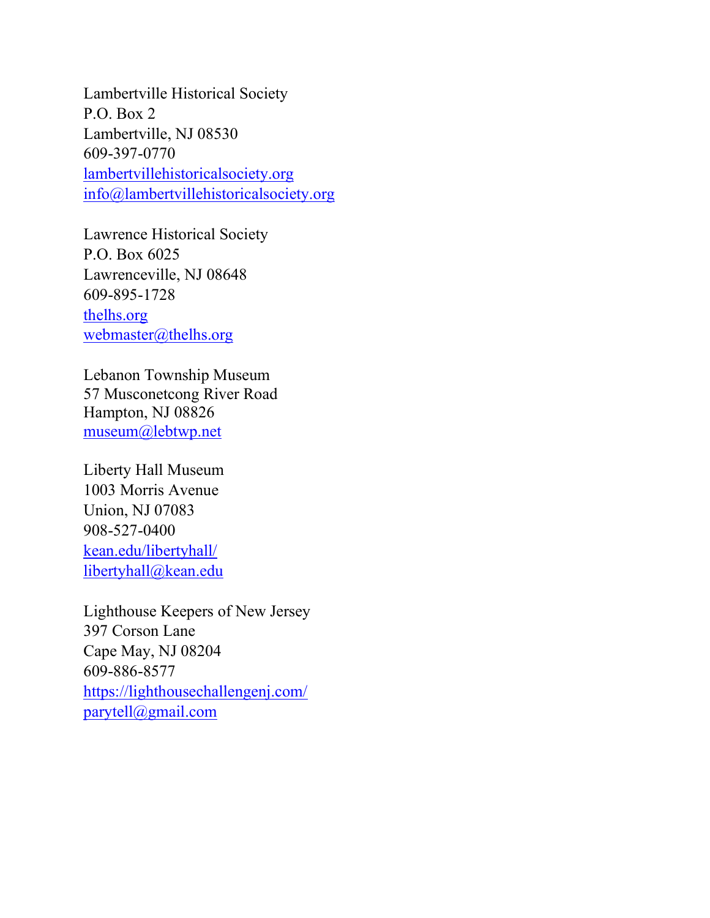Lambertville Historical Society
P.O. Box 2
Lambertville, NJ 08530
609-397-0770
lambertvillehistoricalsociety.org
info@lambertvillehistoricalsociety.org

Lawrence Historical Society
P.O. Box 6025
Lawrenceville, NJ 08648
609-895-1728
thelhs.org
webmaster@thelhs.org

Lebanon Township Museum
57 Musconetcong River Road
Hampton, NJ 08826
museum@lebtwp.net

Liberty Hall Museum
1003 Morris Avenue
Union, NJ 07083
908-527-0400
kean.edu/libertyhall/
libertyhall@kean.edu

Lighthouse Keepers of New Jersey
397 Corson Lane
Cape May, NJ 08204
609-886-8577
https://lighthousechallengenj.com/
parytell@gmail.com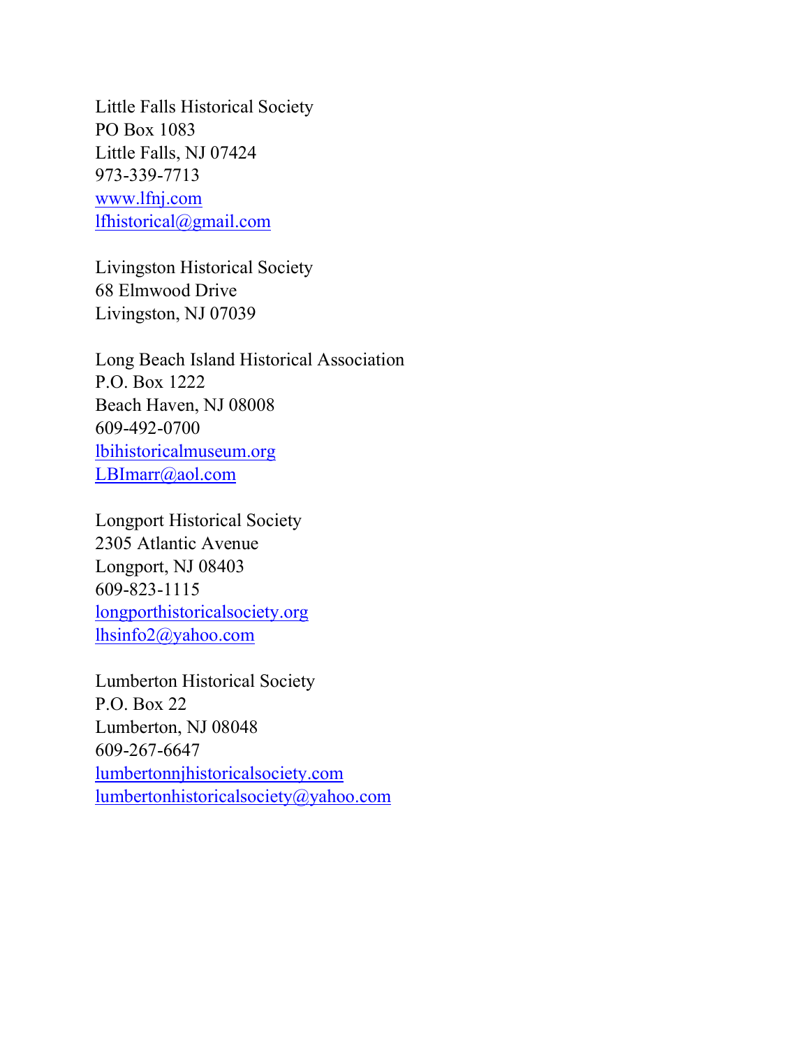Little Falls Historical Society
PO Box 1083
Little Falls, NJ 07424
973-339-7713
www.lfnj.com
lfhistorical@gmail.com

Livingston Historical Society
68 Elmwood Drive
Livingston, NJ 07039

Long Beach Island Historical Association
P.O. Box 1222
Beach Haven, NJ 08008
609-492-0700
lbihistoricalmuseum.org
LBImarr@aol.com

Longport Historical Society
2305 Atlantic Avenue
Longport, NJ 08403
609-823-1115
longporthistoricalsociety.org
lhsinfo2@yahoo.com

Lumberton Historical Society
P.O. Box 22
Lumberton, NJ 08048
609-267-6647
lumbertonnjhistoricalsociety.com
lumbertonhistoricalsociety@yahoo.com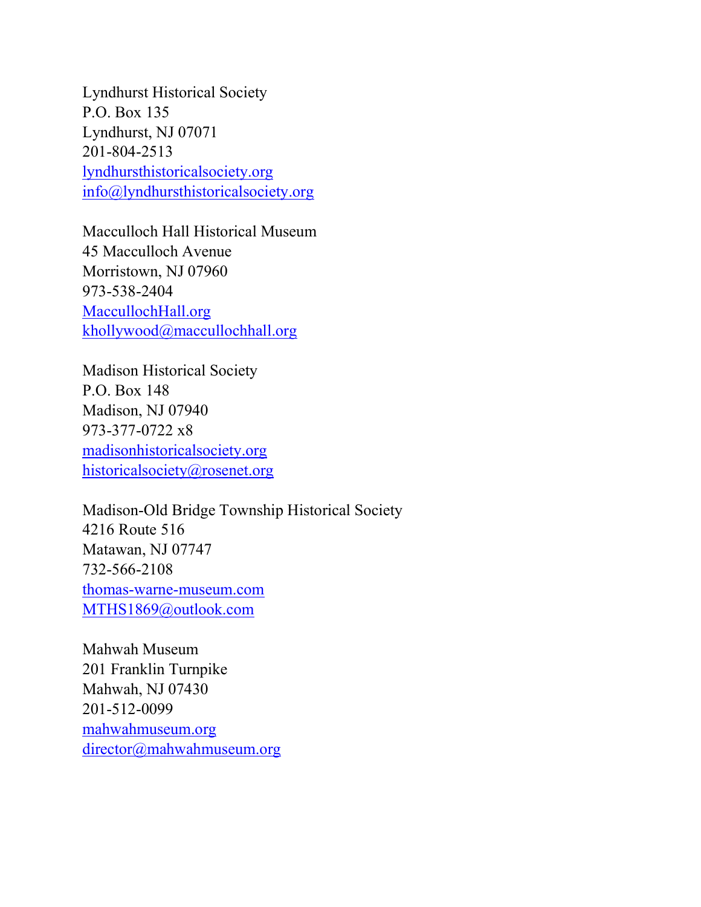Lyndhurst Historical Society
P.O. Box 135
Lyndhurst, NJ 07071
201-804-2513
lyndhursthistoricalsociety.org
info@lyndhursthistoricalsociety.org

Macculloch Hall Historical Museum
45 Macculloch Avenue
Morristown, NJ 07960
973-538-2404
MaccullochHall.org
khollywood@maccullochhall.org

Madison Historical Society
P.O. Box 148
Madison, NJ 07940
973-377-0722 x8
madisonhistoricalsociety.org
historicalsociety@rosenet.org

Madison-Old Bridge Township Historical Society
4216 Route 516
Matawan, NJ 07747
732-566-2108
thomas-warne-museum.com
MTHS1869@outlook.com

Mahwah Museum
201 Franklin Turnpike
Mahwah, NJ 07430
201-512-0099
mahwahmuseum.org
director@mahwahmuseum.org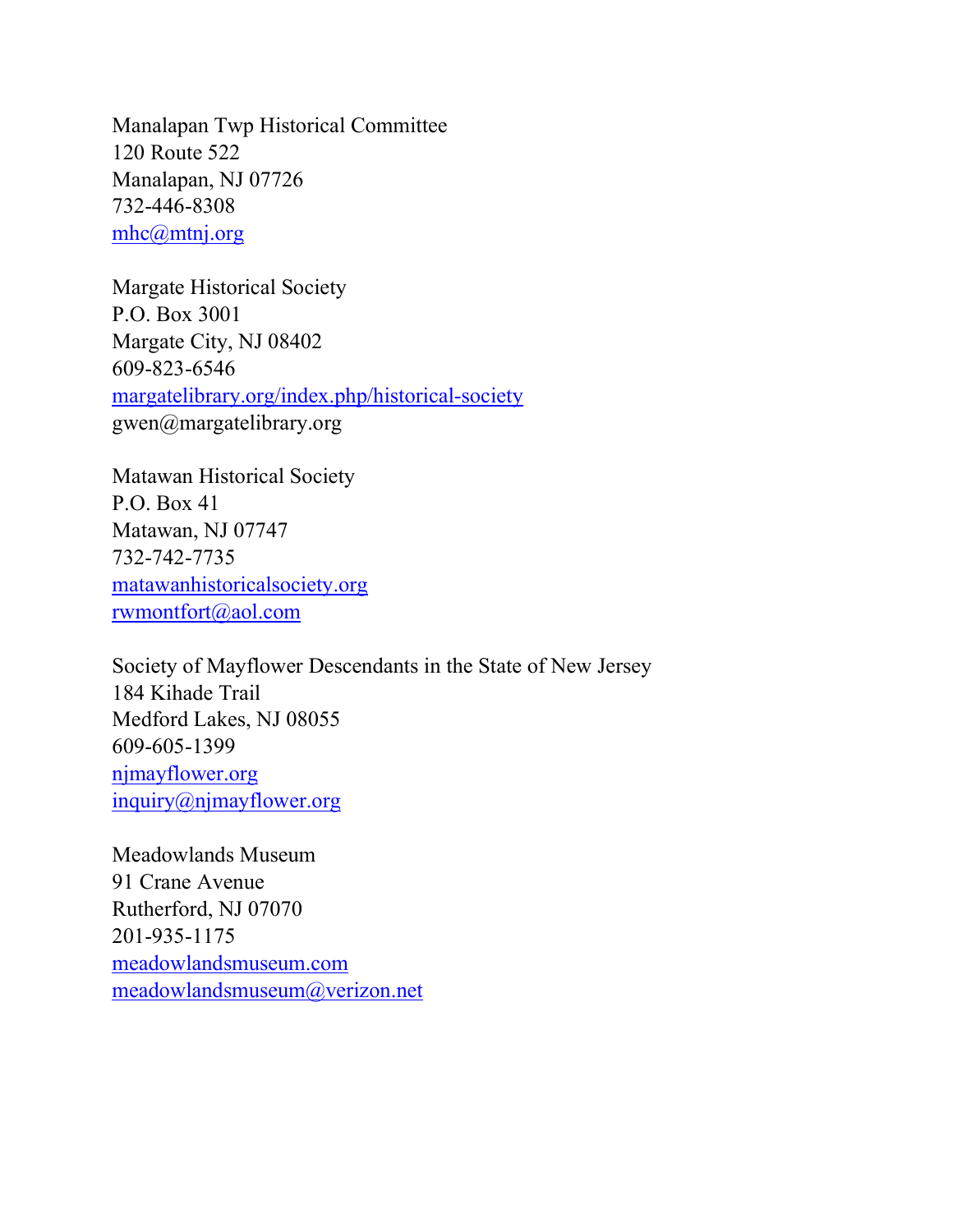Manalapan Twp Historical Committee
120 Route 522
Manalapan, NJ 07726
732-446-8308
mhc@mtnj.org

Margate Historical Society
P.O. Box 3001
Margate City, NJ 08402
609-823-6546
margatelibrary.org/index.php/historical-society
gwen@margatelibrary.org

Matawan Historical Society
P.O. Box 41
Matawan, NJ 07747
732-742-7735
matawanhistoricalsociety.org
rwmontfort@aol.com

Society of Mayflower Descendants in the State of New Jersey
184 Kihade Trail
Medford Lakes, NJ 08055
609-605-1399
njmayflower.org
inquiry@njmayflower.org

Meadowlands Museum
91 Crane Avenue
Rutherford, NJ 07070
201-935-1175
meadowlandsmuseum.com
meadowlandsmuseum@verizon.net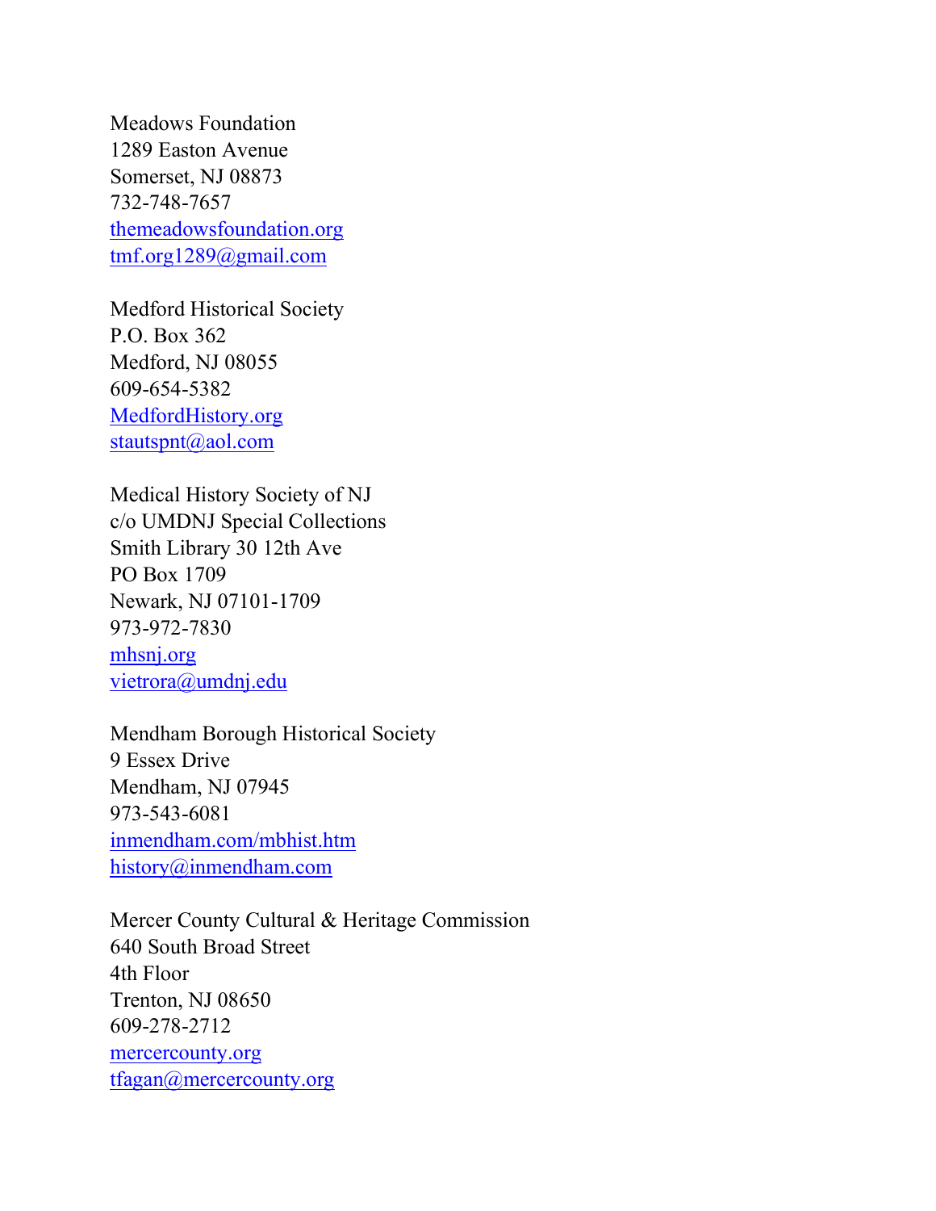Meadows Foundation
1289 Easton Avenue
Somerset, NJ 08873
732-748-7657
themeadowsfoundation.org
tmf.org1289@gmail.com

Medford Historical Society
P.O. Box 362
Medford, NJ 08055
609-654-5382
MedfordHistory.org
stautspnt@aol.com

Medical History Society of NJ
c/o UMDNJ Special Collections
Smith Library 30 12th Ave
PO Box 1709
Newark, NJ 07101-1709
973-972-7830
mhsnj.org
vietrora@umdnj.edu

Mendham Borough Historical Society
9 Essex Drive
Mendham, NJ 07945
973-543-6081
inmendham.com/mbhist.htm
history@inmendham.com

Mercer County Cultural & Heritage Commission
640 South Broad Street
4th Floor
Trenton, NJ 08650
609-278-2712
mercercounty.org
tfagan@mercercounty.org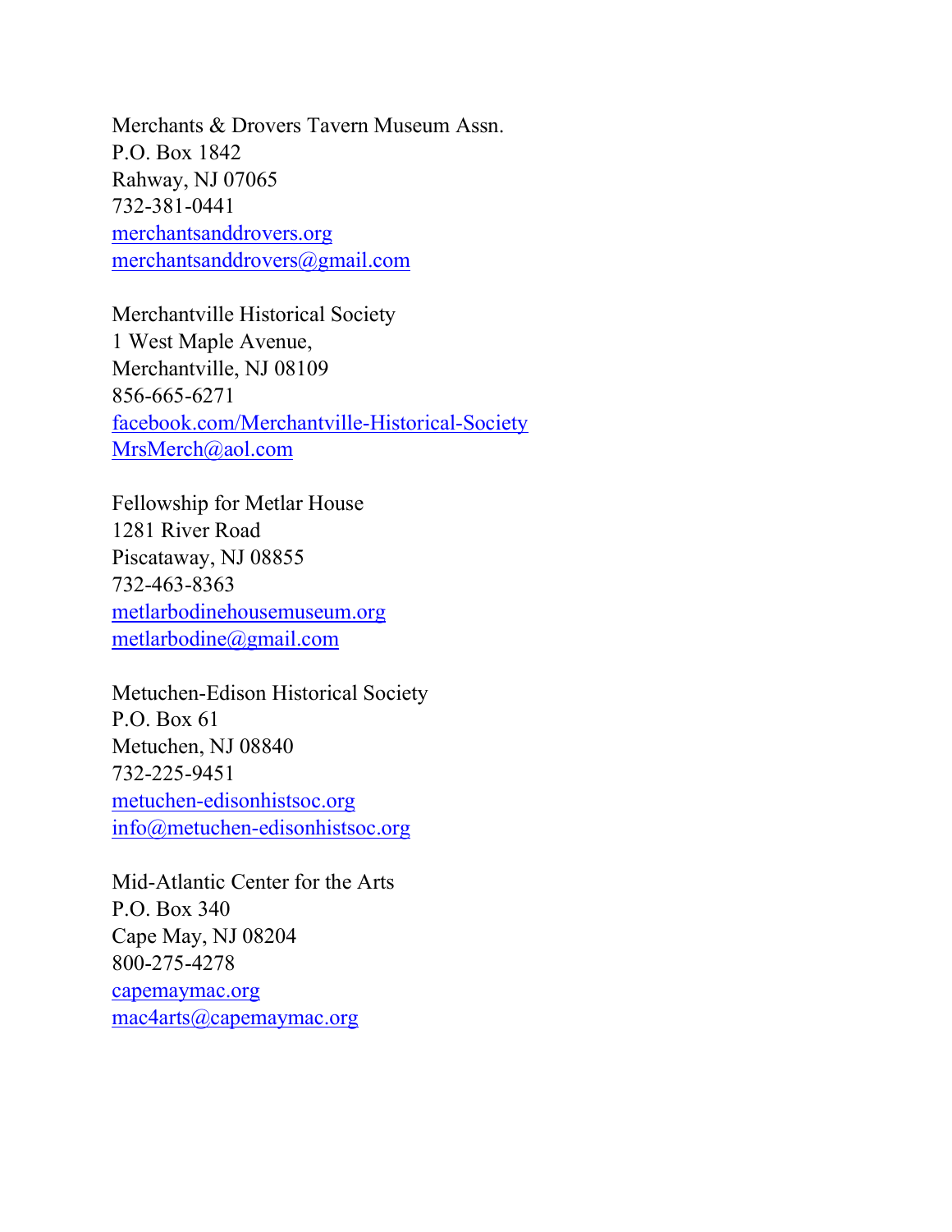Merchants & Drovers Tavern Museum Assn.
P.O. Box 1842
Rahway, NJ 07065
732-381-0441
merchantsanddrovers.org
merchantsanddrovers@gmail.com

Merchantville Historical Society
1 West Maple Avenue,
Merchantville, NJ 08109
856-665-6271
facebook.com/Merchantville-Historical-Society
MrsMerch@aol.com

Fellowship for Metlar House
1281 River Road
Piscataway, NJ 08855
732-463-8363
metlarbodinehousemuseum.org
metlarbodine@gmail.com

Metuchen-Edison Historical Society
P.O. Box 61
Metuchen, NJ 08840
732-225-9451
metuchen-edisonhistsoc.org
info@metuchen-edisonhistsoc.org

Mid-Atlantic Center for the Arts
P.O. Box 340
Cape May, NJ 08204
800-275-4278
capemaymac.org
mac4arts@capemaymac.org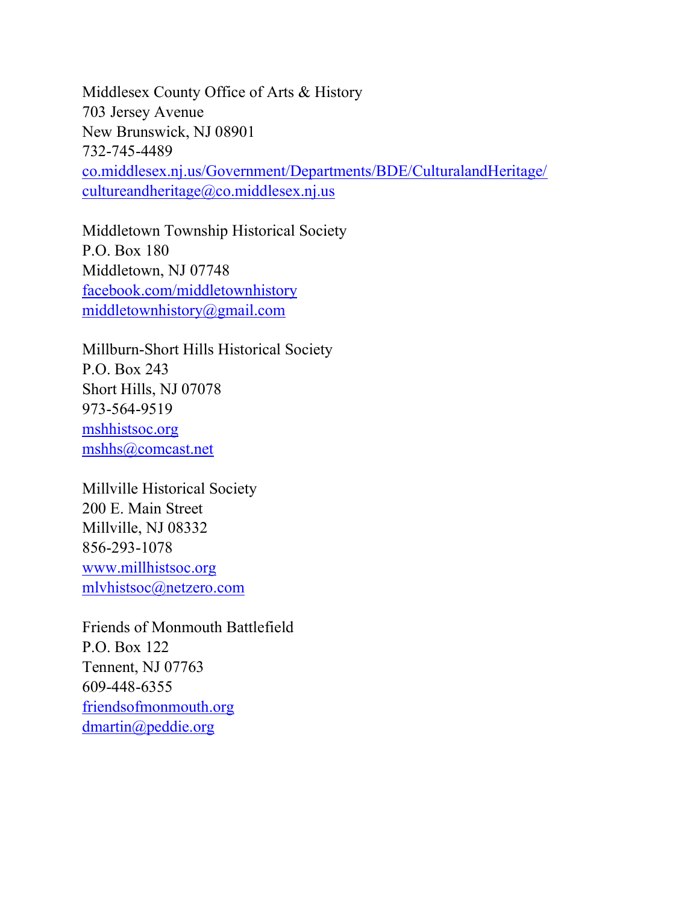Middlesex County Office of Arts & History
703 Jersey Avenue
New Brunswick, NJ 08901
732-745-4489
co.middlesex.nj.us/Government/Departments/BDE/CulturalandHeritage/
cultureandheritage@co.middlesex.nj.us

Middletown Township Historical Society
P.O. Box 180
Middletown, NJ 07748
facebook.com/middletownhistory
middletownhistory@gmail.com

Millburn-Short Hills Historical Society
P.O. Box 243
Short Hills, NJ 07078
973-564-9519
mshhistsoc.org
mshhs@comcast.net

Millville Historical Society
200 E. Main Street
Millville, NJ 08332
856-293-1078
www.millhistsoc.org
mlvhistsoc@netzero.com

Friends of Monmouth Battlefield
P.O. Box 122
Tennent, NJ 07763
609-448-6355
friendsofmonmouth.org
dmartin@peddie.org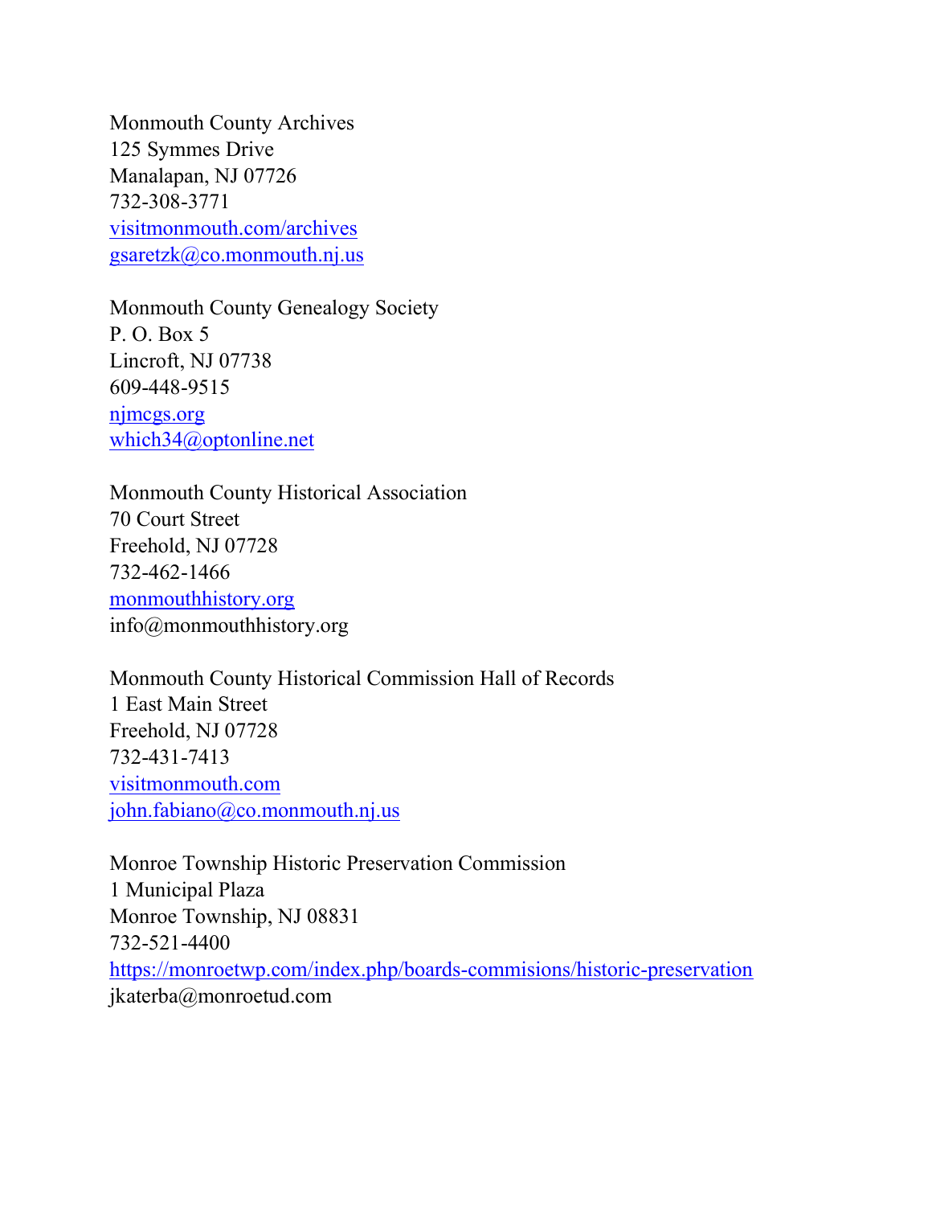Monmouth County Archives
125 Symmes Drive
Manalapan, NJ 07726
732-308-3771
visitmonmouth.com/archives
gsaretzk@co.monmouth.nj.us

Monmouth County Genealogy Society
P. O. Box 5
Lincroft, NJ 07738
609-448-9515
njmcgs.org
which34@optonline.net

Monmouth County Historical Association
70 Court Street
Freehold, NJ 07728
732-462-1466
monmouthhistory.org
info@monmouthhistory.org

Monmouth County Historical Commission Hall of Records
1 East Main Street
Freehold, NJ 07728
732-431-7413
visitmonmouth.com
john.fabiano@co.monmouth.nj.us

Monroe Township Historic Preservation Commission
1 Municipal Plaza
Monroe Township, NJ 08831
732-521-4400
https://monroetwp.com/index.php/boards-commisions/historic-preservation
jkaterba@monroetud.com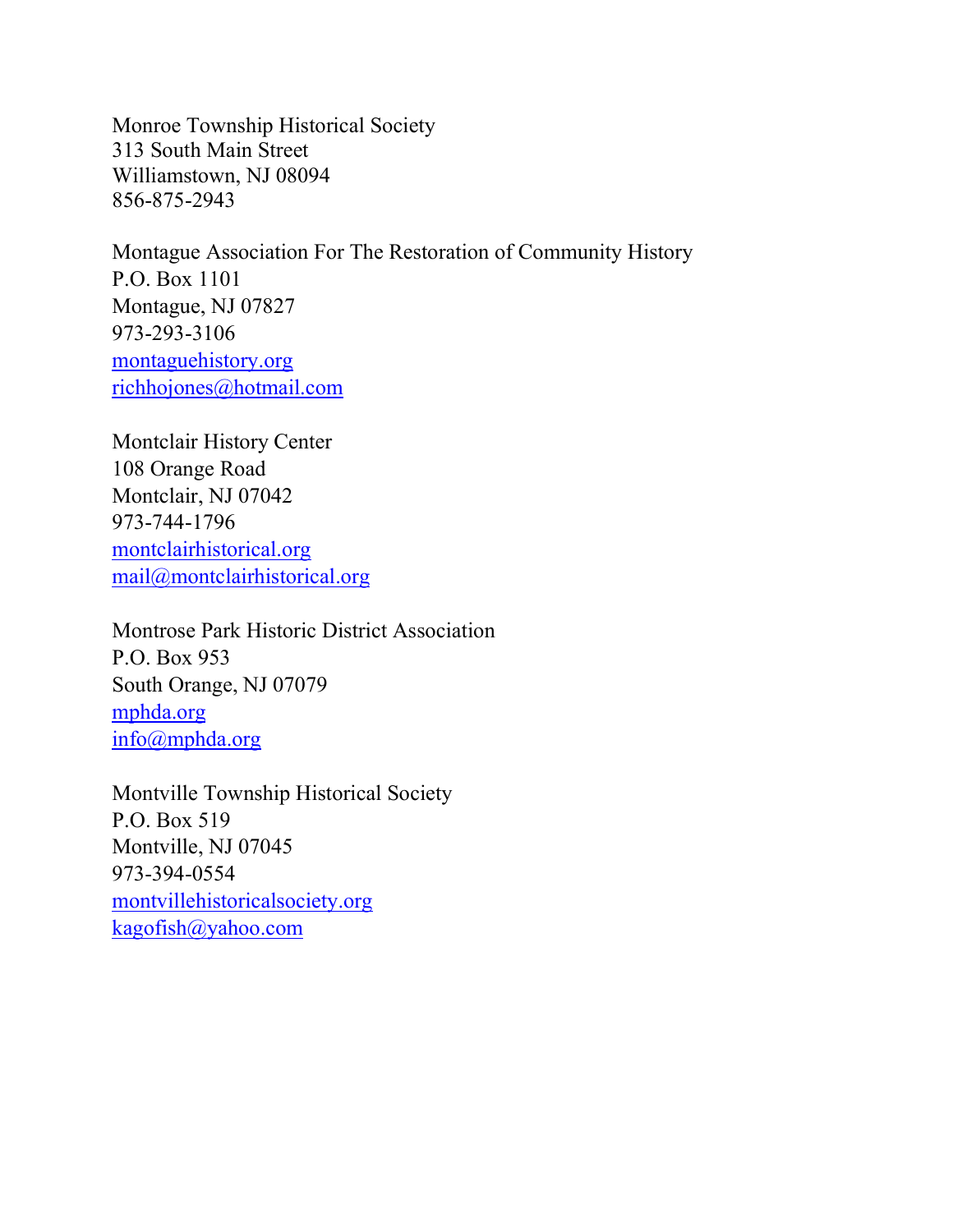Monroe Township Historical Society
313 South Main Street
Williamstown, NJ 08094
856-875-2943

Montague Association For The Restoration of Community History
P.O. Box 1101
Montague, NJ 07827
973-293-3106
montaguehistory.org
richhojones@hotmail.com

Montclair History Center
108 Orange Road
Montclair, NJ 07042
973-744-1796
montclairhistorical.org
mail@montclairhistorical.org

Montrose Park Historic District Association
P.O. Box 953
South Orange, NJ 07079
mphda.org
info@mphda.org

Montville Township Historical Society
P.O. Box 519
Montville, NJ 07045
973-394-0554
montvillehistoricalsociety.org
kagofish@yahoo.com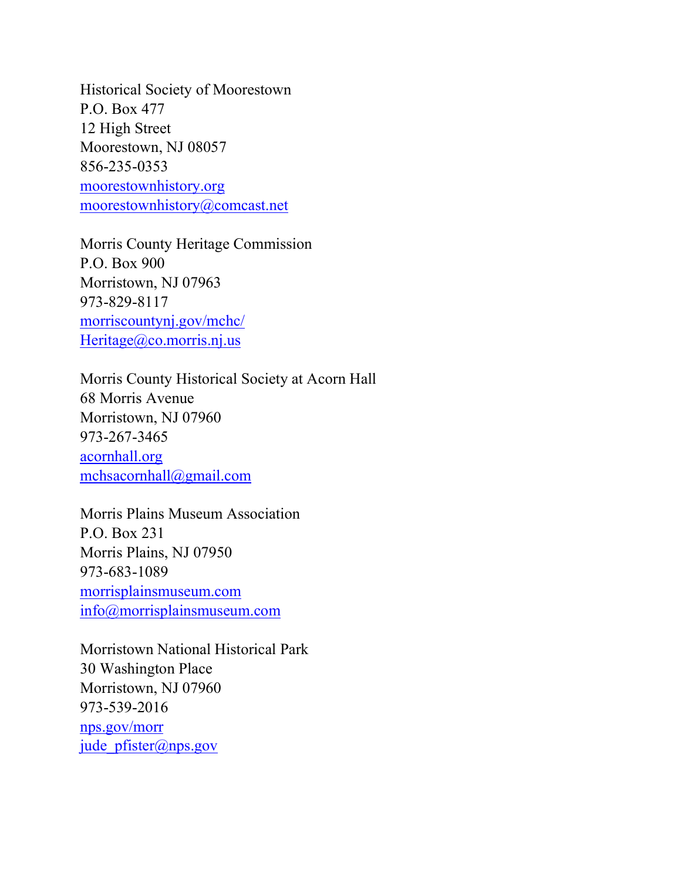Historical Society of Moorestown
P.O. Box 477
12 High Street
Moorestown, NJ 08057
856-235-0353
moorestownhistory.org
moorestownhistory@comcast.net

Morris County Heritage Commission
P.O. Box 900
Morristown, NJ 07963
973-829-8117
morriscountynj.gov/mchc/
Heritage@co.morris.nj.us

Morris County Historical Society at Acorn Hall
68 Morris Avenue
Morristown, NJ 07960
973-267-3465
acornhall.org
mchsacornhall@gmail.com

Morris Plains Museum Association
P.O. Box 231
Morris Plains, NJ 07950
973-683-1089
morrisplainsmuseum.com
info@morrisplainsmuseum.com

Morristown National Historical Park
30 Washington Place
Morristown, NJ 07960
973-539-2016
nps.gov/morr
jude_pfister@nps.gov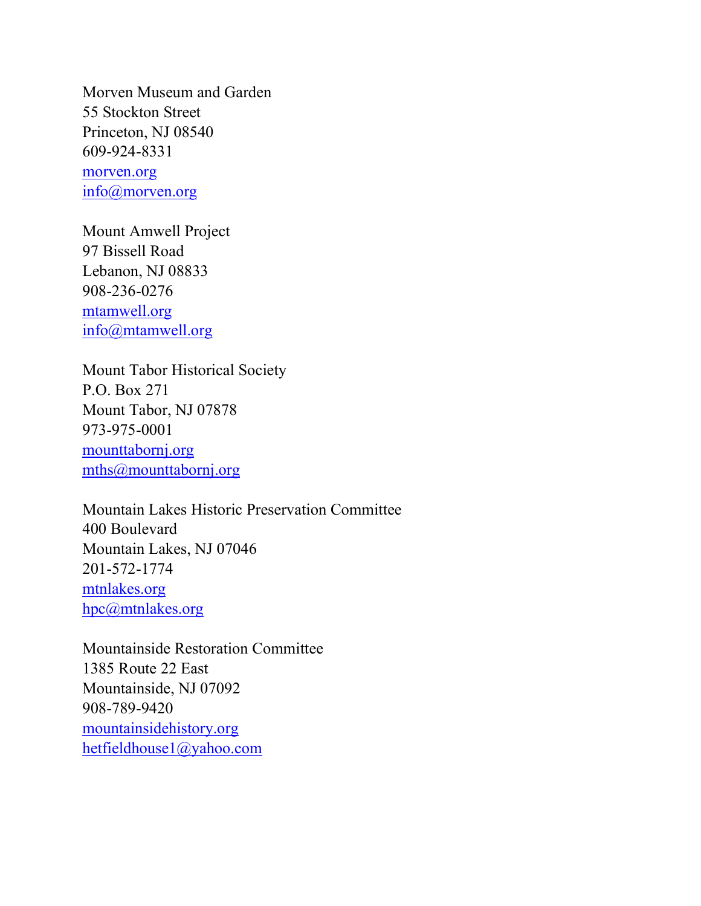Morven Museum and Garden
55 Stockton Street
Princeton, NJ 08540
609-924-8331
morven.org
info@morven.org

Mount Amwell Project
97 Bissell Road
Lebanon, NJ 08833
908-236-0276
mtamwell.org
info@mtamwell.org

Mount Tabor Historical Society
P.O. Box 271
Mount Tabor, NJ 07878
973-975-0001
mounttabornj.org
mths@mounttabornj.org

Mountain Lakes Historic Preservation Committee
400 Boulevard
Mountain Lakes, NJ 07046
201-572-1774
mtnlakes.org
hpc@mtnlakes.org

Mountainside Restoration Committee
1385 Route 22 East
Mountainside, NJ 07092
908-789-9420
mountainsidehistory.org
hetfieldhouse1@yahoo.com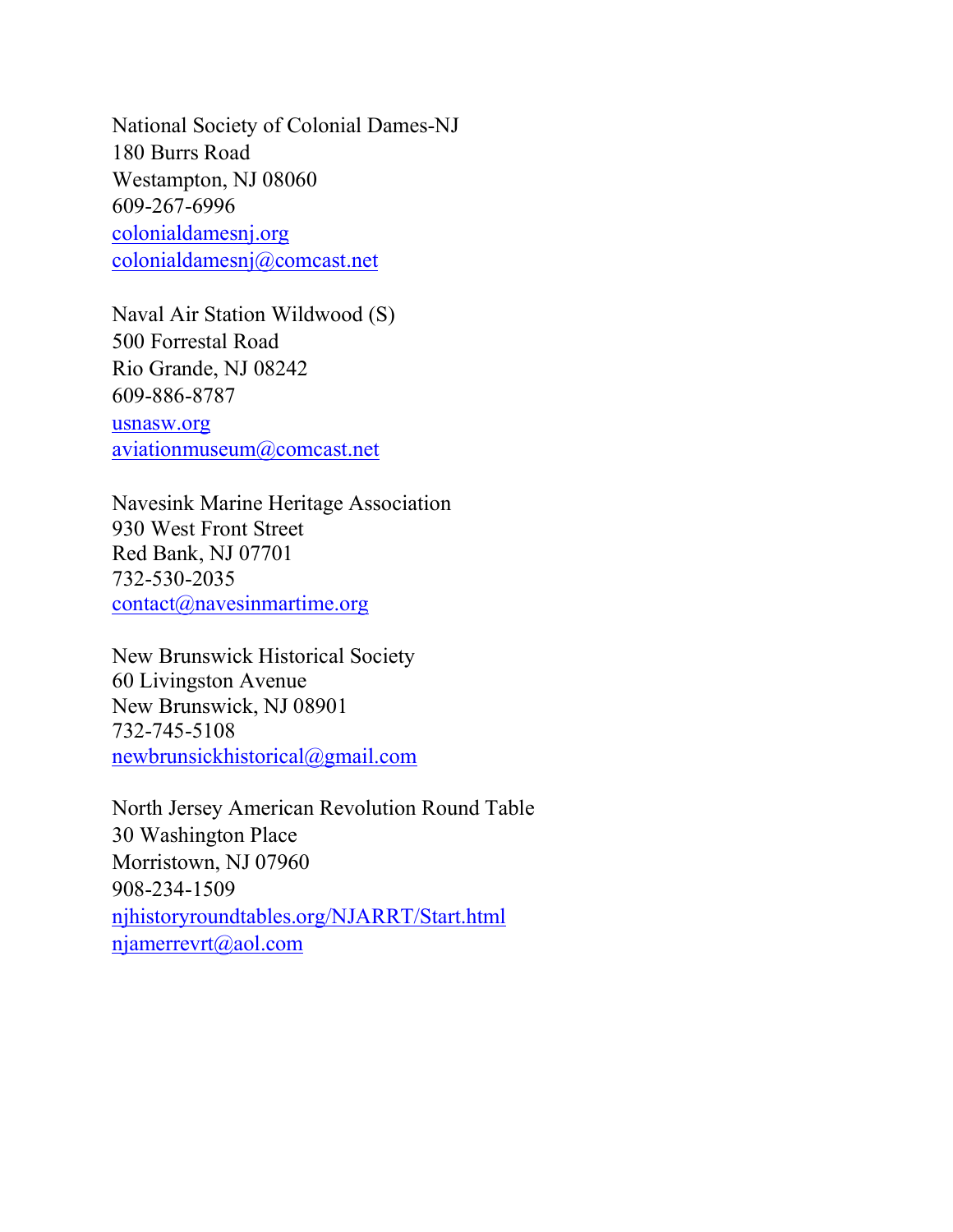National Society of Colonial Dames-NJ
180 Burrs Road
Westampton, NJ 08060
609-267-6996
colonialdamesnj.org
colonialdamesnj@comcast.net

Naval Air Station Wildwood (S)
500 Forrestal Road
Rio Grande, NJ 08242
609-886-8787
usnasw.org
aviationmuseum@comcast.net

Navesink Marine Heritage Association
930 West Front Street
Red Bank, NJ 07701
732-530-2035
contact@navesinmartime.org

New Brunswick Historical Society
60 Livingston Avenue
New Brunswick, NJ 08901
732-745-5108
newbrunsickhistorical@gmail.com

North Jersey American Revolution Round Table
30 Washington Place
Morristown, NJ 07960
908-234-1509
njhistoryroundtables.org/NJARRT/Start.html
njamerrevrt@aol.com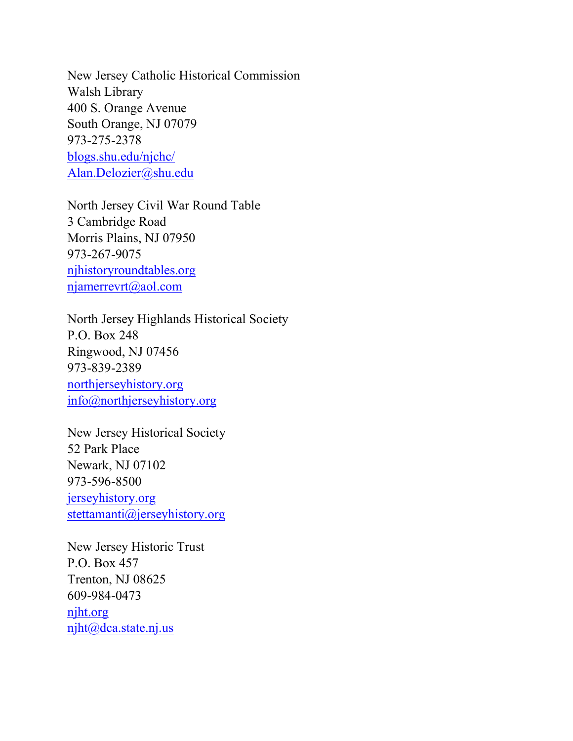New Jersey Catholic Historical Commission
Walsh Library
400 S. Orange Avenue
South Orange, NJ 07079
973-275-2378
blogs.shu.edu/njchc/
Alan.Delozier@shu.edu

North Jersey Civil War Round Table
3 Cambridge Road
Morris Plains, NJ 07950
973-267-9075
njhistoryroundtables.org
njamerrevrt@aol.com

North Jersey Highlands Historical Society
P.O. Box 248
Ringwood, NJ 07456
973-839-2389
northjerseyhistory.org
info@northjerseyhistory.org

New Jersey Historical Society
52 Park Place
Newark, NJ 07102
973-596-8500
jerseyhistory.org
stettamanti@jerseyhistory.org

New Jersey Historic Trust
P.O. Box 457
Trenton, NJ 08625
609-984-0473
njht.org
njht@dca.state.nj.us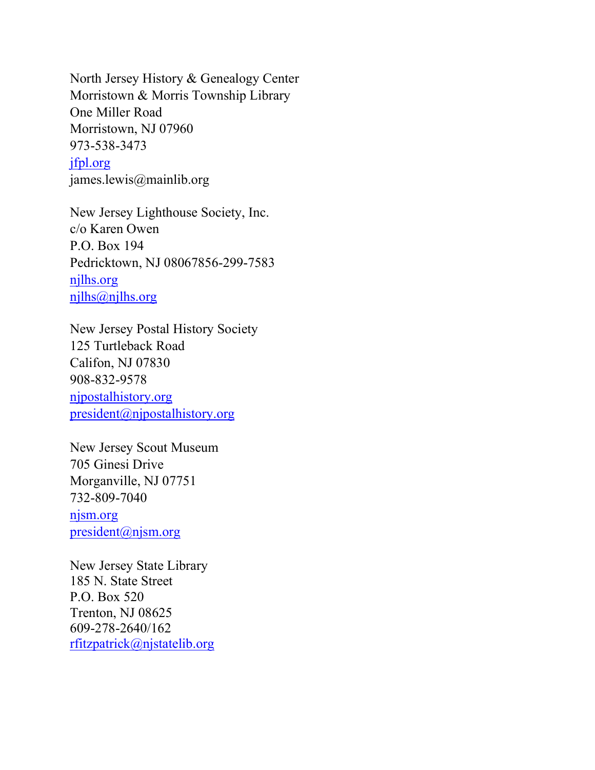North Jersey History & Genealogy Center
Morristown & Morris Township Library
One Miller Road
Morristown, NJ 07960
973-538-3473
jfpl.org
james.lewis@mainlib.org

New Jersey Lighthouse Society, Inc.
c/o Karen Owen
P.O. Box 194
Pedricktown, NJ 08067856-299-7583
njlhs.org
njlhs@njlhs.org

New Jersey Postal History Society
125 Turtleback Road
Califon, NJ 07830
908-832-9578
njpostalhistory.org
president@njpostalhistory.org

New Jersey Scout Museum
705 Ginesi Drive
Morganville, NJ 07751
732-809-7040
njsm.org
president@njsm.org

New Jersey State Library
185 N. State Street
P.O. Box 520
Trenton, NJ 08625
609-278-2640/162
rfitzpatrick@njstatelib.org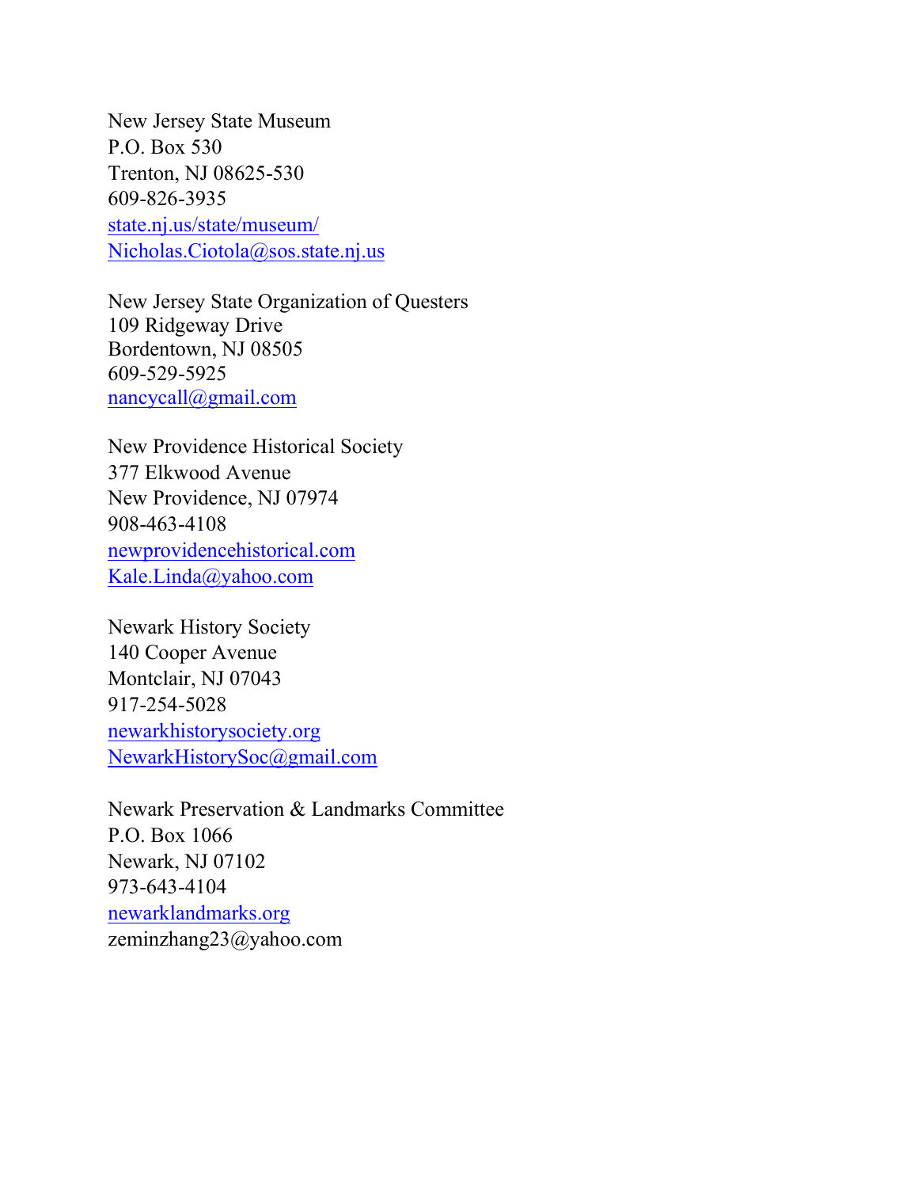New Jersey State Museum
P.O. Box 530
Trenton, NJ 08625-530
609-826-3935
state.nj.us/state/museum/
Nicholas.Ciotola@sos.state.nj.us

New Jersey State Organization of Questers
109 Ridgeway Drive
Bordentown, NJ 08505
609-529-5925
nancycall@gmail.com

New Providence Historical Society
377 Elkwood Avenue
New Providence, NJ 07974
908-463-4108
newprovidencehistorical.com
Kale.Linda@yahoo.com

Newark History Society
140 Cooper Avenue
Montclair, NJ 07043
917-254-5028
newarkhistorysociety.org
NewarkHistorySoc@gmail.com

Newark Preservation & Landmarks Committee
P.O. Box 1066
Newark, NJ 07102
973-643-4104
newarklandmarks.org
zeminzhang23@yahoo.com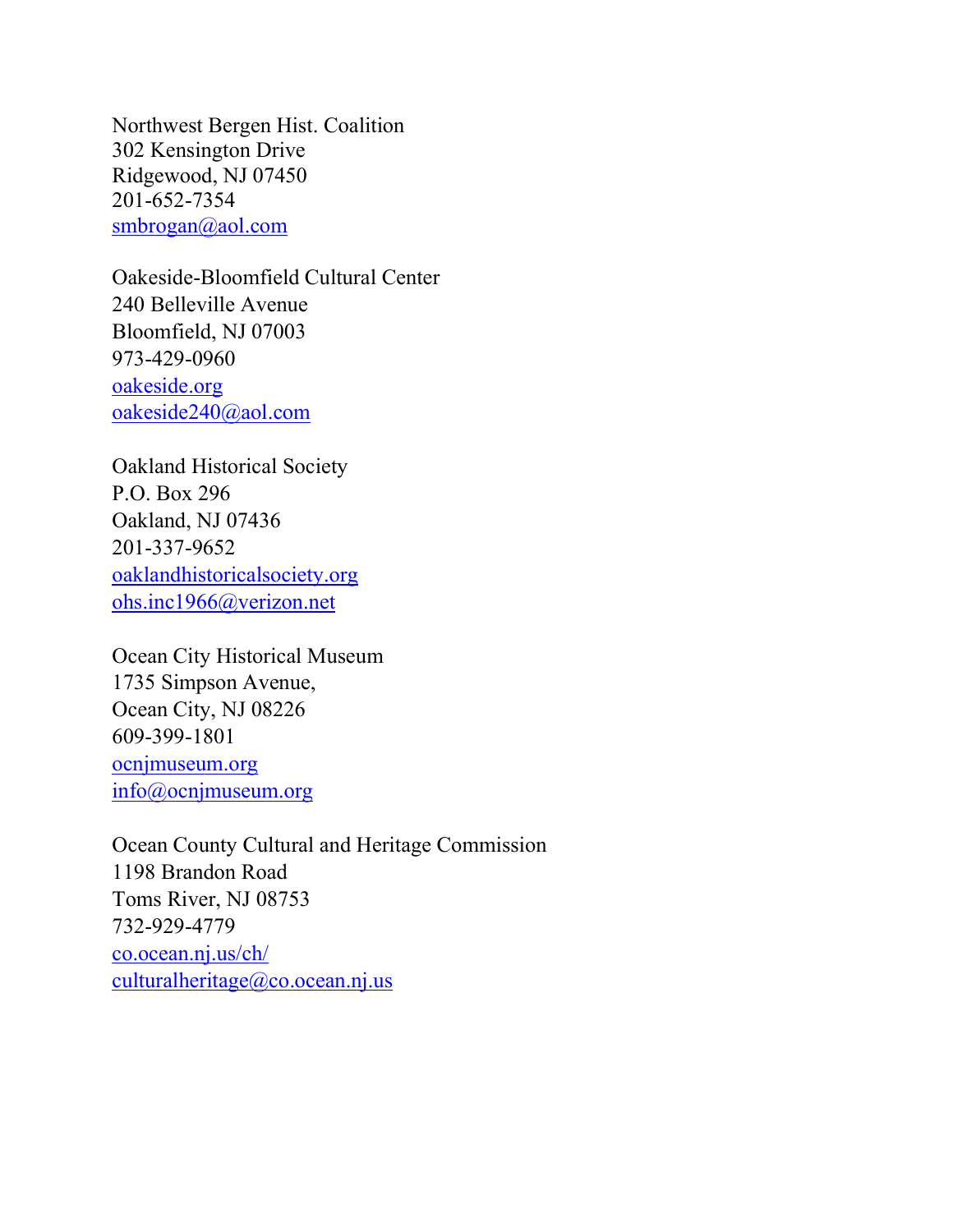Northwest Bergen Hist. Coalition
302 Kensington Drive
Ridgewood, NJ 07450
201-652-7354
smbrogan@aol.com

Oakeside-Bloomfield Cultural Center
240 Belleville Avenue
Bloomfield, NJ 07003
973-429-0960
oakeside.org
oakeside240@aol.com

Oakland Historical Society
P.O. Box 296
Oakland, NJ 07436
201-337-9652
oaklandhistoricalsociety.org
ohs.inc1966@verizon.net

Ocean City Historical Museum
1735 Simpson Avenue,
Ocean City, NJ 08226
609-399-1801
ocnjmuseum.org
info@ocnjmuseum.org

Ocean County Cultural and Heritage Commission
1198 Brandon Road
Toms River, NJ 08753
732-929-4779
co.ocean.nj.us/ch/
culturalheritage@co.ocean.nj.us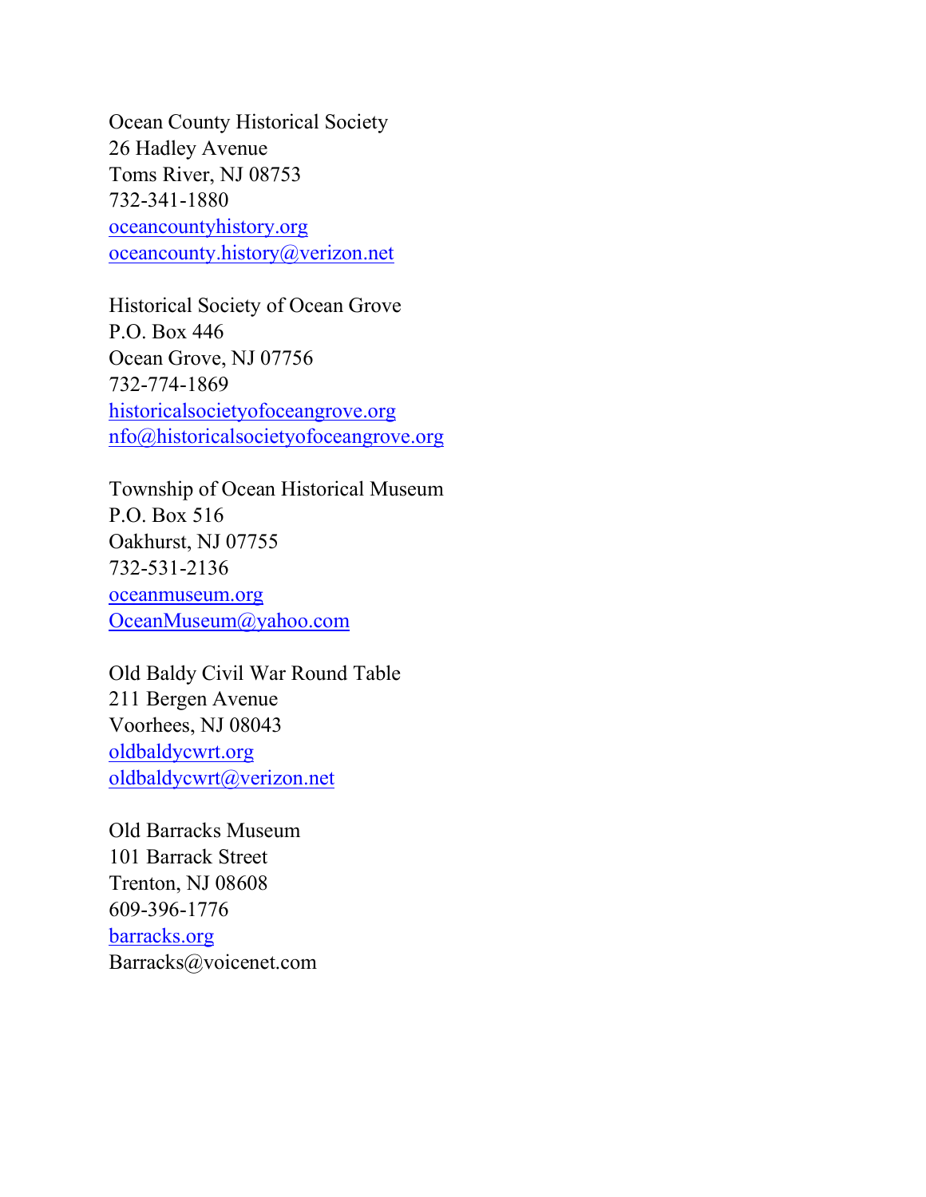Ocean County Historical Society  
26 Hadley Avenue  
Toms River, NJ 08753  
732-341-1880  
oceancountyhistory.org  
oceancounty.history@verizon.net

Historical Society of Ocean Grove  
P.O. Box 446  
Ocean Grove, NJ 07756  
732-774-1869  
historicalsocietyofoceangrove.org  
nfo@historicalsocietyofoceangrove.org

Township of Ocean Historical Museum  
P.O. Box 516  
Oakhurst, NJ 07755  
732-531-2136  
oceanmuseum.org  
OceanMuseum@yahoo.com

Old Baldy Civil War Round Table  
211 Bergen Avenue  
Voorhees, NJ 08043  
oldbaldycwrt.org  
oldbaldycwrt@verizon.net

Old Barracks Museum  
101 Barrack Street  
Trenton, NJ 08608  
609-396-1776  
barracks.org  
Barracks@voicenet.com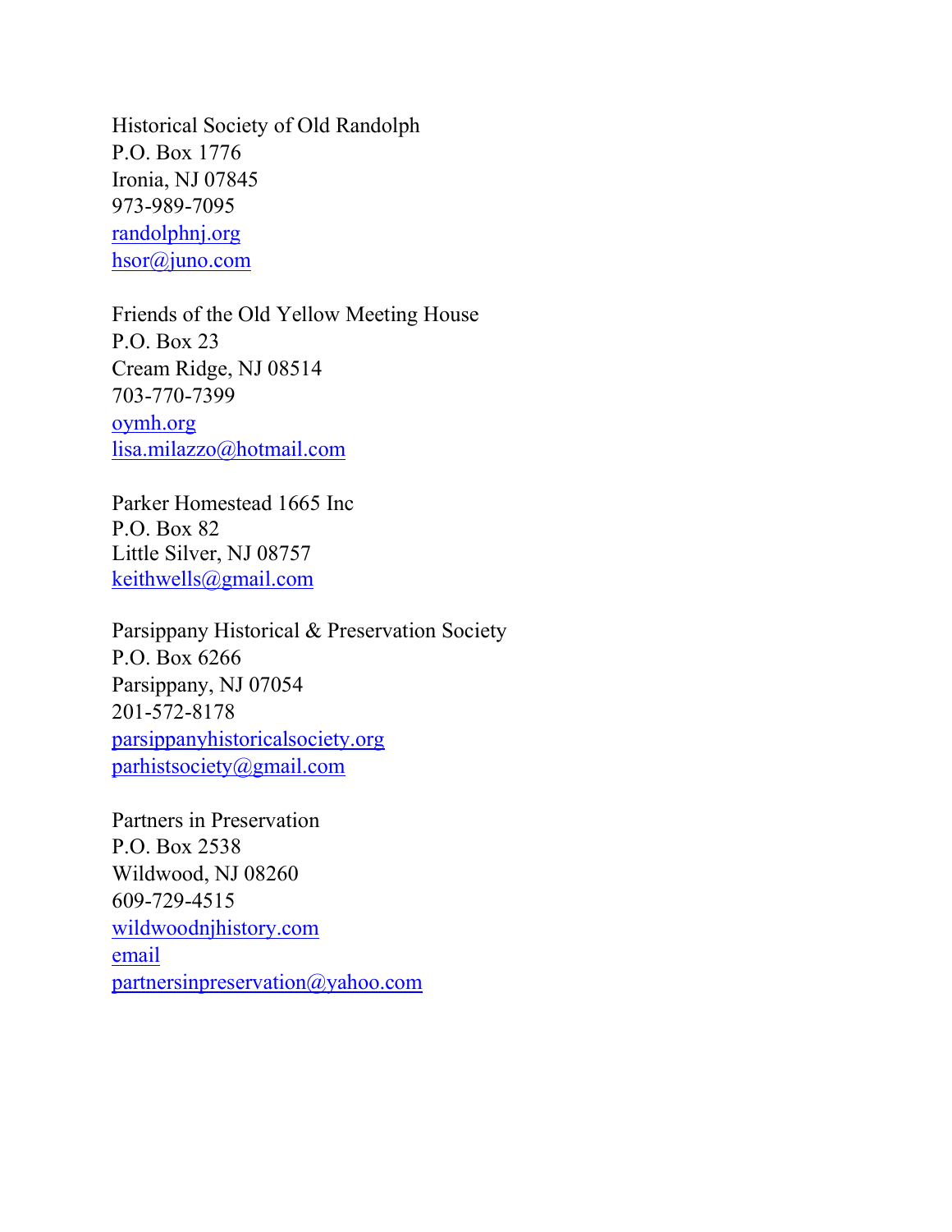Historical Society of Old Randolph
P.O. Box 1776
Ironia, NJ 07845
973-989-7095
randolphnj.org
hsor@juno.com

Friends of the Old Yellow Meeting House
P.O. Box 23
Cream Ridge, NJ 08514
703-770-7399
oymh.org
lisa.milazzo@hotmail.com

Parker Homestead 1665 Inc
P.O. Box 82
Little Silver, NJ 08757
keithwells@gmail.com

Parsippany Historical & Preservation Society
P.O. Box 6266
Parsippany, NJ 07054
201-572-8178
parsippanyhistoricalsociety.org
parhistsociety@gmail.com

Partners in Preservation
P.O. Box 2538
Wildwood, NJ 08260
609-729-4515
wildwoodnjhistory.com
email
partnersinpreservation@yahoo.com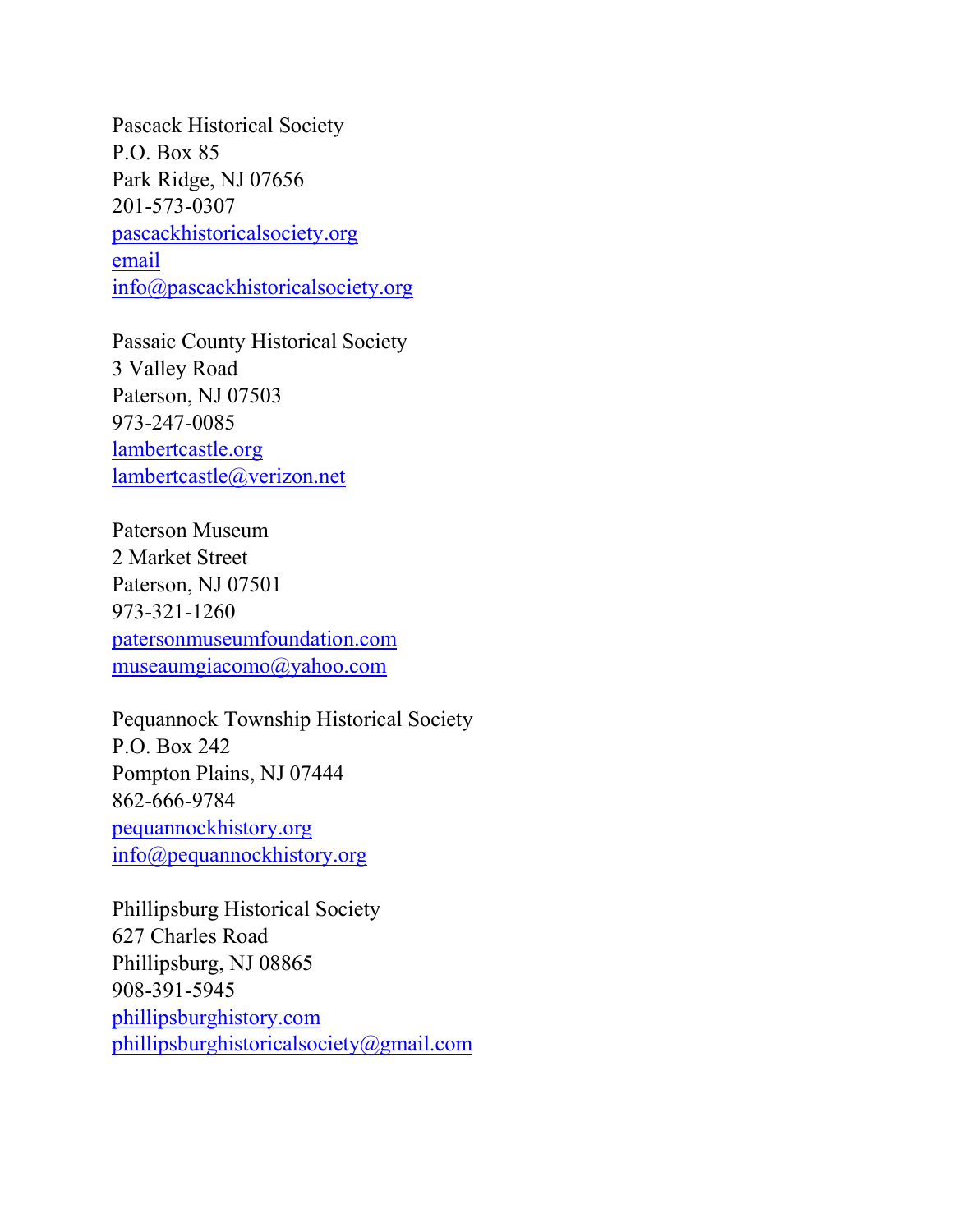Pascack Historical Society
P.O. Box 85
Park Ridge, NJ 07656
201-573-0307
pascackhistoricalsociety.org
email
info@pascackhistoricalsociety.org

Passaic County Historical Society
3 Valley Road
Paterson, NJ 07503
973-247-0085
lambertcastle.org
lambertcastle@verizon.net

Paterson Museum
2 Market Street
Paterson, NJ 07501
973-321-1260
patersonmuseumfoundation.com
museaumgiacomo@yahoo.com

Pequannock Township Historical Society
P.O. Box 242
Pompton Plains, NJ 07444
862-666-9784
pequannockhistory.org
info@pequannockhistory.org

Phillipsburg Historical Society
627 Charles Road
Phillipsburg, NJ 08865
908-391-5945
phillipsburghistory.com
phillipsburghistoricalsociety@gmail.com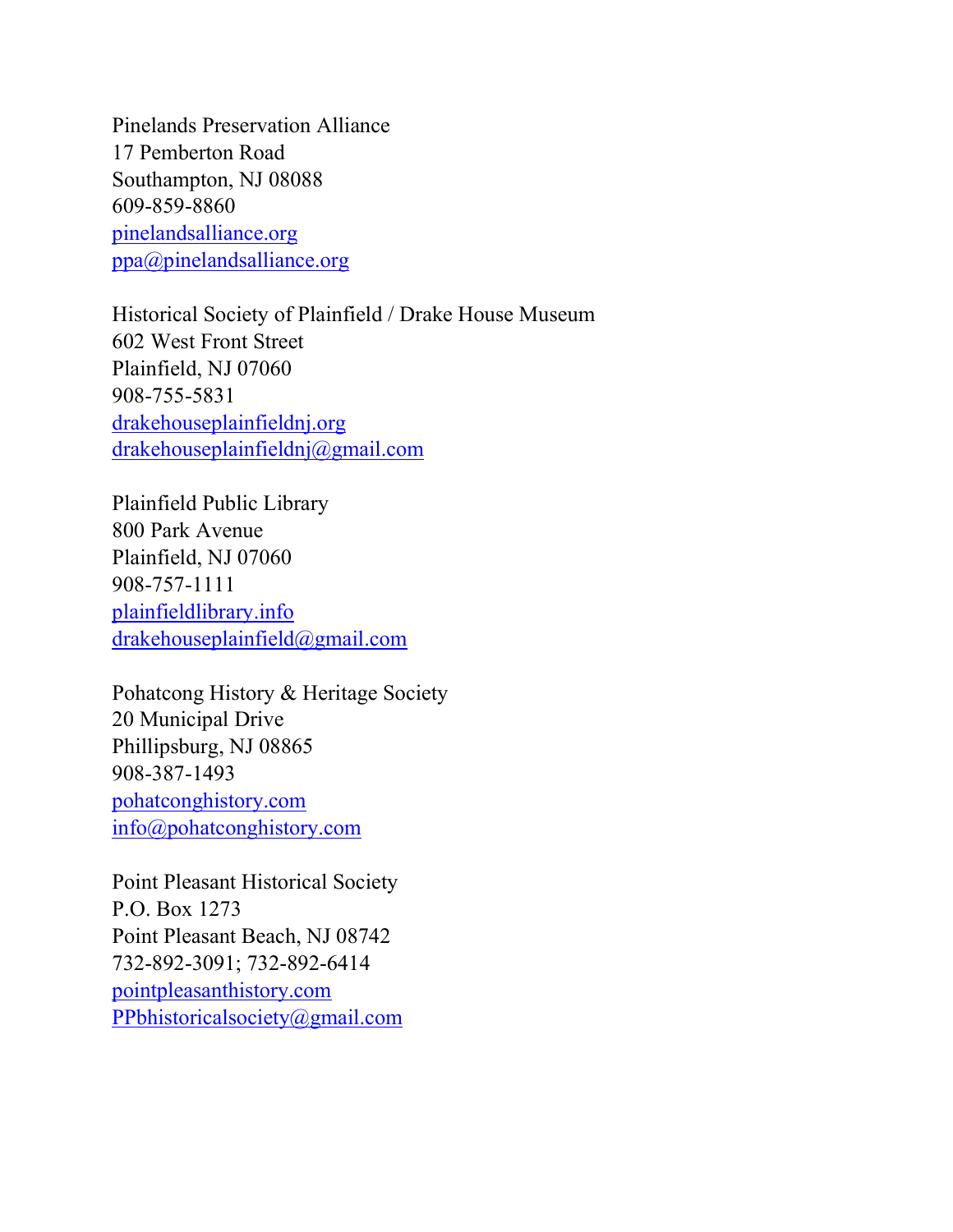Pinelands Preservation Alliance
17 Pemberton Road
Southampton, NJ 08088
609-859-8860
pinelandsalliance.org
ppa@pinelandsalliance.org

Historical Society of Plainfield / Drake House Museum
602 West Front Street
Plainfield, NJ 07060
908-755-5831
drakehouseplainfieldnj.org
drakehouseplainfieldnj@gmail.com

Plainfield Public Library
800 Park Avenue
Plainfield, NJ 07060
908-757-1111
plainfieldlibrary.info
drakehouseplainfield@gmail.com

Pohatcong History & Heritage Society
20 Municipal Drive
Phillipsburg, NJ 08865
908-387-1493
pohatconghistory.com
info@pohatconghistory.com

Point Pleasant Historical Society
P.O. Box 1273
Point Pleasant Beach, NJ 08742
732-892-3091; 732-892-6414
pointpleasanthistory.com
PPbhistoricalsociety@gmail.com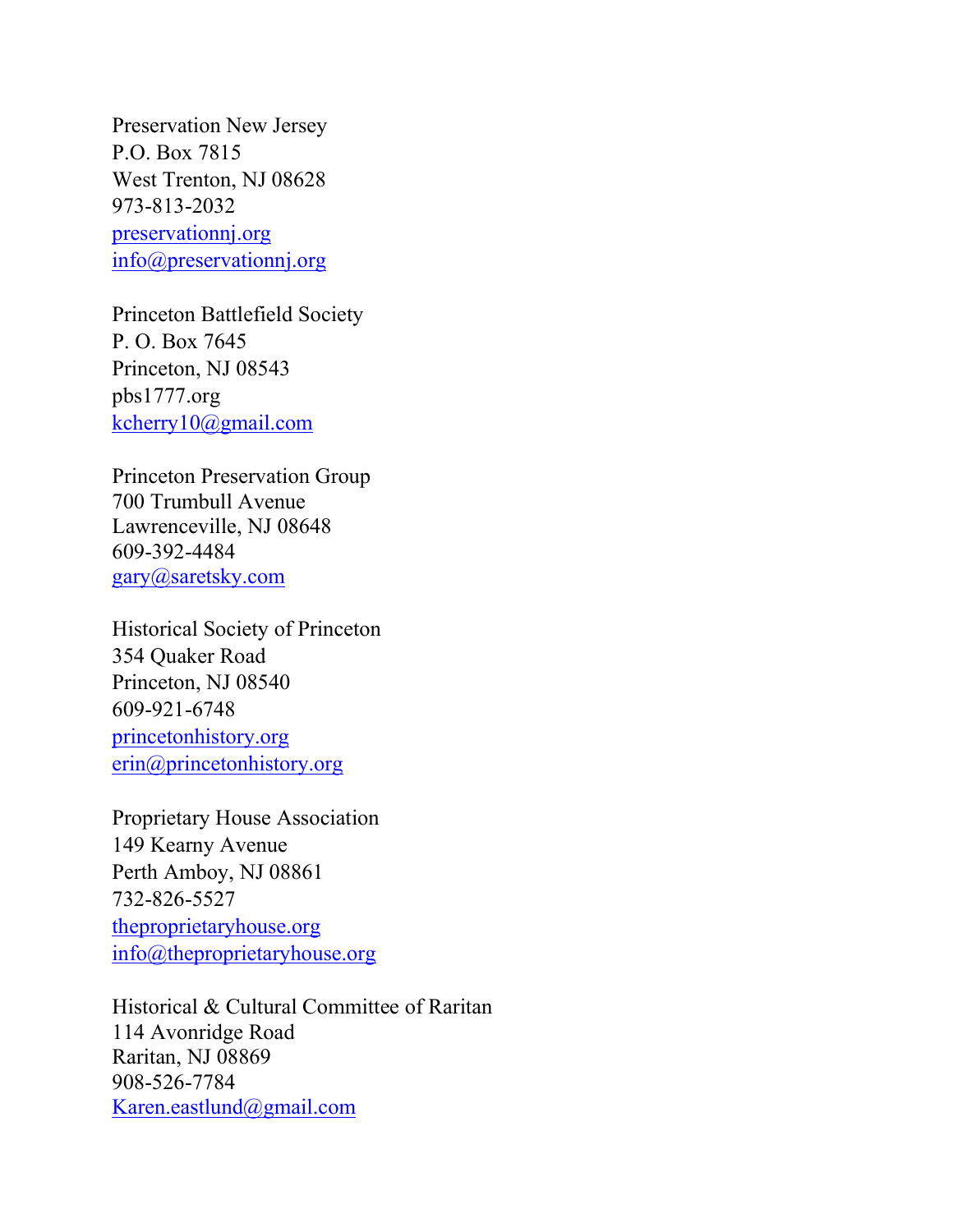Preservation New Jersey
P.O. Box 7815
West Trenton, NJ 08628
973-813-2032
preservationnj.org
info@preservationnj.org

Princeton Battlefield Society
P. O. Box 7645
Princeton, NJ 08543
pbs1777.org
kcherry10@gmail.com

Princeton Preservation Group
700 Trumbull Avenue
Lawrenceville, NJ 08648
609-392-4484
gary@saretsky.com

Historical Society of Princeton
354 Quaker Road
Princeton, NJ 08540
609-921-6748
princetonhistory.org
erin@princetonhistory.org

Proprietary House Association
149 Kearny Avenue
Perth Amboy, NJ 08861
732-826-5527
theproprietaryhouse.org
info@theproprietaryhouse.org

Historical & Cultural Committee of Raritan
114 Avonridge Road
Raritan, NJ 08869
908-526-7784
Karen.eastlund@gmail.com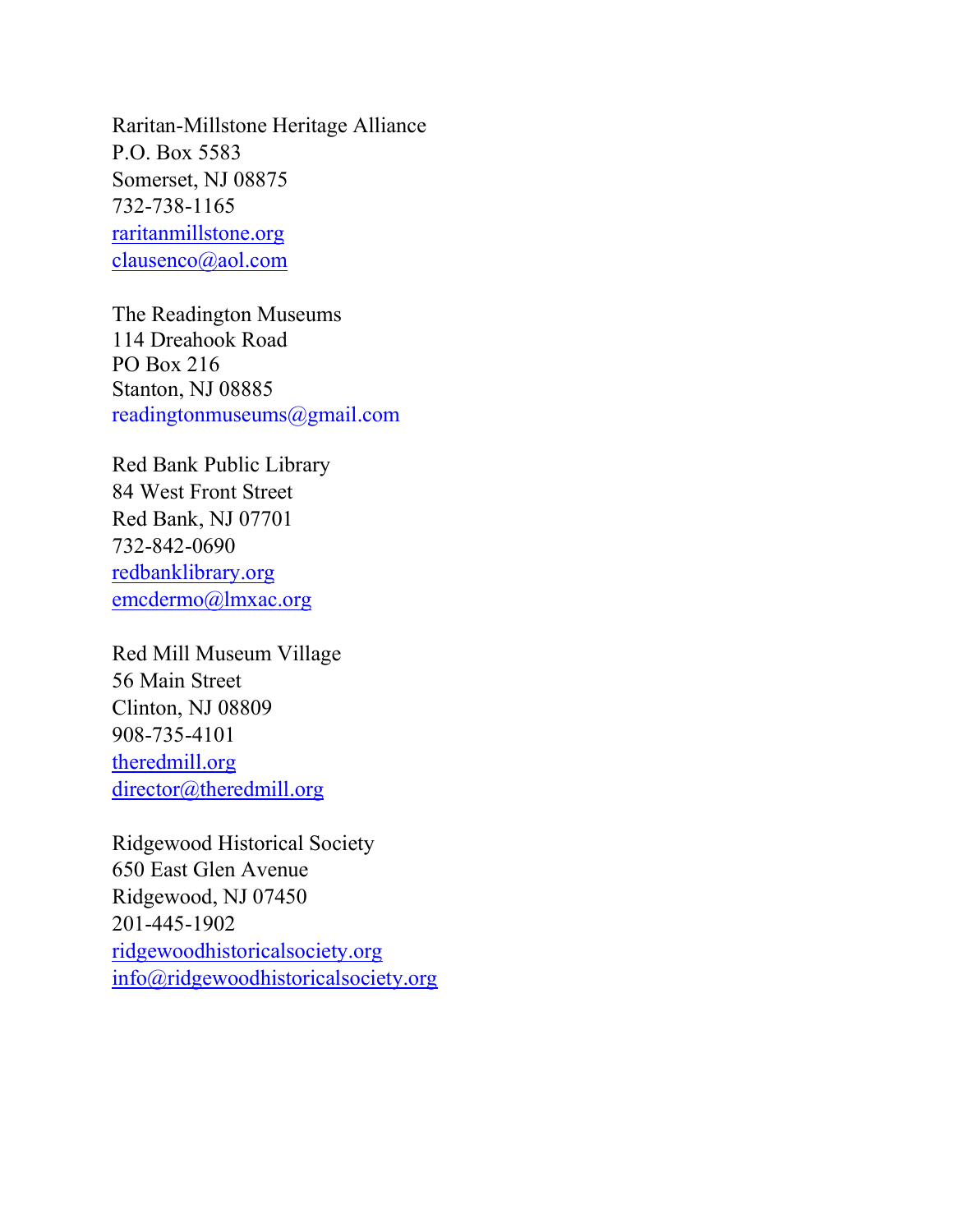Raritan-Millstone Heritage Alliance
P.O. Box 5583
Somerset, NJ 08875
732-738-1165
raritanmillstone.org
clausenco@aol.com

The Readington Museums
114 Dreahook Road
PO Box 216
Stanton, NJ 08885
readingtonmuseums@gmail.com

Red Bank Public Library
84 West Front Street
Red Bank, NJ 07701
732-842-0690
redbanklibrary.org
emcdermo@lmxac.org

Red Mill Museum Village
56 Main Street
Clinton, NJ 08809
908-735-4101
theredmill.org
director@theredmill.org

Ridgewood Historical Society
650 East Glen Avenue
Ridgewood, NJ 07450
201-445-1902
ridgewoodhistoricalsociety.org
info@ridgewoodhistoricalsociety.org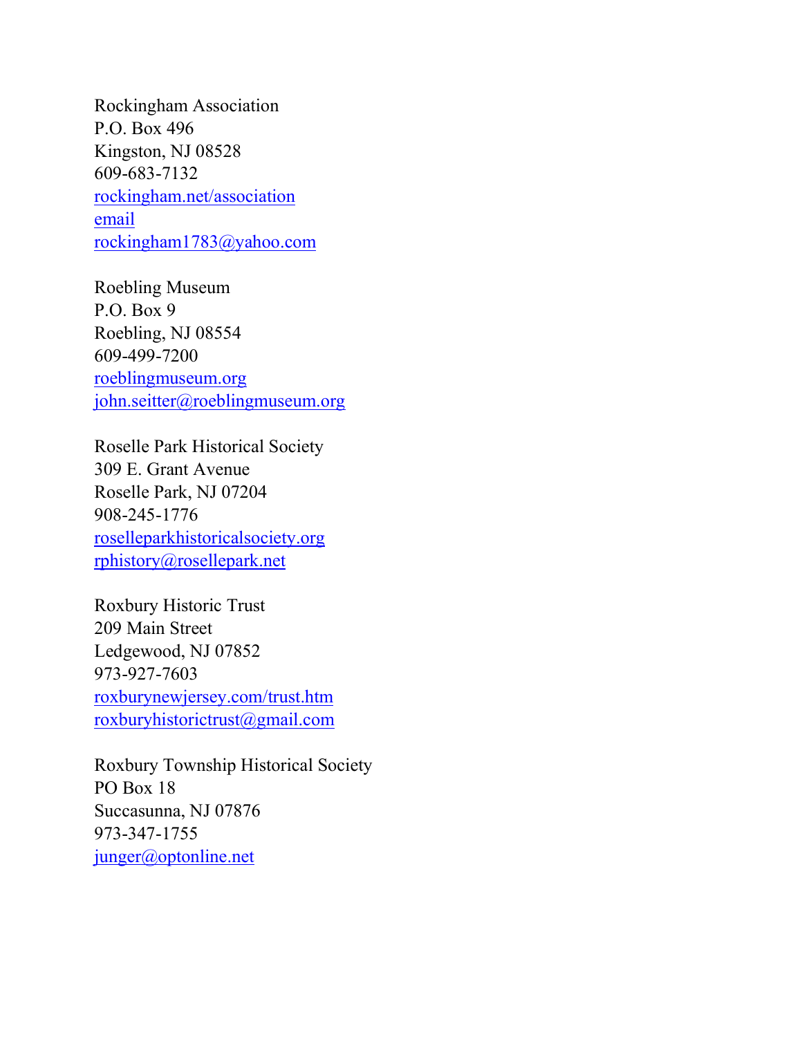Rockingham Association  
P.O. Box 496  
Kingston, NJ 08528  
609-683-7132  
rockingham.net/association  
email  
rockingham1783@yahoo.com

Roebling Museum  
P.O. Box 9  
Roebling, NJ 08554  
609-499-7200  
roeblingmuseum.org  
john.seitter@roeblingmuseum.org

Roselle Park Historical Society  
309 E. Grant Avenue  
Roselle Park, NJ 07204  
908-245-1776  
roselleparkhistoricalsociety.org  
rphistory@rosellepark.net

Roxbury Historic Trust  
209 Main Street  
Ledgewood, NJ 07852  
973-927-7603  
roxburynewjersey.com/trust.htm  
roxburyhistorictrust@gmail.com

Roxbury Township Historical Society  
PO Box 18  
Succasunna, NJ 07876  
973-347-1755  
junger@optonline.net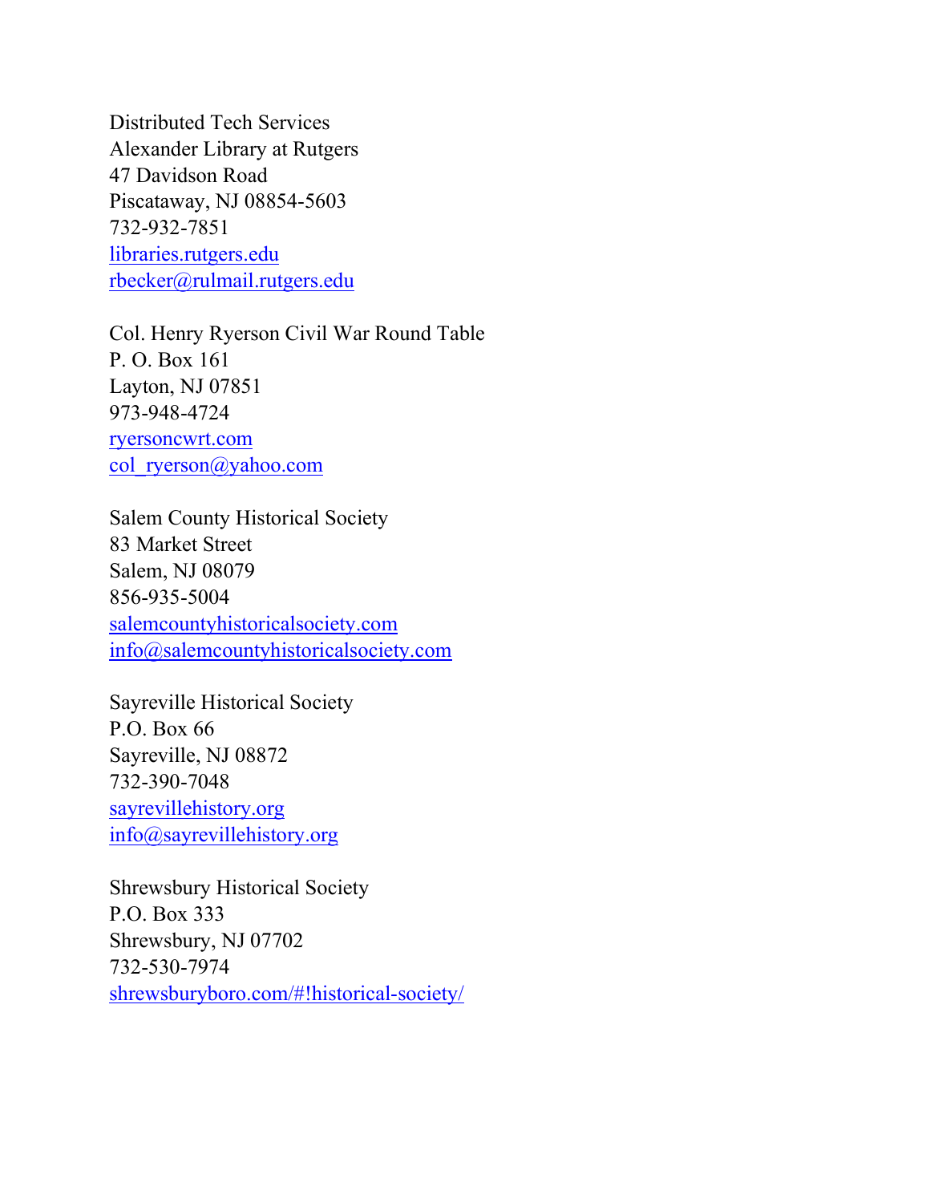Distributed Tech Services
Alexander Library at Rutgers
47 Davidson Road
Piscataway, NJ 08854-5603
732-932-7851
libraries.rutgers.edu
rbecker@rulmail.rutgers.edu

Col. Henry Ryerson Civil War Round Table
P. O. Box 161
Layton, NJ 07851
973-948-4724
ryersoncwrt.com
col_ryerson@yahoo.com

Salem County Historical Society
83 Market Street
Salem, NJ 08079
856-935-5004
salemcountyhistoricalsociety.com
info@salemcountyhistoricalsociety.com

Sayreville Historical Society
P.O. Box 66
Sayreville, NJ 08872
732-390-7048
sayrevillehistory.org
info@sayrevillehistory.org

Shrewsbury Historical Society
P.O. Box 333
Shrewsbury, NJ 07702
732-530-7974
shrewsburyboro.com/#!historical-society/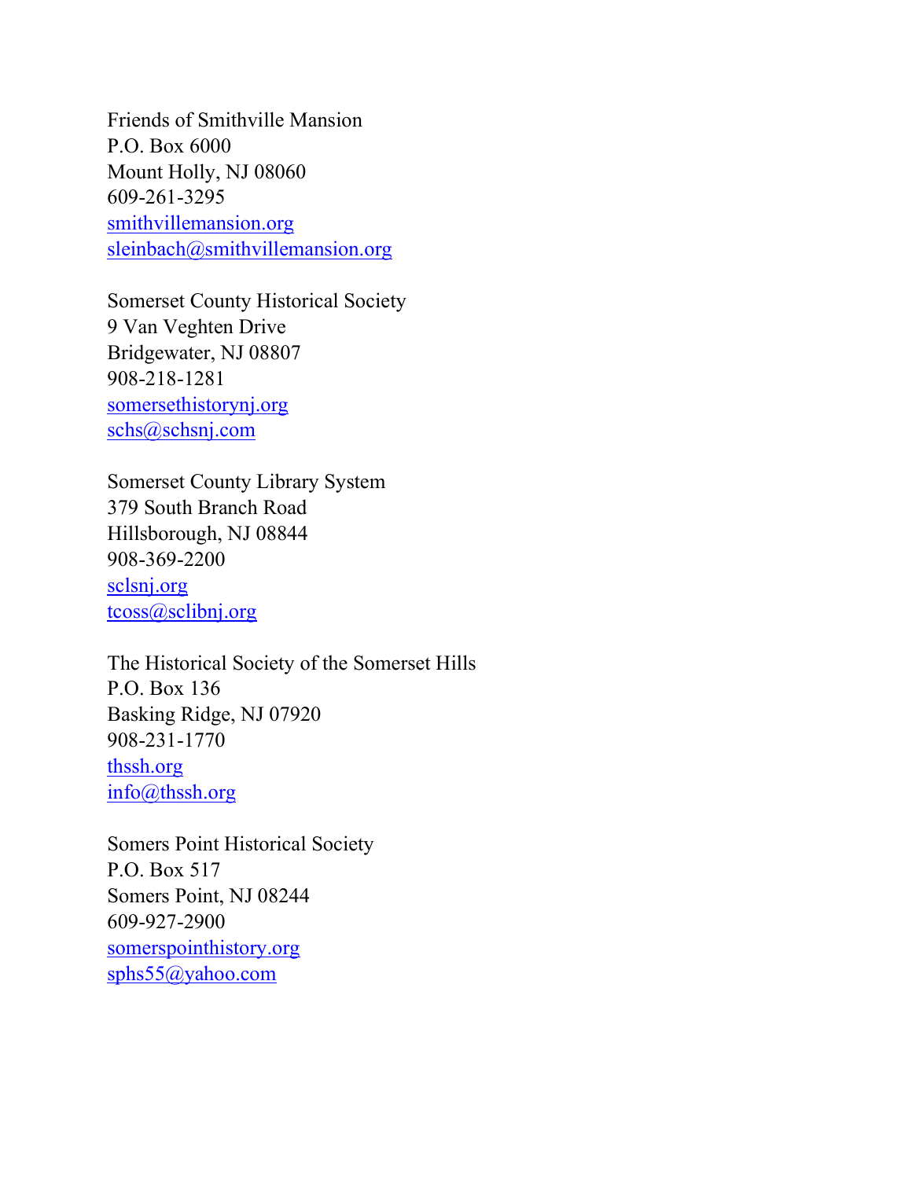Friends of Smithville Mansion
P.O. Box 6000
Mount Holly, NJ 08060
609-261-3295
smithvillemansion.org
sleinbach@smithvillemansion.org

Somerset County Historical Society
9 Van Veghten Drive
Bridgewater, NJ 08807
908-218-1281
somersethistorynj.org
schs@schsnj.com

Somerset County Library System
379 South Branch Road
Hillsborough, NJ 08844
908-369-2200
sclsnj.org
tcoss@sclibnj.org

The Historical Society of the Somerset Hills
P.O. Box 136
Basking Ridge, NJ 07920
908-231-1770
thssh.org
info@thssh.org

Somers Point Historical Society
P.O. Box 517
Somers Point, NJ 08244
609-927-2900
somerspointhistory.org
sphs55@yahoo.com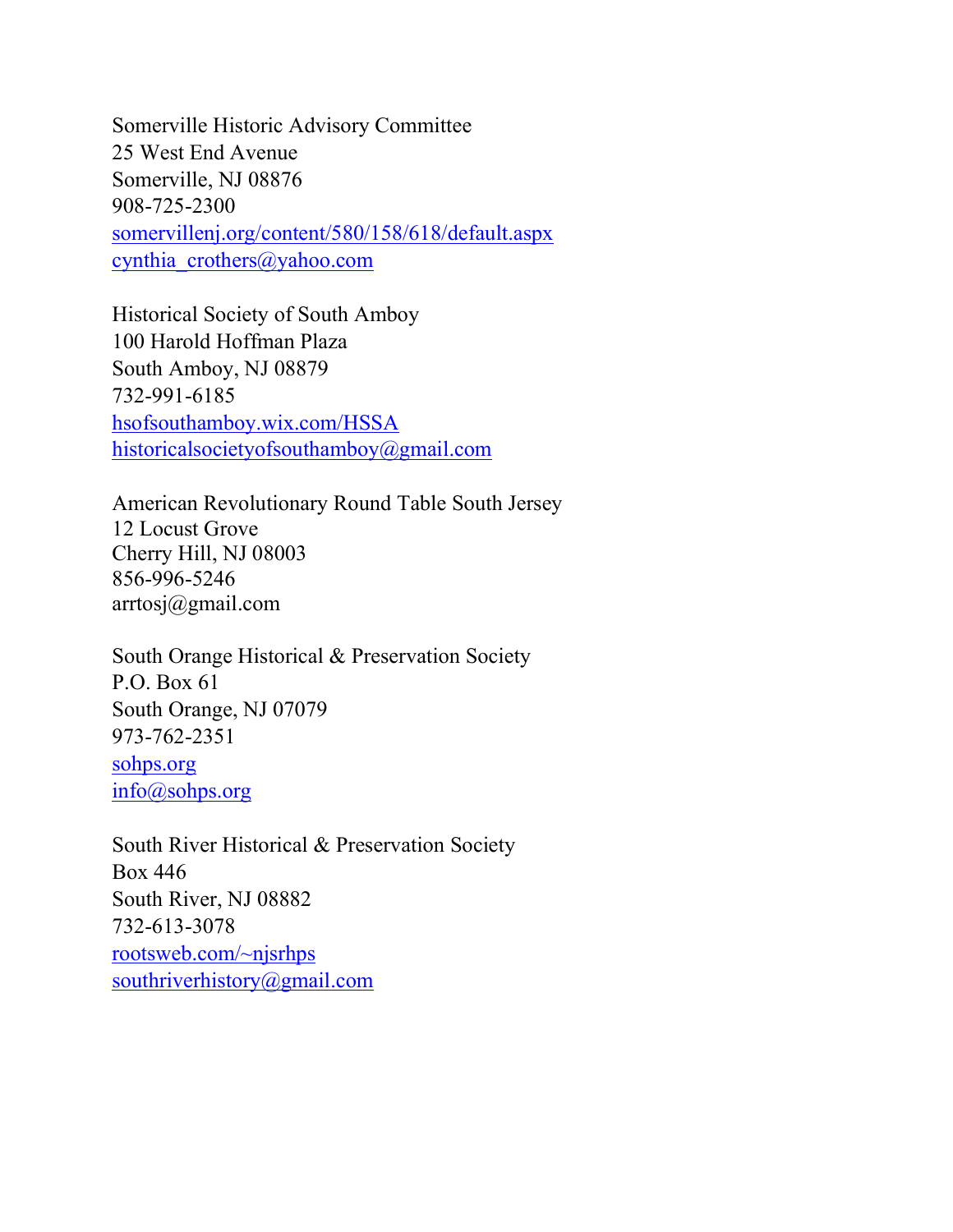Somerville Historic Advisory Committee
25 West End Avenue
Somerville, NJ 08876
908-725-2300
somervillenj.org/content/580/158/618/default.aspx
cynthia_crothers@yahoo.com

Historical Society of South Amboy
100 Harold Hoffman Plaza
South Amboy, NJ 08879
732-991-6185
hsofsouthamboy.wix.com/HSSA
historicalsocietyofsouthamboy@gmail.com

American Revolutionary Round Table South Jersey
12 Locust Grove
Cherry Hill, NJ 08003
856-996-5246
arrtosj@gmail.com

South Orange Historical & Preservation Society
P.O. Box 61
South Orange, NJ 07079
973-762-2351
sohps.org
info@sohps.org

South River Historical & Preservation Society
Box 446
South River, NJ 08882
732-613-3078
rootsweb.com/~njsrhps
southriverhistory@gmail.com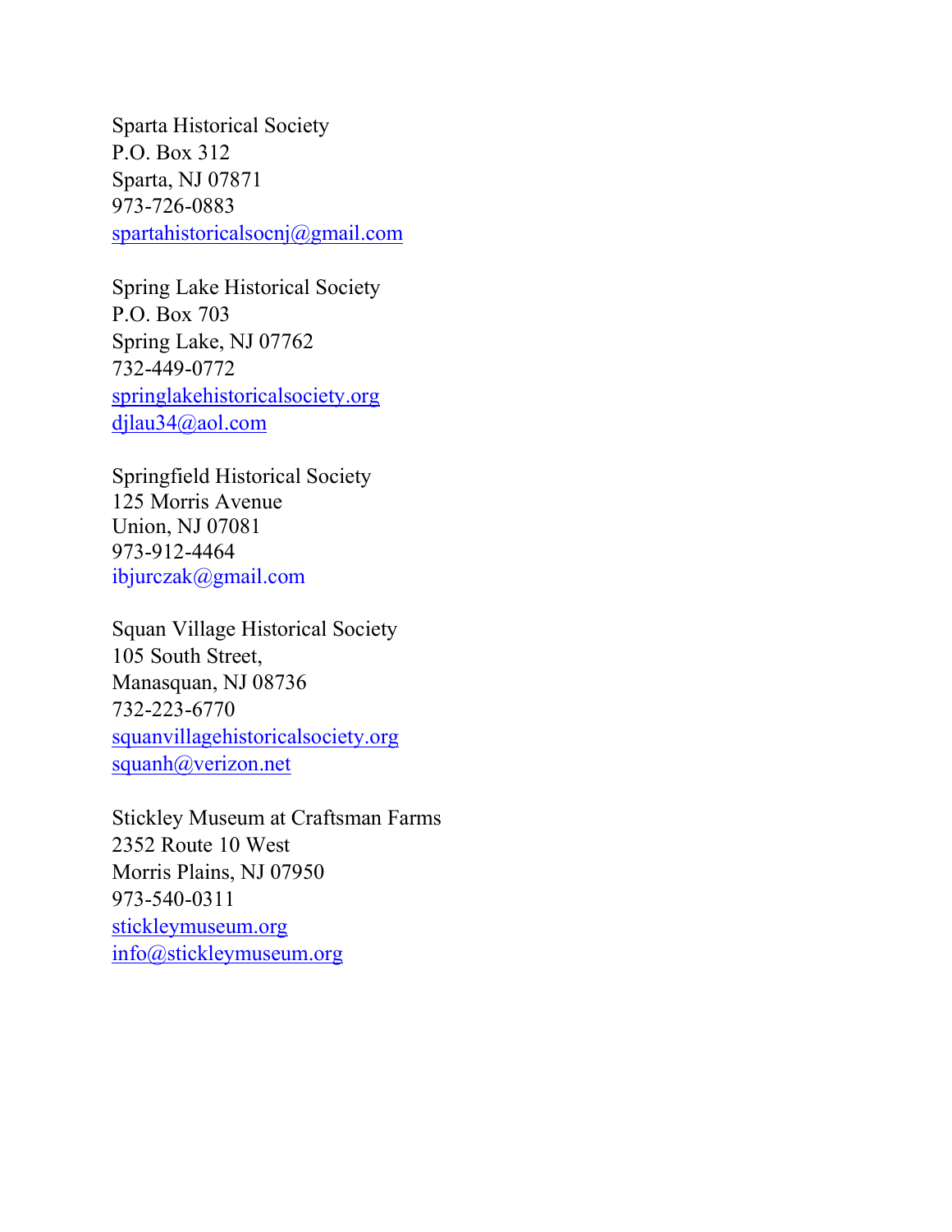Sparta Historical Society
P.O. Box 312
Sparta, NJ 07871
973-726-0883
spartahistoricalsocnj@gmail.com

Spring Lake Historical Society
P.O. Box 703
Spring Lake, NJ 07762
732-449-0772
springlakehistoricalsociety.org
djlau34@aol.com

Springfield Historical Society
125 Morris Avenue
Union, NJ 07081
973-912-4464
ibjurczak@gmail.com

Squan Village Historical Society
105 South Street,
Manasquan, NJ 08736
732-223-6770
squanvillagehistoricalsociety.org
squanh@verizon.net

Stickley Museum at Craftsman Farms
2352 Route 10 West
Morris Plains, NJ 07950
973-540-0311
stickleymuseum.org
info@stickleymuseum.org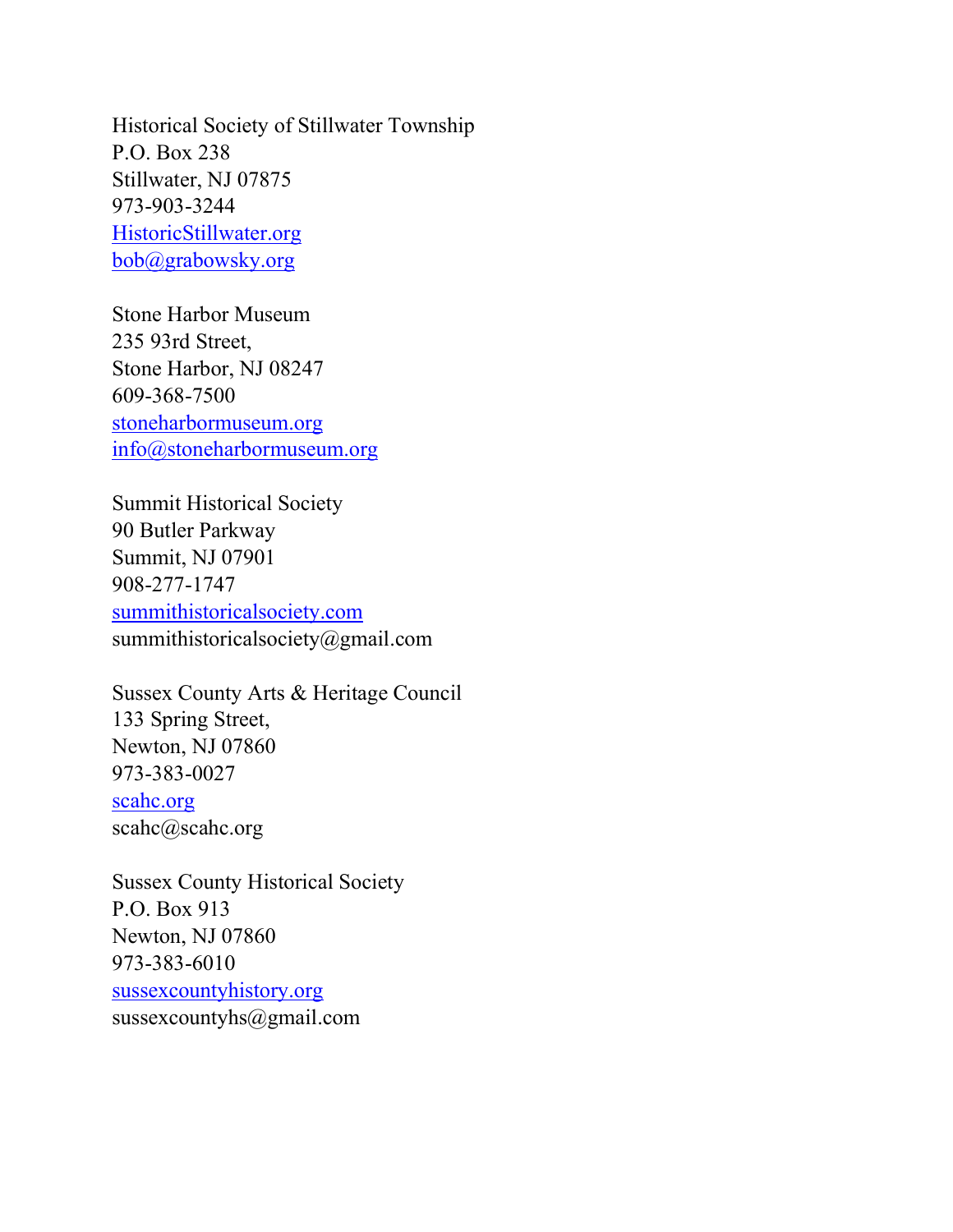Historical Society of Stillwater Township
P.O. Box 238
Stillwater, NJ 07875
973-903-3244
HistoricStillwater.org
bob@grabowsky.org

Stone Harbor Museum
235 93rd Street,
Stone Harbor, NJ 08247
609-368-7500
stoneharbormuseum.org
info@stoneharbormuseum.org

Summit Historical Society
90 Butler Parkway
Summit, NJ 07901
908-277-1747
summithistoricalsociety.com
summithistoricalsociety@gmail.com

Sussex County Arts & Heritage Council
133 Spring Street,
Newton, NJ 07860
973-383-0027
scahc.org
scahc@scahc.org

Sussex County Historical Society
P.O. Box 913
Newton, NJ 07860
973-383-6010
sussexcountyhistory.org
sussexcountyhs@gmail.com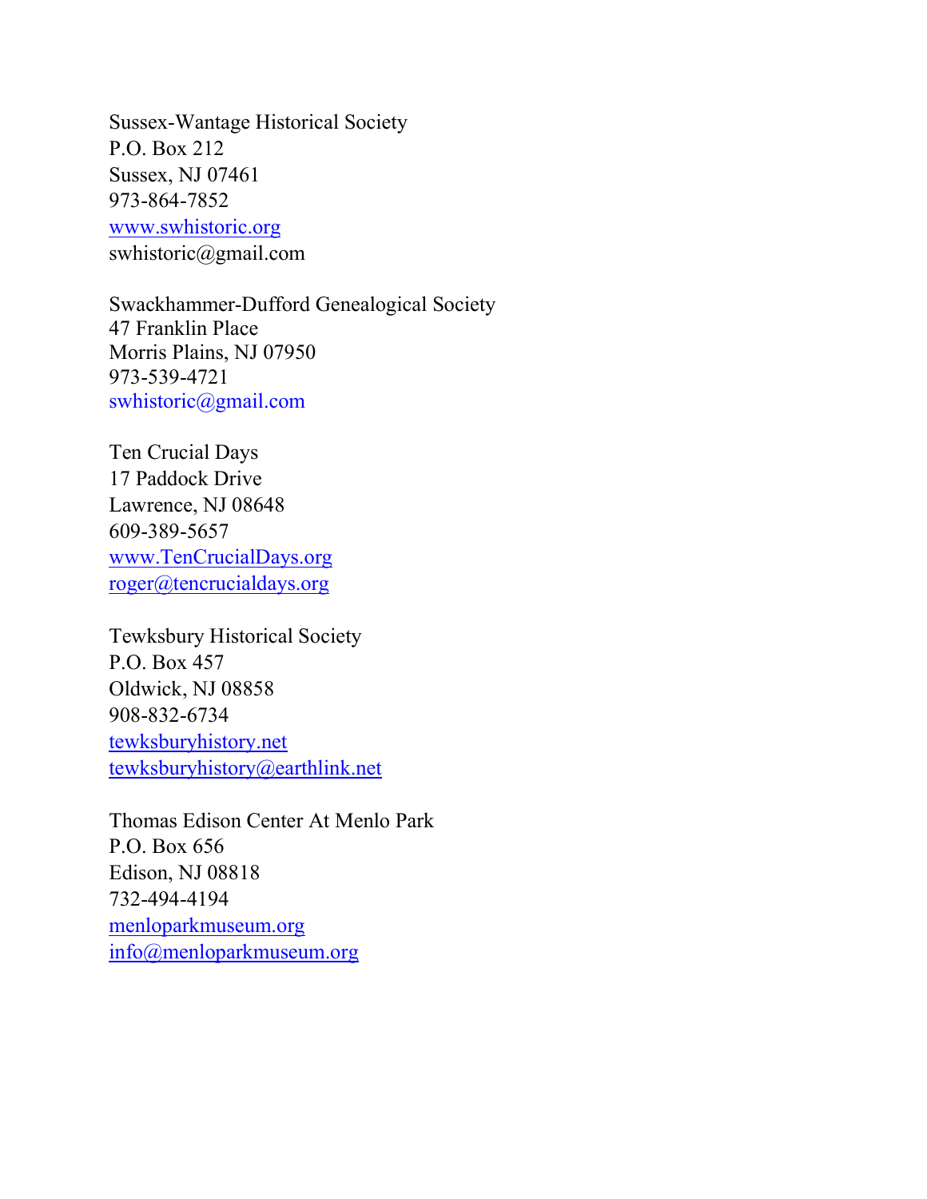Sussex-Wantage Historical Society
P.O. Box 212
Sussex, NJ 07461
973-864-7852
www.swhistoric.org
swhistoric@gmail.com

Swackhammer-Dufford Genealogical Society
47 Franklin Place
Morris Plains, NJ 07950
973-539-4721
swhistoric@gmail.com

Ten Crucial Days
17 Paddock Drive
Lawrence, NJ 08648
609-389-5657
www.TenCrucialDays.org
roger@tencrucialdays.org

Tewksbury Historical Society
P.O. Box 457
Oldwick, NJ 08858
908-832-6734
tewksburyhistory.net
tewksburyhistory@earthlink.net

Thomas Edison Center At Menlo Park
P.O. Box 656
Edison, NJ 08818
732-494-4194
menloparkmuseum.org
info@menloparkmuseum.org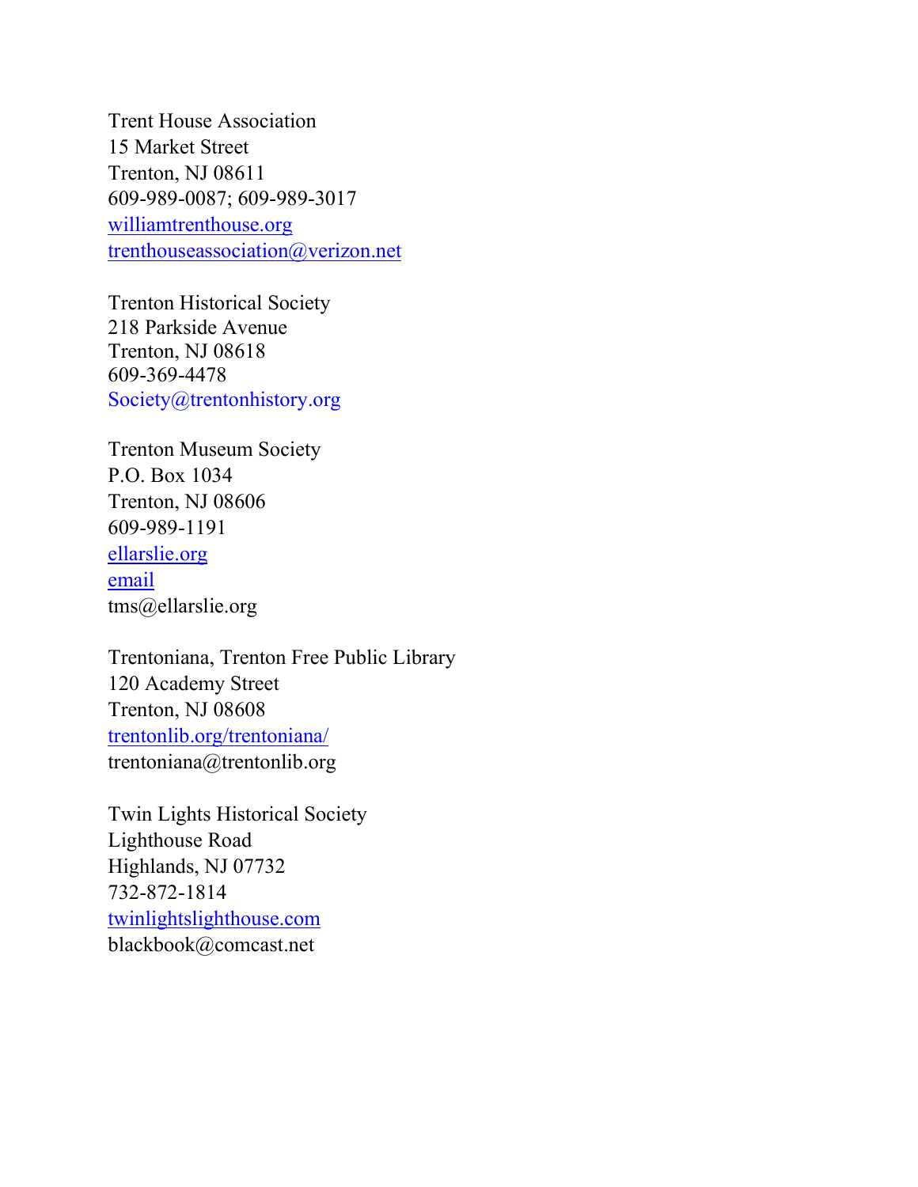Trent House Association
15 Market Street
Trenton, NJ 08611
609-989-0087; 609-989-3017
williamtrenthouse.org
trenthouseassociation@verizon.net

Trenton Historical Society
218 Parkside Avenue
Trenton, NJ 08618
609-369-4478
Society@trentonhistory.org

Trenton Museum Society
P.O. Box 1034
Trenton, NJ 08606
609-989-1191
ellarslie.org
email
tms@ellarslie.org

Trentoniana, Trenton Free Public Library
120 Academy Street
Trenton, NJ 08608
trentonlib.org/trentoniana/
trentoniana@trentonlib.org

Twin Lights Historical Society
Lighthouse Road
Highlands, NJ 07732
732-872-1814
twinlightslighthouse.com
blackbook@comcast.net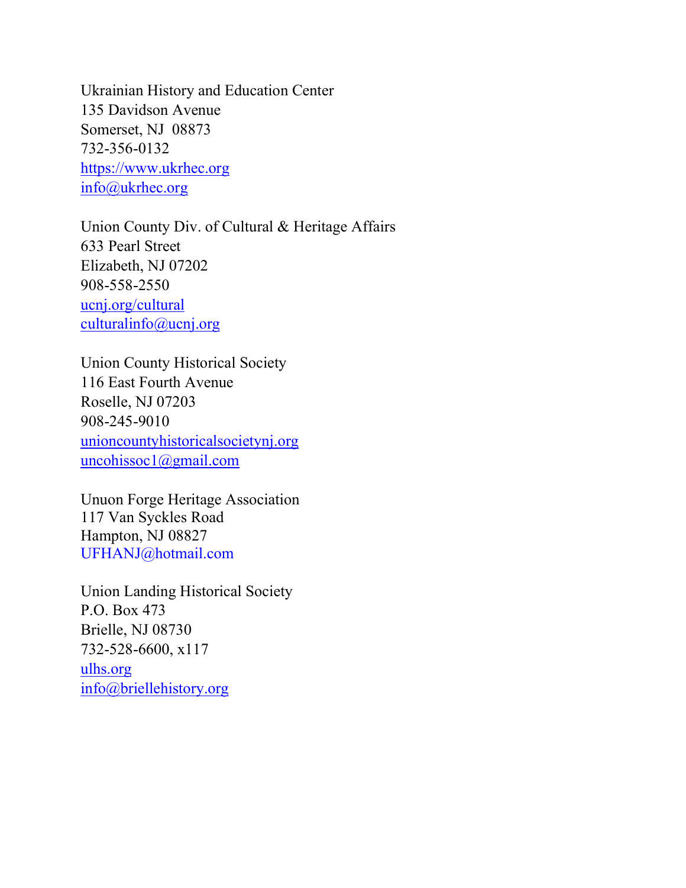Ukrainian History and Education Center
135 Davidson Avenue
Somerset, NJ  08873
732-356-0132
https://www.ukrhec.org
info@ukrhec.org

Union County Div. of Cultural & Heritage Affairs
633 Pearl Street
Elizabeth, NJ 07202
908-558-2550
ucnj.org/cultural
culturalinfo@ucnj.org

Union County Historical Society
116 East Fourth Avenue
Roselle, NJ 07203
908-245-9010
unioncountyhistoricalsocietynj.org
uncohissoc1@gmail.com

Unuon Forge Heritage Association
117 Van Syckles Road
Hampton, NJ 08827
UFHANJ@hotmail.com

Union Landing Historical Society
P.O. Box 473
Brielle, NJ 08730
732-528-6600, x117
ulhs.org
info@briellehistory.org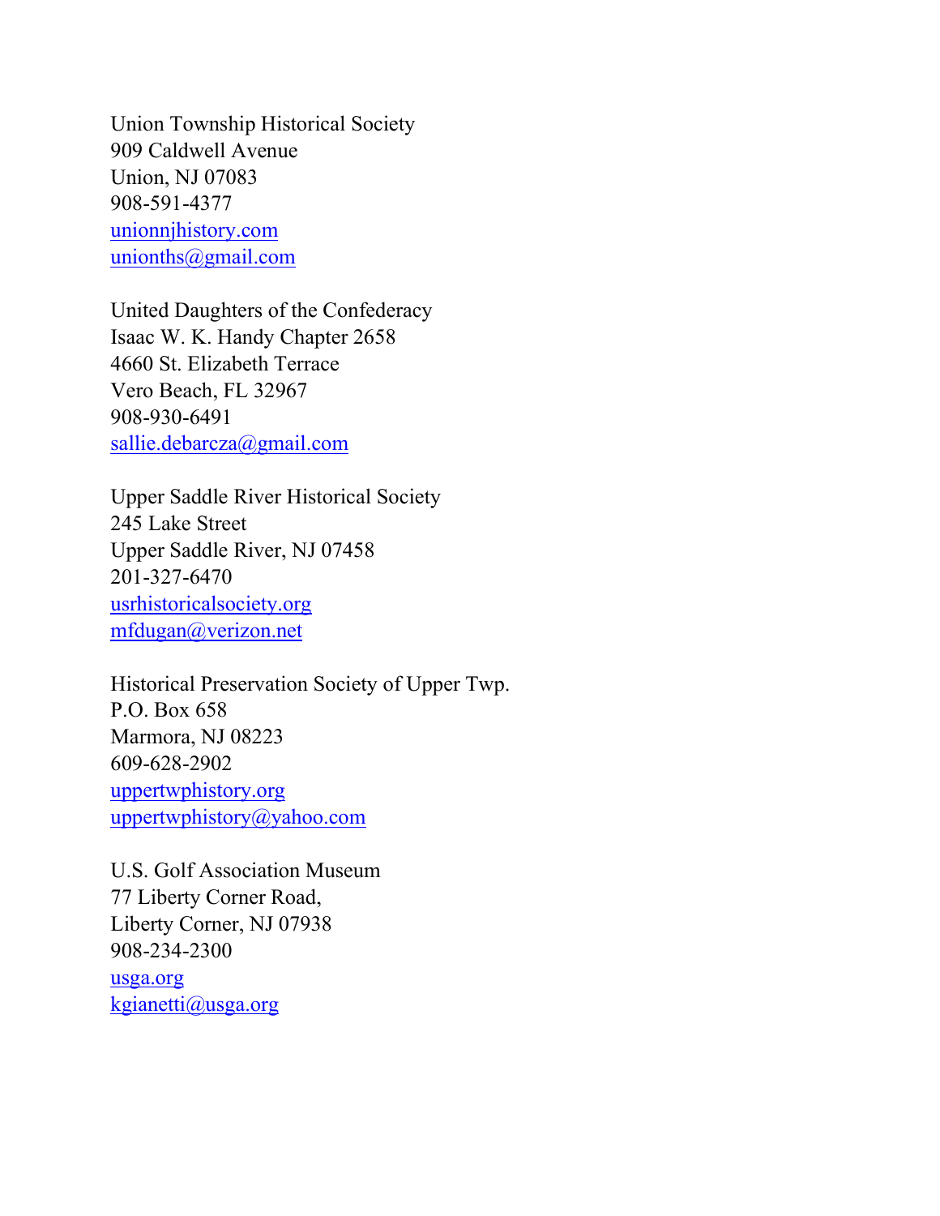Union Township Historical Society
909 Caldwell Avenue
Union, NJ 07083
908-591-4377
unionnjhistory.com
unionths@gmail.com

United Daughters of the Confederacy
Isaac W. K. Handy Chapter 2658
4660 St. Elizabeth Terrace
Vero Beach, FL 32967
908-930-6491
sallie.debarcza@gmail.com

Upper Saddle River Historical Society
245 Lake Street
Upper Saddle River, NJ 07458
201-327-6470
usrhistoricalsociety.org
mfdugan@verizon.net

Historical Preservation Society of Upper Twp.
P.O. Box 658
Marmora, NJ 08223
609-628-2902
uppertwphistory.org
uppertwphistory@yahoo.com

U.S. Golf Association Museum
77 Liberty Corner Road,
Liberty Corner, NJ 07938
908-234-2300
usga.org
kgianetti@usga.org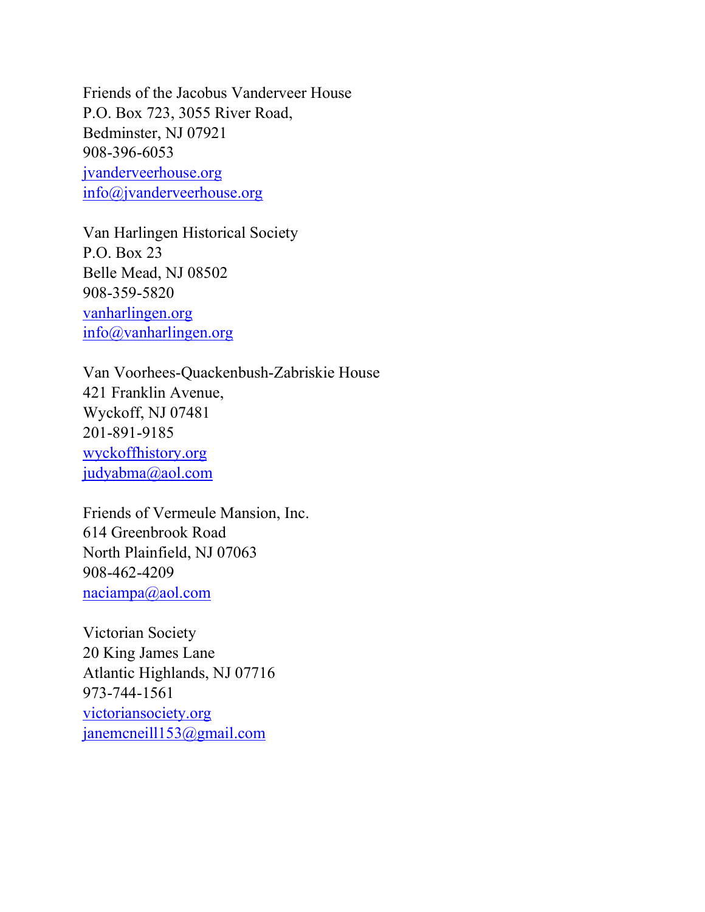Friends of the Jacobus Vanderveer House
P.O. Box 723, 3055 River Road,
Bedminster, NJ 07921
908-396-6053
jvanderveerhouse.org
info@jvanderveerhouse.org

Van Harlingen Historical Society
P.O. Box 23
Belle Mead, NJ 08502
908-359-5820
vanharlingen.org
info@vanharlingen.org

Van Voorhees-Quackenbush-Zabriskie House
421 Franklin Avenue,
Wyckoff, NJ 07481
201-891-9185
wyckoffhistory.org
judyabma@aol.com

Friends of Vermeule Mansion, Inc.
614 Greenbrook Road
North Plainfield, NJ 07063
908-462-4209
naciampa@aol.com

Victorian Society
20 King James Lane
Atlantic Highlands, NJ 07716
973-744-1561
victoriansociety.org
janemcneill153@gmail.com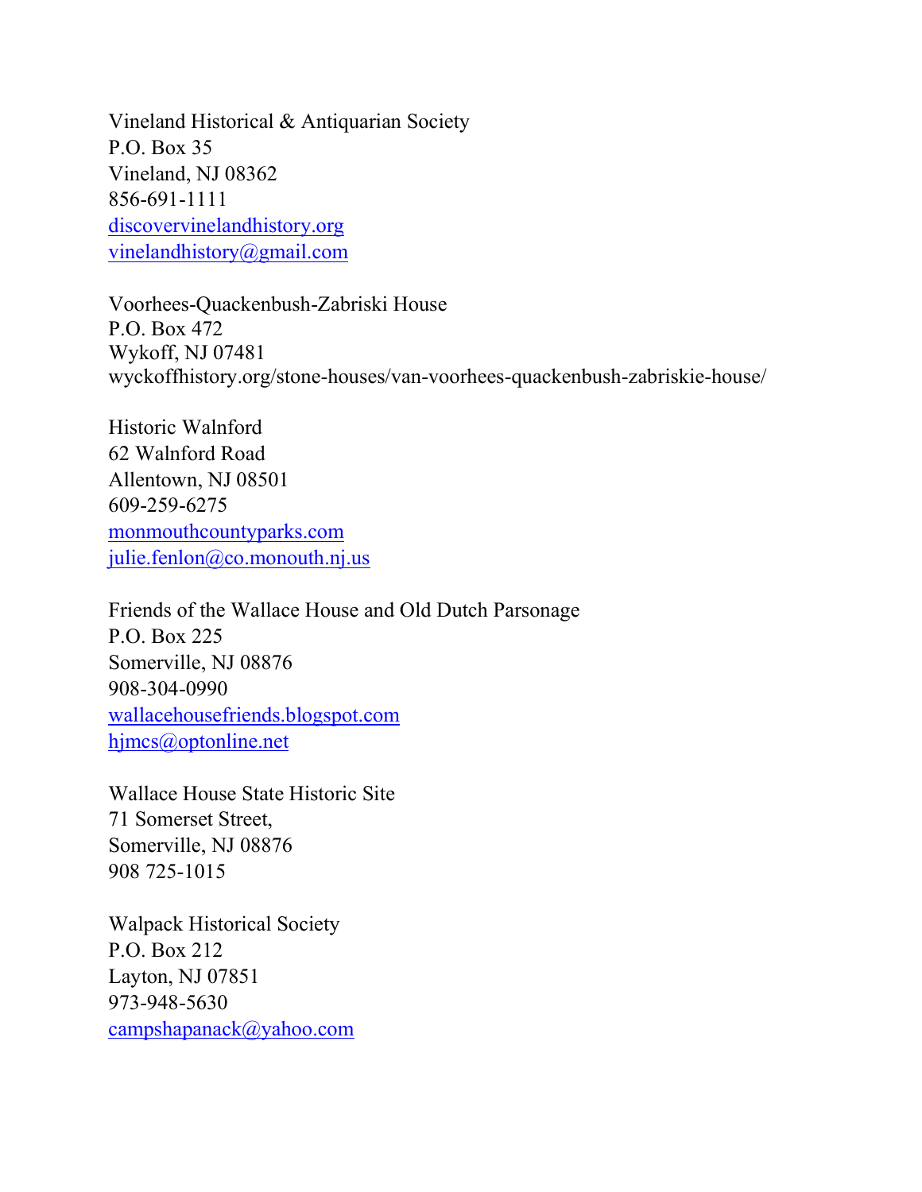Vineland Historical & Antiquarian Society
P.O. Box 35
Vineland, NJ 08362
856-691-1111
discovervinelandhistory.org
vinelandhistory@gmail.com

Voorhees-Quackenbush-Zabriski House
P.O. Box 472
Wykoff, NJ 07481
wyckoffhistory.org/stone-houses/van-voorhees-quackenbush-zabriskie-house/

Historic Walnford
62 Walnford Road
Allentown, NJ 08501
609-259-6275
monmouthcountyparks.com
julie.fenlon@co.monouth.nj.us

Friends of the Wallace House and Old Dutch Parsonage
P.O. Box 225
Somerville, NJ 08876
908-304-0990
wallacehousefriends.blogspot.com
hjmcs@optonline.net

Wallace House State Historic Site
71 Somerset Street,
Somerville, NJ 08876
908 725-1015

Walpack Historical Society
P.O. Box 212
Layton, NJ 07851
973-948-5630
campshapanack@yahoo.com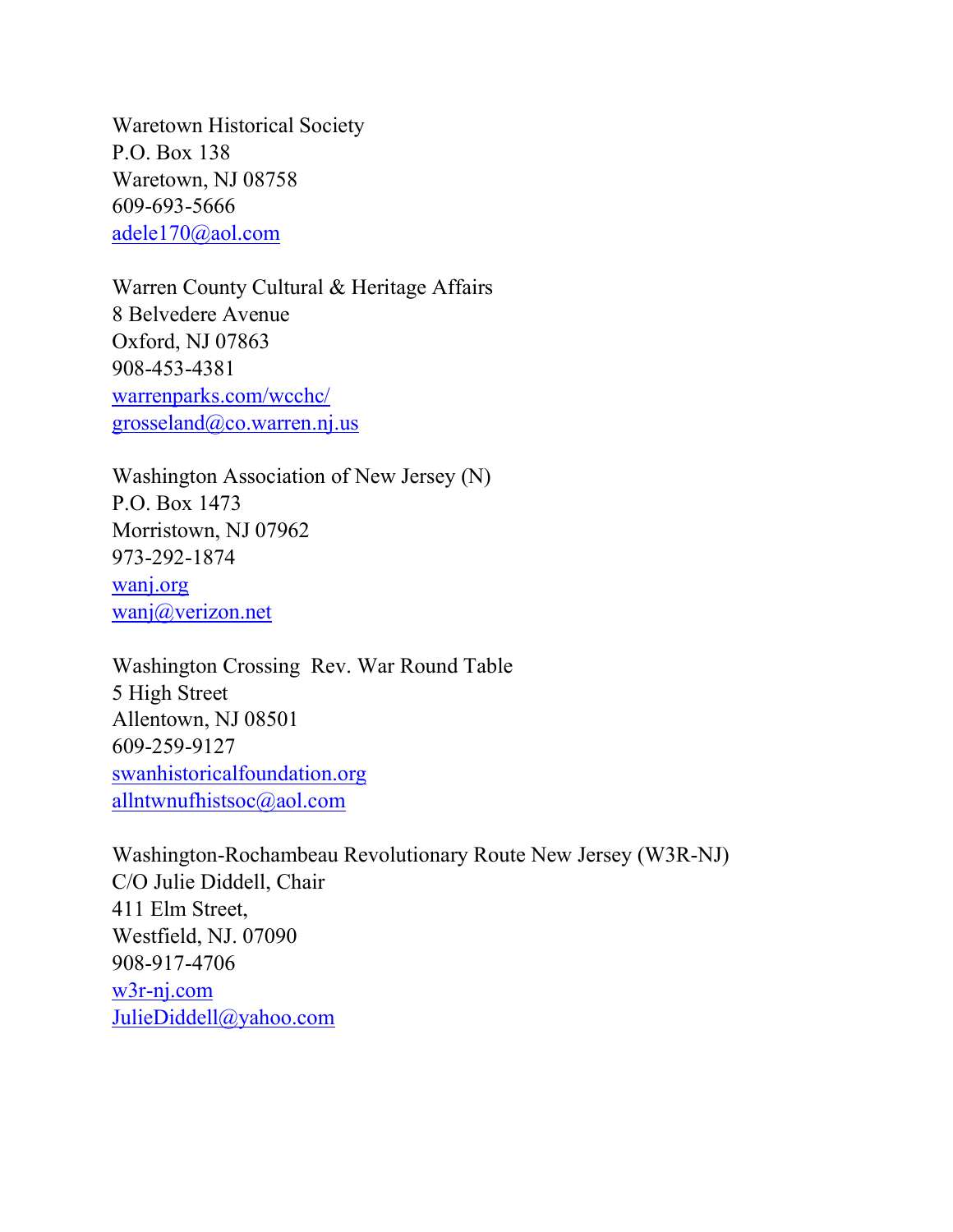Waretown Historical Society
P.O. Box 138
Waretown, NJ 08758
609-693-5666
adele170@aol.com

Warren County Cultural & Heritage Affairs
8 Belvedere Avenue
Oxford, NJ 07863
908-453-4381
warrenparks.com/wcchc/
grosseland@co.warren.nj.us

Washington Association of New Jersey (N)
P.O. Box 1473
Morristown, NJ 07962
973-292-1874
wanj.org
wanj@verizon.net

Washington Crossing  Rev. War Round Table
5 High Street
Allentown, NJ 08501
609-259-9127
swanhistoricalfoundation.org
allntwnufhistsoc@aol.com

Washington-Rochambeau Revolutionary Route New Jersey (W3R-NJ)
C/O Julie Diddell, Chair
411 Elm Street,
Westfield, NJ. 07090
908-917-4706
w3r-nj.com
JulieDiddell@yahoo.com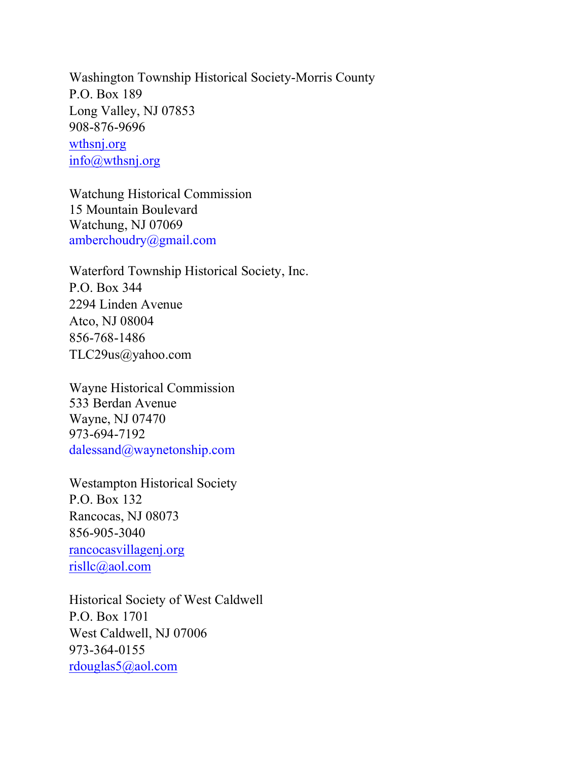Washington Township Historical Society-Morris County
P.O. Box 189
Long Valley, NJ 07853
908-876-9696
wthsnj.org
info@wthsnj.org

Watchung Historical Commission
15 Mountain Boulevard
Watchung, NJ 07069
amberchoudry@gmail.com

Waterford Township Historical Society, Inc.
P.O. Box 344
2294 Linden Avenue
Atco, NJ 08004
856-768-1486
TLC29us@yahoo.com

Wayne Historical Commission
533 Berdan Avenue
Wayne, NJ 07470
973-694-7192
dalessand@waynetonship.com

Westampton Historical Society
P.O. Box 132
Rancocas, NJ 08073
856-905-3040
rancocasvillagenj.org
risllc@aol.com

Historical Society of West Caldwell
P.O. Box 1701
West Caldwell, NJ 07006
973-364-0155
rdouglas5@aol.com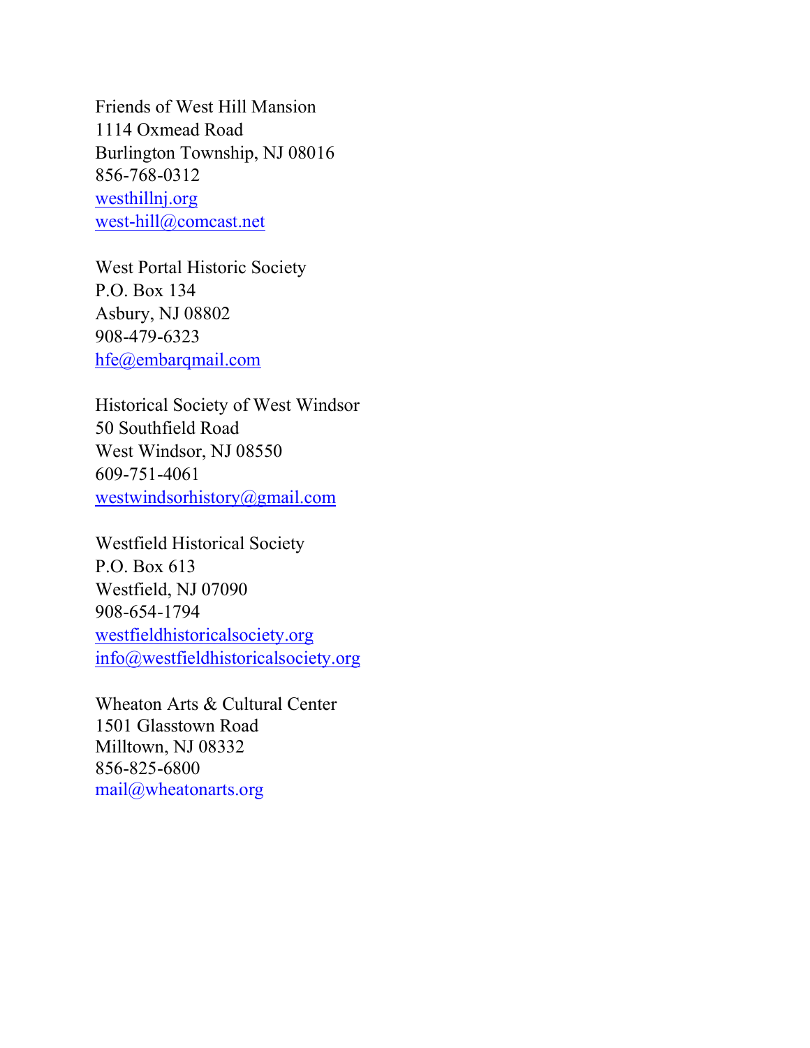Friends of West Hill Mansion
1114 Oxmead Road
Burlington Township, NJ 08016
856-768-0312
westhillnj.org
west-hill@comcast.net

West Portal Historic Society
P.O. Box 134
Asbury, NJ 08802
908-479-6323
hfe@embarqmail.com

Historical Society of West Windsor
50 Southfield Road
West Windsor, NJ 08550
609-751-4061
westwindsorhistory@gmail.com

Westfield Historical Society
P.O. Box 613
Westfield, NJ 07090
908-654-1794
westfieldhistoricalsociety.org
info@westfieldhistoricalsociety.org

Wheaton Arts & Cultural Center
1501 Glasstown Road
Milltown, NJ 08332
856-825-6800
mail@wheatonarts.org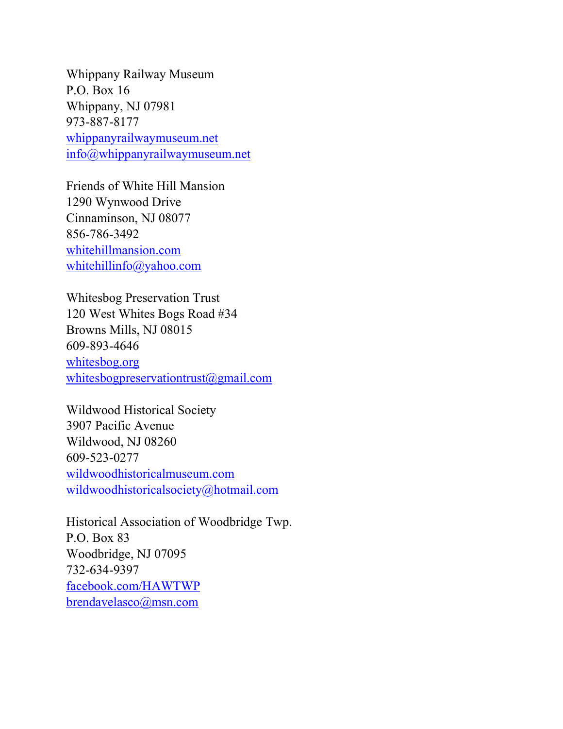Whippany Railway Museum
P.O. Box 16
Whippany, NJ 07981
973-887-8177
whippanyrailwaymuseum.net
info@whippanyrailwaymuseum.net

Friends of White Hill Mansion
1290 Wynwood Drive
Cinnaminson, NJ 08077
856-786-3492
whitehillmansion.com
whitehillinfo@yahoo.com

Whitesbog Preservation Trust
120 West Whites Bogs Road #34
Browns Mills, NJ 08015
609-893-4646
whitesbog.org
whitesbogpreservationtrust@gmail.com

Wildwood Historical Society
3907 Pacific Avenue
Wildwood, NJ 08260
609-523-0277
wildwoodhistoricalmuseum.com
wildwoodhistoricalsociety@hotmail.com

Historical Association of Woodbridge Twp.
P.O. Box 83
Woodbridge, NJ 07095
732-634-9397
facebook.com/HAWTWP
brendavelasco@msn.com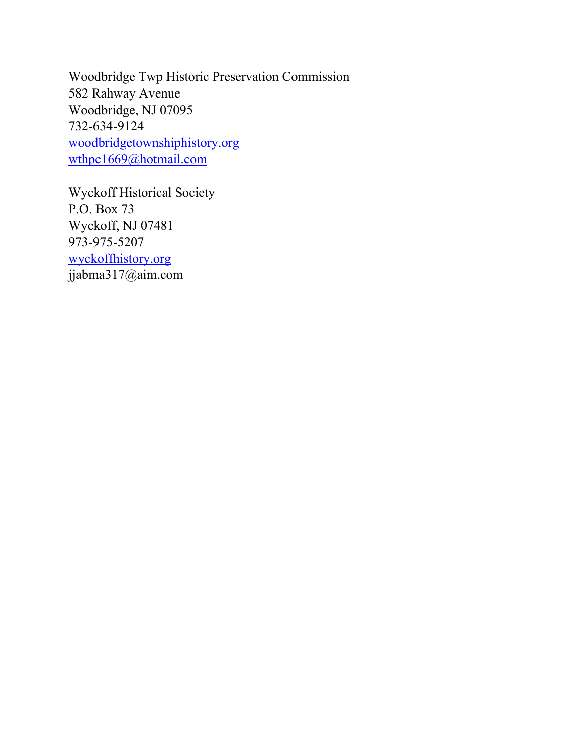Woodbridge Twp Historic Preservation Commission
582 Rahway Avenue
Woodbridge, NJ 07095
732-634-9124
woodbridgetownshiphistory.org
wthpc1669@hotmail.com

Wyckoff Historical Society
P.O. Box 73
Wyckoff, NJ 07481
973-975-5207
wyckoffhistory.org
jjabma317@aim.com